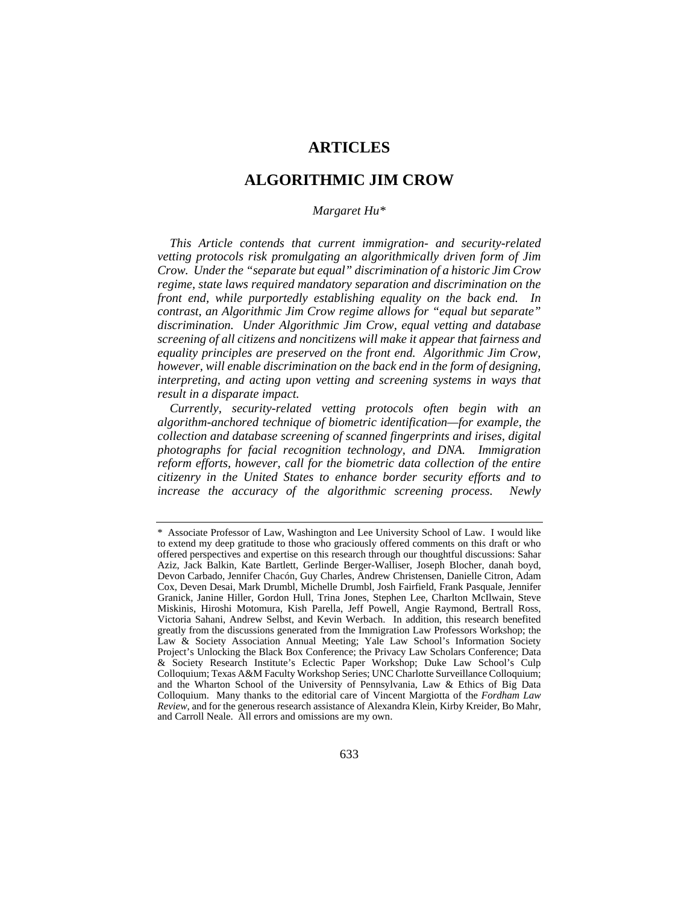# ARTICLES

# ALGORITHMIC JIM CROW

*Margaret Hu**

*This Article contends that current immigration- and security-related vetting protocols risk promulgating an algorithmically driven form of Jim Crow. Under the "separate but equal" discrimination of a historic Jim Crow regime, state laws required mandatory separation and discrimination on the front end, while purportedly establishing equality on the back end. In contrast, an Algorithmic Jim Crow regime allows for "equal but separate" discrimination. Under Algorithmic Jim Crow, equal vetting and database screening of all citizens and noncitizens will make it appear that fairness and equality principles are preserved on the front end. Algorithmic Jim Crow, however, will enable discrimination on the back end in the form of designing, interpreting, and acting upon vetting and screening systems in ways that result in a disparate impact.*

*Currently, security-related vetting protocols often begin with an algorithm-anchored technique of biometric identification—for example, the collection and database screening of scanned fingerprints and irises, digital photographs for facial recognition technology, and DNA. Immigration reform efforts, however, call for the biometric data collection of the entire citizenry in the United States to enhance border security efforts and to increase the accuracy of the algorithmic screening process. Newly*

---

\* Associate Professor of Law, Washington and Lee University School of Law. I would like to extend my deep gratitude to those who graciously offered comments on this draft or who offered perspectives and expertise on this research through our thoughtful discussions: Sahar Aziz, Jack Balkin, Kate Bartlett, Gerlinde Berger-Walliser, Joseph Blocher, danah boyd, Devon Carbado, Jennifer Chacón, Guy Charles, Andrew Christensen, Danielle Citron, Adam Cox, Deven Desai, Mark Drumbl, Michelle Drumbl, Josh Fairfield, Frank Pasquale, Jennifer Granick, Janine Hiller, Gordon Hull, Trina Jones, Stephen Lee, Charlton McIlwain, Steve Miskinis, Hiroshi Motomura, Kish Parella, Jeff Powell, Angie Raymond, Bertrall Ross, Victoria Sahani, Andrew Selbst, and Kevin Werbach. In addition, this research benefited greatly from the discussions generated from the Immigration Law Professors Workshop; the Law & Society Association Annual Meeting; Yale Law School's Information Society Project's Unlocking the Black Box Conference; the Privacy Law Scholars Conference; Data & Society Research Institute's Eclectic Paper Workshop; Duke Law School's Culp Colloquium; Texas A&M Faculty Workshop Series; UNC Charlotte Surveillance Colloquium; and the Wharton School of the University of Pennsylvania, Law & Ethics of Big Data Colloquium. Many thanks to the editorial care of Vincent Margiotta of the *Fordham Law Review*, and for the generous research assistance of Alexandra Klein, Kirby Kreider, Bo Mahr, and Carroll Neale. All errors and omissions are my own.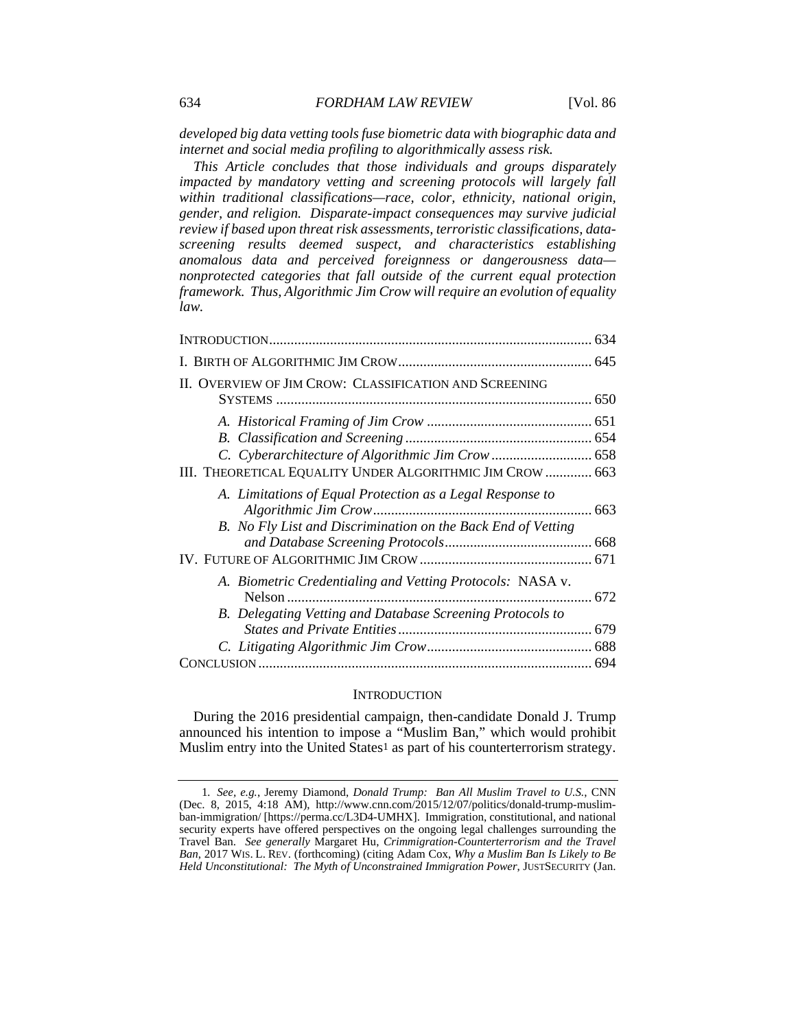*developed big data vetting tools fuse biometric data with biographic data and internet and social media profiling to algorithmically assess risk.*

*This Article concludes that those individuals and groups disparately impacted by mandatory vetting and screening protocols will largely fall within traditional classifications—race, color, ethnicity, national origin, gender, and religion. Disparate-impact consequences may survive judicial review if based upon threat risk assessments, terroristic classifications, data-screening results deemed suspect, and characteristics establishing anomalous data and perceived foreignness or dangerousness data—nonprotected categories that fall outside of the current equal protection framework. Thus, Algorithmic Jim Crow will require an evolution of equality law.*

- INTRODUCTION ........ 634
- I. BIRTH OF ALGORITHMIC JIM CROW ........ 645
- II. OVERVIEW OF JIM CROW: CLASSIFICATION AND SCREENING SYSTEMS ........ 650
  - *A. Historical Framing of Jim Crow* ........ 651
  - *B. Classification and Screening* ........ 654
  - *C. Cyberarchitecture of Algorithmic Jim Crow* ........ 658
- III. THEORETICAL EQUALITY UNDER ALGORITHMIC JIM CROW ........ 663
  - *A. Limitations of Equal Protection as a Legal Response to Algorithmic Jim Crow* ........ 663
  - *B. No Fly List and Discrimination on the Back End of Vetting and Database Screening Protocols* ........ 668
- IV. FUTURE OF ALGORITHMIC JIM CROW ........ 671
  - *A. Biometric Credentialing and Vetting Protocols:* NASA v. Nelson ........ 672
  - *B. Delegating Vetting and Database Screening Protocols to States and Private Entities* ........ 679
  - *C. Litigating Algorithmic Jim Crow* ........ 688
- CONCLUSION ........ 694

## INTRODUCTION

During the 2016 presidential campaign, then-candidate Donald J. Trump announced his intention to impose a "Muslim Ban," which would prohibit Muslim entry into the United States[1] as part of his counterterrorism strategy.

---

1. *See, e.g.*, Jeremy Diamond, *Donald Trump: Ban All Muslim Travel to U.S.*, CNN (Dec. 8, 2015, 4:18 AM), http://www.cnn.com/2015/12/07/politics/donald-trump-muslim-ban-immigration/ [https://perma.cc/L3D4-UMHX]. Immigration, constitutional, and national security experts have offered perspectives on the ongoing legal challenges surrounding the Travel Ban. *See generally* Margaret Hu, *Crimmigration-Counterterrorism and the Travel Ban*, 2017 WIS. L. REV. (forthcoming) (citing Adam Cox, *Why a Muslim Ban Is Likely to Be Held Unconstitutional: The Myth of Unconstrained Immigration Power*, JUSTSECURITY (Jan.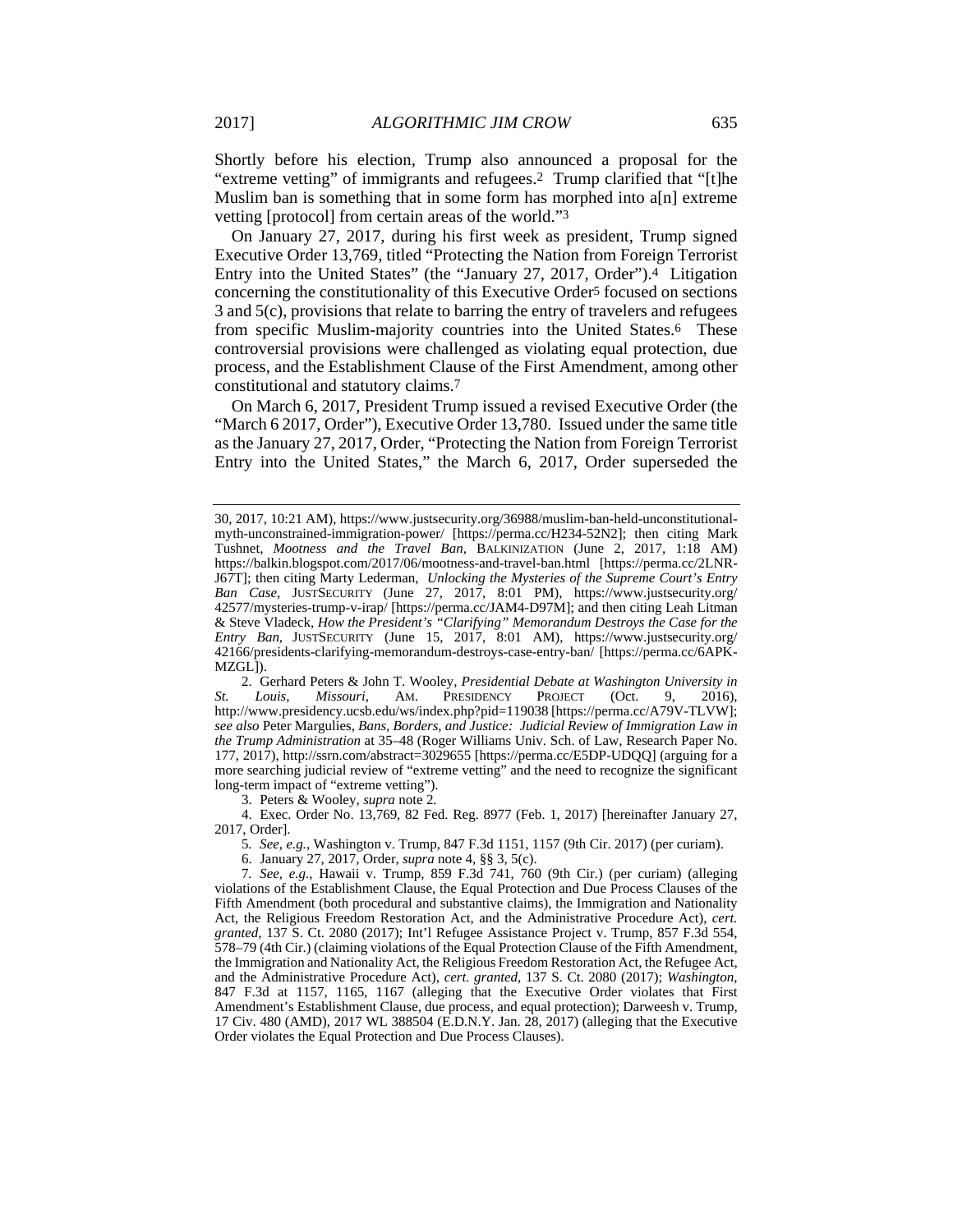Shortly before his election, Trump also announced a proposal for the "extreme vetting" of immigrants and refugees.[2] Trump clarified that "[t]he Muslim ban is something that in some form has morphed into a[n] extreme vetting [protocol] from certain areas of the world."[3]

On January 27, 2017, during his first week as president, Trump signed Executive Order 13,769, titled "Protecting the Nation from Foreign Terrorist Entry into the United States" (the "January 27, 2017, Order").[4] Litigation concerning the constitutionality of this Executive Order[5] focused on sections 3 and 5(c), provisions that relate to barring the entry of travelers and refugees from specific Muslim-majority countries into the United States.[6] These controversial provisions were challenged as violating equal protection, due process, and the Establishment Clause of the First Amendment, among other constitutional and statutory claims.[7]

On March 6, 2017, President Trump issued a revised Executive Order (the "March 6 2017, Order"), Executive Order 13,780. Issued under the same title as the January 27, 2017, Order, "Protecting the Nation from Foreign Terrorist Entry into the United States," the March 6, 2017, Order superseded the

---

30, 2017, 10:21 AM), https://www.justsecurity.org/36988/muslim-ban-held-unconstitutional-myth-unconstrained-immigration-power/ [https://perma.cc/H234-52N2]; then citing Mark Tushnet, *Mootness and the Travel Ban*, BALKINIZATION (June 2, 2017, 1:18 AM) https://balkin.blogspot.com/2017/06/mootness-and-travel-ban.html [https://perma.cc/2LNR-J67T]; then citing Marty Lederman, *Unlocking the Mysteries of the Supreme Court's Entry Ban Case*, JUSTSECURITY (June 27, 2017, 8:01 PM), https://www.justsecurity.org/42577/mysteries-trump-v-irap/ [https://perma.cc/JAM4-D97M]; and then citing Leah Litman & Steve Vladeck, *How the President's "Clarifying" Memorandum Destroys the Case for the Entry Ban*, JUSTSECURITY (June 15, 2017, 8:01 AM), https://www.justsecurity.org/42166/presidents-clarifying-memorandum-destroys-case-entry-ban/ [https://perma.cc/6APK-MZGL]).

2. Gerhard Peters & John T. Wooley, *Presidential Debate at Washington University in St. Louis, Missouri*, AM. PRESIDENCY PROJECT (Oct. 9, 2016), http://www.presidency.ucsb.edu/ws/index.php?pid=119038 [https://perma.cc/A79V-TLVW]; *see also* Peter Margulies, *Bans, Borders, and Justice: Judicial Review of Immigration Law in the Trump Administration* at 35–48 (Roger Williams Univ. Sch. of Law, Research Paper No. 177, 2017), http://ssrn.com/abstract=3029655 [https://perma.cc/E5DP-UDQQ] (arguing for a more searching judicial review of "extreme vetting" and the need to recognize the significant long-term impact of "extreme vetting").

3. Peters & Wooley, *supra* note 2.

4. Exec. Order No. 13,769, 82 Fed. Reg. 8977 (Feb. 1, 2017) [hereinafter January 27, 2017, Order].

5. *See, e.g.*, Washington v. Trump, 847 F.3d 1151, 1157 (9th Cir. 2017) (per curiam).

6. January 27, 2017, Order, *supra* note 4, §§ 3, 5(c).

7. *See, e.g.*, Hawaii v. Trump, 859 F.3d 741, 760 (9th Cir.) (per curiam) (alleging violations of the Establishment Clause, the Equal Protection and Due Process Clauses of the Fifth Amendment (both procedural and substantive claims), the Immigration and Nationality Act, the Religious Freedom Restoration Act, and the Administrative Procedure Act), *cert. granted*, 137 S. Ct. 2080 (2017); Int'l Refugee Assistance Project v. Trump, 857 F.3d 554, 578–79 (4th Cir.) (claiming violations of the Equal Protection Clause of the Fifth Amendment, the Immigration and Nationality Act, the Religious Freedom Restoration Act, the Refugee Act, and the Administrative Procedure Act), *cert. granted*, 137 S. Ct. 2080 (2017); *Washington*, 847 F.3d at 1157, 1165, 1167 (alleging that the Executive Order violates that First Amendment's Establishment Clause, due process, and equal protection); Darweesh v. Trump, 17 Civ. 480 (AMD), 2017 WL 388504 (E.D.N.Y. Jan. 28, 2017) (alleging that the Executive Order violates the Equal Protection and Due Process Clauses).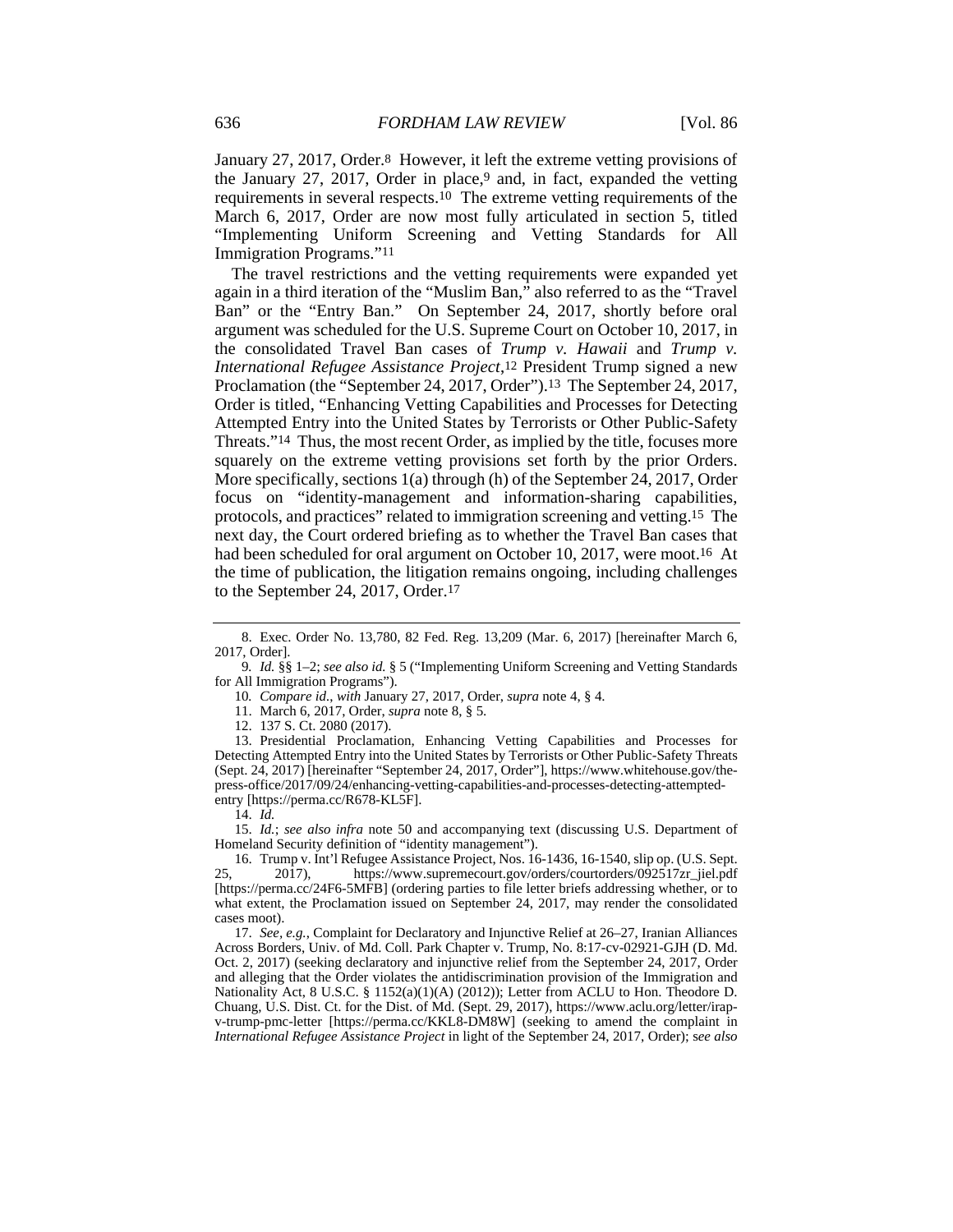January 27, 2017, Order.[8] However, it left the extreme vetting provisions of the January 27, 2017, Order in place,[9] and, in fact, expanded the vetting requirements in several respects.[10] The extreme vetting requirements of the March 6, 2017, Order are now most fully articulated in section 5, titled "Implementing Uniform Screening and Vetting Standards for All Immigration Programs."[11]

The travel restrictions and the vetting requirements were expanded yet again in a third iteration of the "Muslim Ban," also referred to as the "Travel Ban" or the "Entry Ban." On September 24, 2017, shortly before oral argument was scheduled for the U.S. Supreme Court on October 10, 2017, in the consolidated Travel Ban cases of *Trump v. Hawaii* and *Trump v. International Refugee Assistance Project*,[12] President Trump signed a new Proclamation (the "September 24, 2017, Order").[13] The September 24, 2017, Order is titled, "Enhancing Vetting Capabilities and Processes for Detecting Attempted Entry into the United States by Terrorists or Other Public-Safety Threats."[14] Thus, the most recent Order, as implied by the title, focuses more squarely on the extreme vetting provisions set forth by the prior Orders. More specifically, sections 1(a) through (h) of the September 24, 2017, Order focus on "identity-management and information-sharing capabilities, protocols, and practices" related to immigration screening and vetting.[15] The next day, the Court ordered briefing as to whether the Travel Ban cases that had been scheduled for oral argument on October 10, 2017, were moot.[16] At the time of publication, the litigation remains ongoing, including challenges to the September 24, 2017, Order.[17]

---

8. Exec. Order No. 13,780, 82 Fed. Reg. 13,209 (Mar. 6, 2017) [hereinafter March 6, 2017, Order].

9. *Id.* §§ 1–2; *see also id.* § 5 ("Implementing Uniform Screening and Vetting Standards for All Immigration Programs").

10. *Compare id.*, *with* January 27, 2017, Order, *supra* note 4, § 4.

11. March 6, 2017, Order, *supra* note 8, § 5.

12. 137 S. Ct. 2080 (2017).

13. Presidential Proclamation, Enhancing Vetting Capabilities and Processes for Detecting Attempted Entry into the United States by Terrorists or Other Public-Safety Threats (Sept. 24, 2017) [hereinafter "September 24, 2017, Order"], https://www.whitehouse.gov/the-press-office/2017/09/24/enhancing-vetting-capabilities-and-processes-detecting-attempted-entry [https://perma.cc/R678-KL5F].

14. *Id.*

15. *Id.*; *see also infra* note 50 and accompanying text (discussing U.S. Department of Homeland Security definition of "identity management").

16. Trump v. Int'l Refugee Assistance Project, Nos. 16-1436, 16-1540, slip op. (U.S. Sept. 25, 2017), https://www.supremecourt.gov/orders/courtorders/092517zr_jiel.pdf [https://perma.cc/24F6-5MFB] (ordering parties to file letter briefs addressing whether, or to what extent, the Proclamation issued on September 24, 2017, may render the consolidated cases moot).

17. *See, e.g.*, Complaint for Declaratory and Injunctive Relief at 26–27, Iranian Alliances Across Borders, Univ. of Md. Coll. Park Chapter v. Trump, No. 8:17-cv-02921-GJH (D. Md. Oct. 2, 2017) (seeking declaratory and injunctive relief from the September 24, 2017, Order and alleging that the Order violates the antidiscrimination provision of the Immigration and Nationality Act, 8 U.S.C. § 1152(a)(1)(A) (2012)); Letter from ACLU to Hon. Theodore D. Chuang, U.S. Dist. Ct. for the Dist. of Md. (Sept. 29, 2017), https://www.aclu.org/letter/irap-v-trump-pmc-letter [https://perma.cc/KKL8-DM8W] (seeking to amend the complaint in *International Refugee Assistance Project* in light of the September 24, 2017, Order); *see also*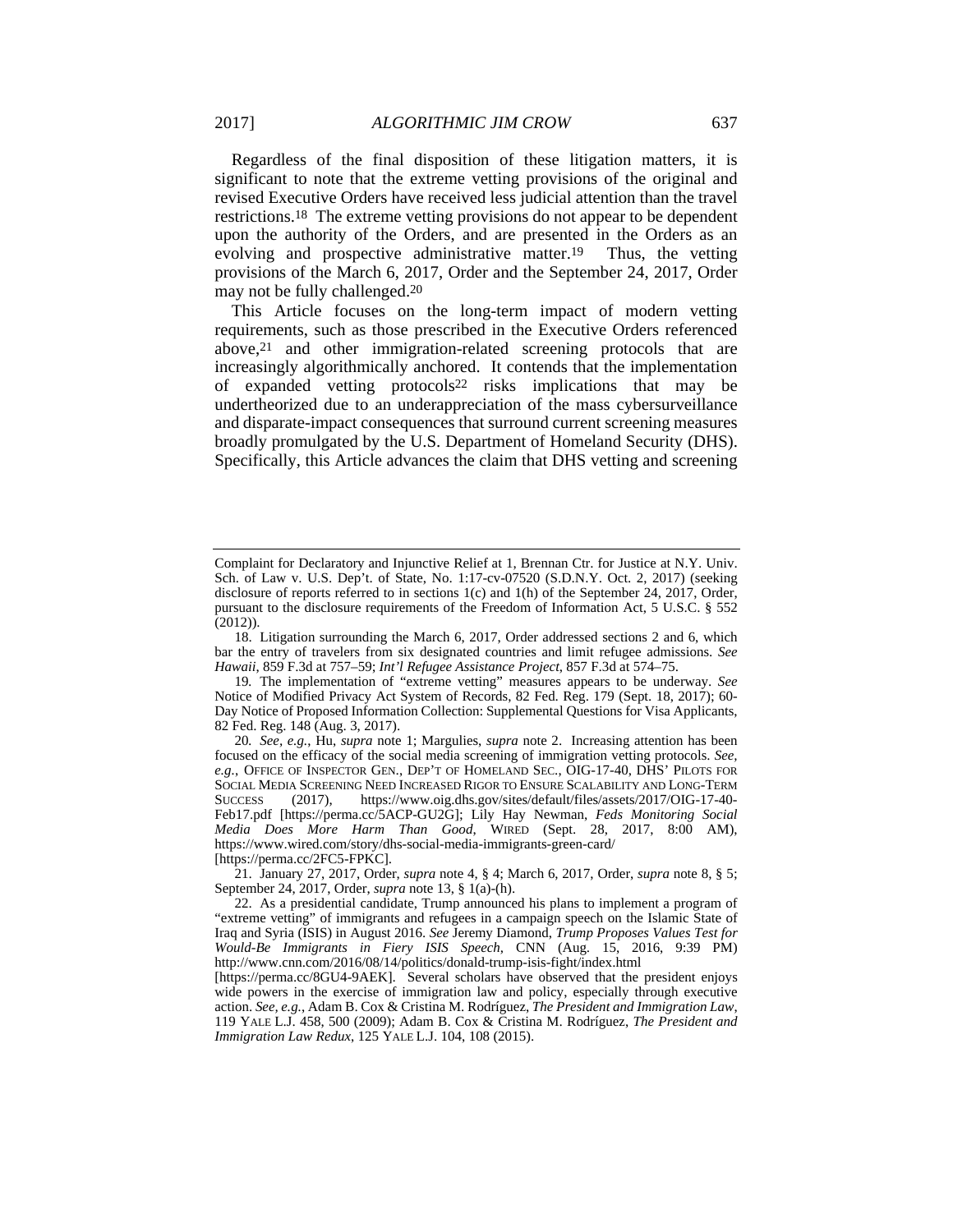Regardless of the final disposition of these litigation matters, it is significant to note that the extreme vetting provisions of the original and revised Executive Orders have received less judicial attention than the travel restrictions.[18] The extreme vetting provisions do not appear to be dependent upon the authority of the Orders, and are presented in the Orders as an evolving and prospective administrative matter.[19] Thus, the vetting provisions of the March 6, 2017, Order and the September 24, 2017, Order may not be fully challenged.[20]

This Article focuses on the long-term impact of modern vetting requirements, such as those prescribed in the Executive Orders referenced above,[21] and other immigration-related screening protocols that are increasingly algorithmically anchored. It contends that the implementation of expanded vetting protocols[22] risks implications that may be undertheorized due to an underappreciation of the mass cybersurveillance and disparate-impact consequences that surround current screening measures broadly promulgated by the U.S. Department of Homeland Security (DHS). Specifically, this Article advances the claim that DHS vetting and screening

---

Complaint for Declaratory and Injunctive Relief at 1, Brennan Ctr. for Justice at N.Y. Univ. Sch. of Law v. U.S. Dep't. of State, No. 1:17-cv-07520 (S.D.N.Y. Oct. 2, 2017) (seeking disclosure of reports referred to in sections 1(c) and 1(h) of the September 24, 2017, Order, pursuant to the disclosure requirements of the Freedom of Information Act, 5 U.S.C. § 552 (2012)).

18. Litigation surrounding the March 6, 2017, Order addressed sections 2 and 6, which bar the entry of travelers from six designated countries and limit refugee admissions. *See Hawaii*, 859 F.3d at 757–59; *Int'l Refugee Assistance Project*, 857 F.3d at 574–75.

19. The implementation of "extreme vetting" measures appears to be underway. *See* Notice of Modified Privacy Act System of Records, 82 Fed. Reg. 179 (Sept. 18, 2017); 60-Day Notice of Proposed Information Collection: Supplemental Questions for Visa Applicants, 82 Fed. Reg. 148 (Aug. 3, 2017).

20. *See, e.g.*, Hu, *supra* note 1; Margulies, *supra* note 2. Increasing attention has been focused on the efficacy of the social media screening of immigration vetting protocols. *See, e.g.*, OFFICE OF INSPECTOR GEN., DEP'T OF HOMELAND SEC., OIG-17-40, DHS' PILOTS FOR SOCIAL MEDIA SCREENING NEED INCREASED RIGOR TO ENSURE SCALABILITY AND LONG-TERM SUCCESS (2017), https://www.oig.dhs.gov/sites/default/files/assets/2017/OIG-17-40-Feb17.pdf [https://perma.cc/5ACP-GU2G]; Lily Hay Newman, *Feds Monitoring Social Media Does More Harm Than Good*, WIRED (Sept. 28, 2017, 8:00 AM), https://www.wired.com/story/dhs-social-media-immigrants-green-card/ [https://perma.cc/2FC5-FPKC].

21. January 27, 2017, Order, *supra* note 4, § 4; March 6, 2017, Order, *supra* note 8, § 5; September 24, 2017, Order, *supra* note 13, § 1(a)-(h).

22. As a presidential candidate, Trump announced his plans to implement a program of "extreme vetting" of immigrants and refugees in a campaign speech on the Islamic State of Iraq and Syria (ISIS) in August 2016. *See* Jeremy Diamond, *Trump Proposes Values Test for Would-Be Immigrants in Fiery ISIS Speech*, CNN (Aug. 15, 2016, 9:39 PM) http://www.cnn.com/2016/08/14/politics/donald-trump-isis-fight/index.html [https://perma.cc/8GU4-9AEK]. Several scholars have observed that the president enjoys wide powers in the exercise of immigration law and policy, especially through executive action. *See, e.g.*, Adam B. Cox & Cristina M. Rodríguez, *The President and Immigration Law*, 119 YALE L.J. 458, 500 (2009); Adam B. Cox & Cristina M. Rodríguez, *The President and Immigration Law Redux*, 125 YALE L.J. 104, 108 (2015).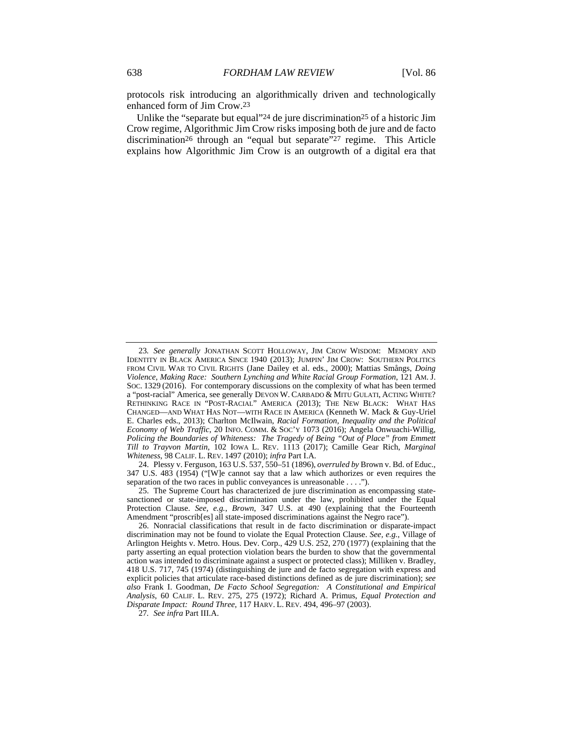protocols risk introducing an algorithmically driven and technologically enhanced form of Jim Crow.[23]

Unlike the "separate but equal"[24] de jure discrimination[25] of a historic Jim Crow regime, Algorithmic Jim Crow risks imposing both de jure and de facto discrimination[26] through an "equal but separate"[27] regime. This Article explains how Algorithmic Jim Crow is an outgrowth of a digital era that

---

23. *See generally* JONATHAN SCOTT HOLLOWAY, JIM CROW WISDOM: MEMORY AND IDENTITY IN BLACK AMERICA SINCE 1940 (2013); JUMPIN' JIM CROW: SOUTHERN POLITICS FROM CIVIL WAR TO CIVIL RIGHTS (Jane Dailey et al. eds., 2000); Mattias Smångs, *Doing Violence, Making Race: Southern Lynching and White Racial Group Formation*, 121 AM. J. SOC. 1329 (2016). For contemporary discussions on the complexity of what has been termed a "post-racial" America, see generally DEVON W. CARBADO & MITU GULATI, ACTING WHITE? RETHINKING RACE IN "POST-RACIAL" AMERICA (2013); THE NEW BLACK: WHAT HAS CHANGED—AND WHAT HAS NOT—WITH RACE IN AMERICA (Kenneth W. Mack & Guy-Uriel E. Charles eds., 2013); Charlton McIlwain, *Racial Formation, Inequality and the Political Economy of Web Traffic*, 20 INFO. COMM. & SOC'Y 1073 (2016); Angela Onwuachi-Willig, *Policing the Boundaries of Whiteness: The Tragedy of Being "Out of Place" from Emmett Till to Trayvon Martin*, 102 IOWA L. REV. 1113 (2017); Camille Gear Rich, *Marginal Whiteness*, 98 CALIF. L. REV. 1497 (2010); *infra* Part I.A.

24. Plessy v. Ferguson, 163 U.S. 537, 550–51 (1896), *overruled by* Brown v. Bd. of Educ., 347 U.S. 483 (1954) ("[W]e cannot say that a law which authorizes or even requires the separation of the two races in public conveyances is unreasonable . . . .").

25. The Supreme Court has characterized de jure discrimination as encompassing state-sanctioned or state-imposed discrimination under the law, prohibited under the Equal Protection Clause. *See, e.g.*, *Brown*, 347 U.S. at 490 (explaining that the Fourteenth Amendment "proscrib[es] all state-imposed discriminations against the Negro race").

26. Nonracial classifications that result in de facto discrimination or disparate-impact discrimination may not be found to violate the Equal Protection Clause. *See, e.g.*, Village of Arlington Heights v. Metro. Hous. Dev. Corp., 429 U.S. 252, 270 (1977) (explaining that the party asserting an equal protection violation bears the burden to show that the governmental action was intended to discriminate against a suspect or protected class); Milliken v. Bradley, 418 U.S. 717, 745 (1974) (distinguishing de jure and de facto segregation with express and explicit policies that articulate race-based distinctions defined as de jure discrimination); *see also* Frank I. Goodman, *De Facto School Segregation: A Constitutional and Empirical Analysis*, 60 CALIF. L. REV. 275, 275 (1972); Richard A. Primus, *Equal Protection and Disparate Impact: Round Three*, 117 HARV. L. REV. 494, 496–97 (2003).

27. *See infra* Part III.A.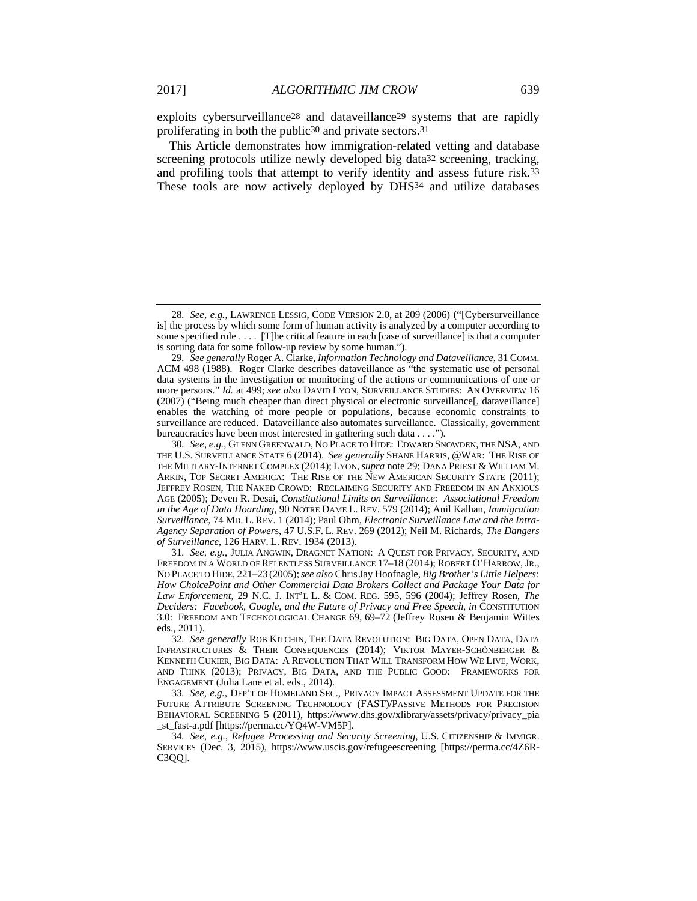exploits cybersurveillance[28] and dataveillance[29] systems that are rapidly proliferating in both the public[30] and private sectors.[31]

This Article demonstrates how immigration-related vetting and database screening protocols utilize newly developed big data[32] screening, tracking, and profiling tools that attempt to verify identity and assess future risk.[33] These tools are now actively deployed by DHS[34] and utilize databases

---

28. *See, e.g.*, LAWRENCE LESSIG, CODE VERSION 2.0, at 209 (2006) ("[Cybersurveillance is] the process by which some form of human activity is analyzed by a computer according to some specified rule . . . . [T]he critical feature in each [case of surveillance] is that a computer is sorting data for some follow-up review by some human.").

29. *See generally* Roger A. Clarke, *Information Technology and Dataveillance*, 31 COMM. ACM 498 (1988). Roger Clarke describes dataveillance as "the systematic use of personal data systems in the investigation or monitoring of the actions or communications of one or more persons." *Id.* at 499; *see also* DAVID LYON, SURVEILLANCE STUDIES: AN OVERVIEW 16 (2007) ("Being much cheaper than direct physical or electronic surveillance[, dataveillance] enables the watching of more people or populations, because economic constraints to surveillance are reduced. Dataveillance also automates surveillance. Classically, government bureaucracies have been most interested in gathering such data . . . .").

30. *See, e.g.*, GLENN GREENWALD, NO PLACE TO HIDE: EDWARD SNOWDEN, THE NSA, AND THE U.S. SURVEILLANCE STATE 6 (2014). *See generally* SHANE HARRIS, @WAR: THE RISE OF THE MILITARY-INTERNET COMPLEX (2014); LYON, *supra* note 29; DANA PRIEST & WILLIAM M. ARKIN, TOP SECRET AMERICA: THE RISE OF THE NEW AMERICAN SECURITY STATE (2011); JEFFREY ROSEN, THE NAKED CROWD: RECLAIMING SECURITY AND FREEDOM IN AN ANXIOUS AGE (2005); Deven R. Desai, *Constitutional Limits on Surveillance: Associational Freedom in the Age of Data Hoarding*, 90 NOTRE DAME L. REV. 579 (2014); Anil Kalhan, *Immigration Surveillance*, 74 MD. L. REV. 1 (2014); Paul Ohm, *Electronic Surveillance Law and the Intra-Agency Separation of Powers*, 47 U.S.F. L. REV. 269 (2012); Neil M. Richards, *The Dangers of Surveillance*, 126 HARV. L. REV. 1934 (2013).

31. *See, e.g.*, JULIA ANGWIN, DRAGNET NATION: A QUEST FOR PRIVACY, SECURITY, AND FREEDOM IN A WORLD OF RELENTLESS SURVEILLANCE 17–18 (2014); ROBERT O'HARROW, JR., NO PLACE TO HIDE, 221–23 (2005); *see also* Chris Jay Hoofnagle, *Big Brother's Little Helpers: How ChoicePoint and Other Commercial Data Brokers Collect and Package Your Data for Law Enforcement*, 29 N.C. J. INT'L L. & COM. REG. 595, 596 (2004); Jeffrey Rosen, *The Deciders: Facebook, Google, and the Future of Privacy and Free Speech*, *in* CONSTITUTION 3.0: FREEDOM AND TECHNOLOGICAL CHANGE 69, 69–72 (Jeffrey Rosen & Benjamin Wittes eds., 2011).

32. *See generally* ROB KITCHIN, THE DATA REVOLUTION: BIG DATA, OPEN DATA, DATA INFRASTRUCTURES & THEIR CONSEQUENCES (2014); VIKTOR MAYER-SCHÖNBERGER & KENNETH CUKIER, BIG DATA: A REVOLUTION THAT WILL TRANSFORM HOW WE LIVE, WORK, AND THINK (2013); PRIVACY, BIG DATA, AND THE PUBLIC GOOD: FRAMEWORKS FOR ENGAGEMENT (Julia Lane et al. eds., 2014).

33. *See, e.g.*, DEP'T OF HOMELAND SEC., PRIVACY IMPACT ASSESSMENT UPDATE FOR THE FUTURE ATTRIBUTE SCREENING TECHNOLOGY (FAST)/PASSIVE METHODS FOR PRECISION BEHAVIORAL SCREENING 5 (2011), https://www.dhs.gov/xlibrary/assets/privacy/privacy_pia_st_fast-a.pdf [https://perma.cc/YQ4W-VM5P].

34. *See, e.g.*, *Refugee Processing and Security Screening*, U.S. CITIZENSHIP & IMMIGR. SERVICES (Dec. 3, 2015), https://www.uscis.gov/refugeescreening [https://perma.cc/4Z6R-C3QQ].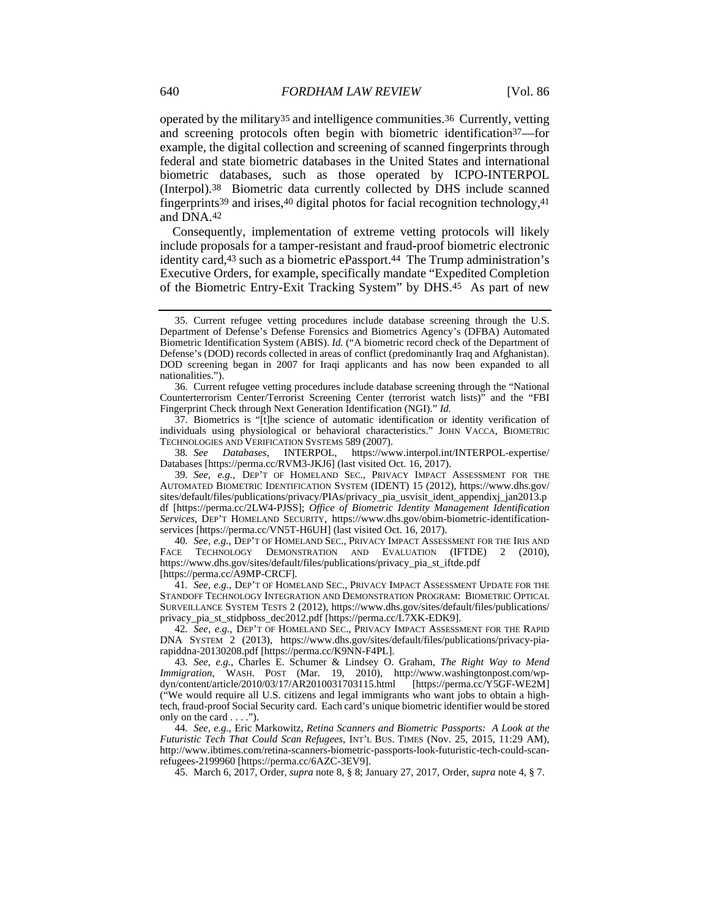operated by the military[35] and intelligence communities.[36] Currently, vetting and screening protocols often begin with biometric identification[37]—for example, the digital collection and screening of scanned fingerprints through federal and state biometric databases in the United States and international biometric databases, such as those operated by ICPO-INTERPOL (Interpol).[38] Biometric data currently collected by DHS include scanned fingerprints[39] and irises,[40] digital photos for facial recognition technology,[41] and DNA.[42]

Consequently, implementation of extreme vetting protocols will likely include proposals for a tamper-resistant and fraud-proof biometric electronic identity card,[43] such as a biometric ePassport.[44] The Trump administration's Executive Orders, for example, specifically mandate "Expedited Completion of the Biometric Entry-Exit Tracking System" by DHS.[45] As part of new

---

35. Current refugee vetting procedures include database screening through the U.S. Department of Defense's Defense Forensics and Biometrics Agency's (DFBA) Automated Biometric Identification System (ABIS). *Id.* ("A biometric record check of the Department of Defense's (DOD) records collected in areas of conflict (predominantly Iraq and Afghanistan). DOD screening began in 2007 for Iraqi applicants and has now been expanded to all nationalities.").

36. Current refugee vetting procedures include database screening through the "National Counterterrorism Center/Terrorist Screening Center (terrorist watch lists)" and the "FBI Fingerprint Check through Next Generation Identification (NGI)." *Id.*

37. Biometrics is "[t]he science of automatic identification or identity verification of individuals using physiological or behavioral characteristics." JOHN VACCA, BIOMETRIC TECHNOLOGIES AND VERIFICATION SYSTEMS 589 (2007).

38. *See Databases*, INTERPOL, https://www.interpol.int/INTERPOL-expertise/Databases [https://perma.cc/RVM3-JKJ6] (last visited Oct. 16, 2017).

39. *See, e.g.*, DEP'T OF HOMELAND SEC., PRIVACY IMPACT ASSESSMENT FOR THE AUTOMATED BIOMETRIC IDENTIFICATION SYSTEM (IDENT) 15 (2012), https://www.dhs.gov/sites/default/files/publications/privacy/PIAs/privacy_pia_usvisit_ident_appendixj_jan2013.pdf [https://perma.cc/2LW4-PJSS]; *Office of Biometric Identity Management Identification Services*, DEP'T HOMELAND SECURITY, https://www.dhs.gov/obim-biometric-identification-services [https://perma.cc/VN5T-H6UH] (last visited Oct. 16, 2017).

40. *See, e.g.*, DEP'T OF HOMELAND SEC., PRIVACY IMPACT ASSESSMENT FOR THE IRIS AND FACE TECHNOLOGY DEMONSTRATION AND EVALUATION (IFTDE) 2 (2010), https://www.dhs.gov/sites/default/files/publications/privacy_pia_st_iftde.pdf [https://perma.cc/A9MP-CRCF].

41. *See, e.g.*, DEP'T OF HOMELAND SEC., PRIVACY IMPACT ASSESSMENT UPDATE FOR THE STANDOFF TECHNOLOGY INTEGRATION AND DEMONSTRATION PROGRAM: BIOMETRIC OPTICAL SURVEILLANCE SYSTEM TESTS 2 (2012), https://www.dhs.gov/sites/default/files/publications/privacy_pia_st_stidpboss_dec2012.pdf [https://perma.cc/L7XK-EDK9].

42. *See, e.g.*, DEP'T OF HOMELAND SEC., PRIVACY IMPACT ASSESSMENT FOR THE RAPID DNA SYSTEM 2 (2013), https://www.dhs.gov/sites/default/files/publications/privacy-pia-rapiddna-20130208.pdf [https://perma.cc/K9NN-F4PL].

43. *See, e.g.*, Charles E. Schumer & Lindsey O. Graham, *The Right Way to Mend Immigration*, WASH. POST (Mar. 19, 2010), http://www.washingtonpost.com/wp-dyn/content/article/2010/03/17/AR2010031703115.html [https://perma.cc/Y5GF-WE2M] ("We would require all U.S. citizens and legal immigrants who want jobs to obtain a high-tech, fraud-proof Social Security card. Each card's unique biometric identifier would be stored only on the card . . . .").

44. *See, e.g.*, Eric Markowitz, *Retina Scanners and Biometric Passports: A Look at the Futuristic Tech That Could Scan Refugees*, INT'L BUS. TIMES (Nov. 25, 2015, 11:29 AM), http://www.ibtimes.com/retina-scanners-biometric-passports-look-futuristic-tech-could-scan-refugees-2199960 [https://perma.cc/6AZC-3EV9].

45. March 6, 2017, Order, *supra* note 8, § 8; January 27, 2017, Order, *supra* note 4, § 7.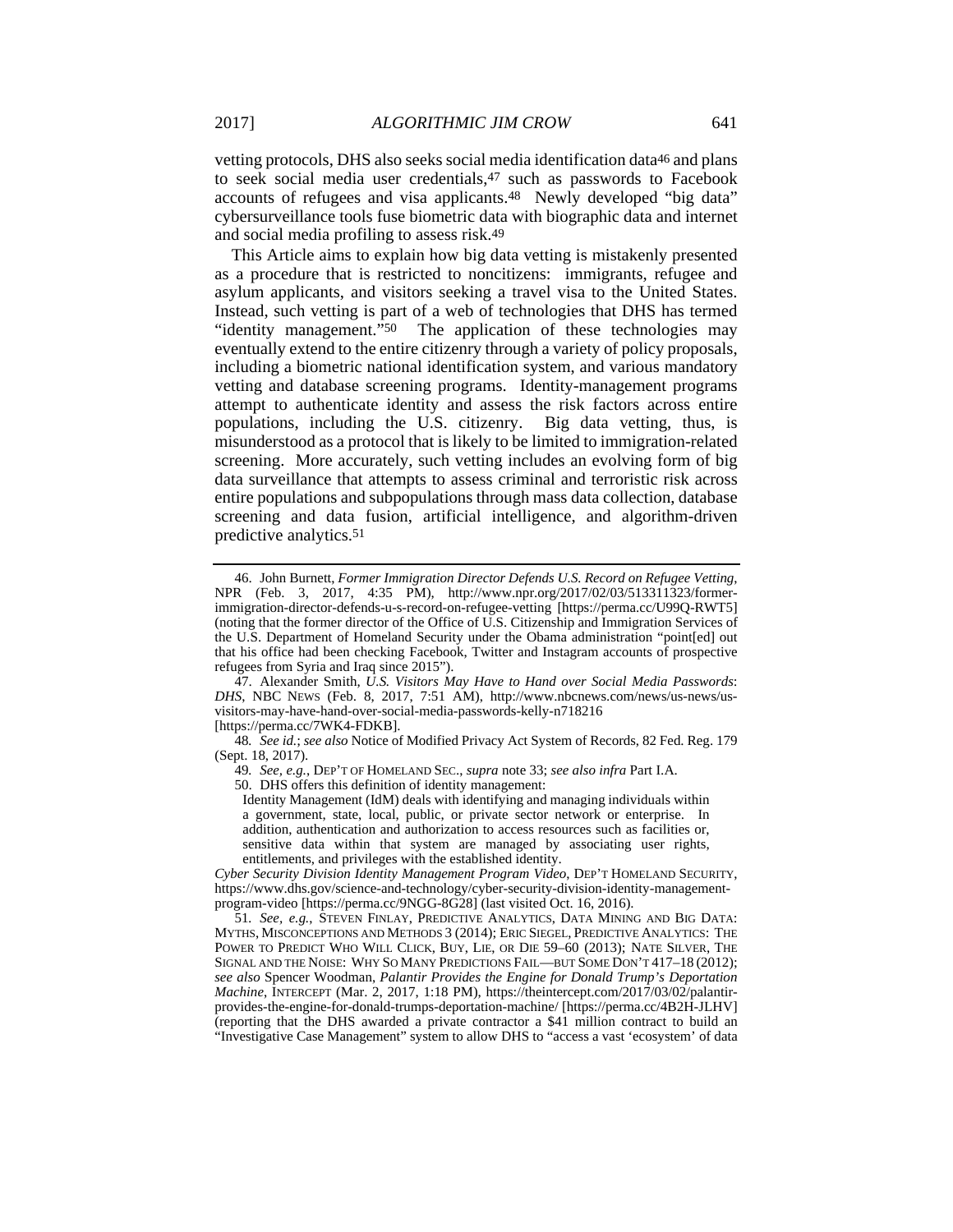vetting protocols, DHS also seeks social media identification data[46] and plans to seek social media user credentials,[47] such as passwords to Facebook accounts of refugees and visa applicants.[48] Newly developed "big data" cybersurveillance tools fuse biometric data with biographic data and internet and social media profiling to assess risk.[49]

This Article aims to explain how big data vetting is mistakenly presented as a procedure that is restricted to noncitizens: immigrants, refugee and asylum applicants, and visitors seeking a travel visa to the United States. Instead, such vetting is part of a web of technologies that DHS has termed "identity management."[50] The application of these technologies may eventually extend to the entire citizenry through a variety of policy proposals, including a biometric national identification system, and various mandatory vetting and database screening programs. Identity-management programs attempt to authenticate identity and assess the risk factors across entire populations, including the U.S. citizenry. Big data vetting, thus, is misunderstood as a protocol that is likely to be limited to immigration-related screening. More accurately, such vetting includes an evolving form of big data surveillance that attempts to assess criminal and terroristic risk across entire populations and subpopulations through mass data collection, database screening and data fusion, artificial intelligence, and algorithm-driven predictive analytics.[51]

---

46. John Burnett, *Former Immigration Director Defends U.S. Record on Refugee Vetting*, NPR (Feb. 3, 2017, 4:35 PM), http://www.npr.org/2017/02/03/513311323/former-immigration-director-defends-u-s-record-on-refugee-vetting [https://perma.cc/U99Q-RWT5] (noting that the former director of the Office of U.S. Citizenship and Immigration Services of the U.S. Department of Homeland Security under the Obama administration "point[ed] out that his office had been checking Facebook, Twitter and Instagram accounts of prospective refugees from Syria and Iraq since 2015").

47. Alexander Smith, *U.S. Visitors May Have to Hand over Social Media Passwords: DHS*, NBC NEWS (Feb. 8, 2017, 7:51 AM), http://www.nbcnews.com/news/us-news/us-visitors-may-have-hand-over-social-media-passwords-kelly-n718216 [https://perma.cc/7WK4-FDKB].

48. *See id.*; *see also* Notice of Modified Privacy Act System of Records, 82 Fed. Reg. 179 (Sept. 18, 2017).

49. *See, e.g.*, DEP'T OF HOMELAND SEC., *supra* note 33; *see also infra* Part I.A.

50. DHS offers this definition of identity management:

> Identity Management (IdM) deals with identifying and managing individuals within a government, state, local, public, or private sector network or enterprise. In addition, authentication and authorization to access resources such as facilities or, sensitive data within that system are managed by associating user rights, entitlements, and privileges with the established identity.

*Cyber Security Division Identity Management Program Video*, DEP'T HOMELAND SECURITY, https://www.dhs.gov/science-and-technology/cyber-security-division-identity-management-program-video [https://perma.cc/9NGG-8G28] (last visited Oct. 16, 2016).

51. *See, e.g.*, STEVEN FINLAY, PREDICTIVE ANALYTICS, DATA MINING AND BIG DATA: MYTHS, MISCONCEPTIONS AND METHODS 3 (2014); ERIC SIEGEL, PREDICTIVE ANALYTICS: THE POWER TO PREDICT WHO WILL CLICK, BUY, LIE, OR DIE 59–60 (2013); NATE SILVER, THE SIGNAL AND THE NOISE: WHY SO MANY PREDICTIONS FAIL—BUT SOME DON'T 417–18 (2012); *see also* Spencer Woodman, *Palantir Provides the Engine for Donald Trump's Deportation Machine*, INTERCEPT (Mar. 2, 2017, 1:18 PM), https://theintercept.com/2017/03/02/palantir-provides-the-engine-for-donald-trumps-deportation-machine/ [https://perma.cc/4B2H-JLHV] (reporting that the DHS awarded a private contractor a $41 million contract to build an "Investigative Case Management" system to allow DHS to "access a vast 'ecosystem' of data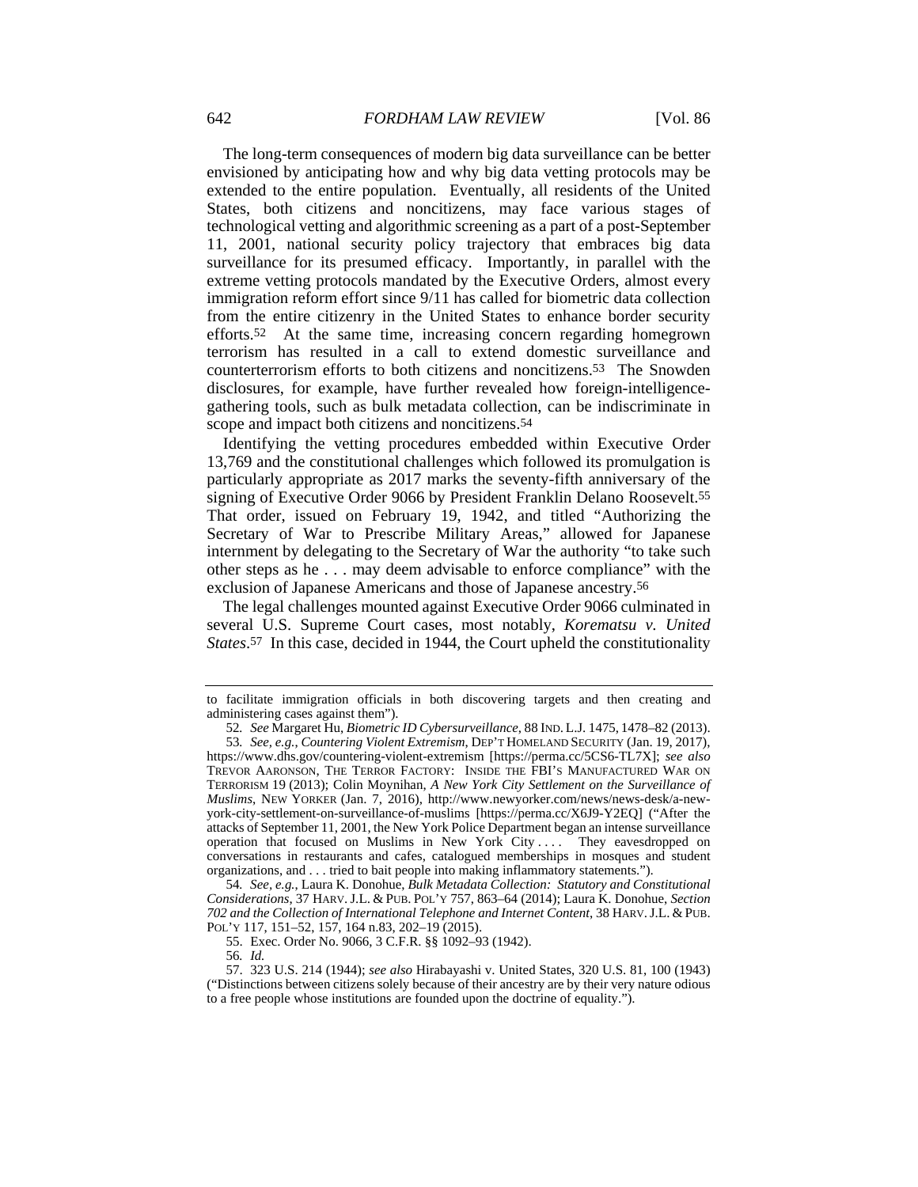The long-term consequences of modern big data surveillance can be better envisioned by anticipating how and why big data vetting protocols may be extended to the entire population. Eventually, all residents of the United States, both citizens and noncitizens, may face various stages of technological vetting and algorithmic screening as a part of a post-September 11, 2001, national security policy trajectory that embraces big data surveillance for its presumed efficacy. Importantly, in parallel with the extreme vetting protocols mandated by the Executive Orders, almost every immigration reform effort since 9/11 has called for biometric data collection from the entire citizenry in the United States to enhance border security efforts.[52] At the same time, increasing concern regarding homegrown terrorism has resulted in a call to extend domestic surveillance and counterterrorism efforts to both citizens and noncitizens.[53] The Snowden disclosures, for example, have further revealed how foreign-intelligence-gathering tools, such as bulk metadata collection, can be indiscriminate in scope and impact both citizens and noncitizens.[54]

Identifying the vetting procedures embedded within Executive Order 13,769 and the constitutional challenges which followed its promulgation is particularly appropriate as 2017 marks the seventy-fifth anniversary of the signing of Executive Order 9066 by President Franklin Delano Roosevelt.[55] That order, issued on February 19, 1942, and titled "Authorizing the Secretary of War to Prescribe Military Areas," allowed for Japanese internment by delegating to the Secretary of War the authority "to take such other steps as he . . . may deem advisable to enforce compliance" with the exclusion of Japanese Americans and those of Japanese ancestry.[56]

The legal challenges mounted against Executive Order 9066 culminated in several U.S. Supreme Court cases, most notably, *Korematsu v. United States*.[57] In this case, decided in 1944, the Court upheld the constitutionality

---

to facilitate immigration officials in both discovering targets and then creating and administering cases against them").

52. *See* Margaret Hu, *Biometric ID Cybersurveillance*, 88 IND. L.J. 1475, 1478–82 (2013).

53. *See, e.g.*, *Countering Violent Extremism*, DEP'T HOMELAND SECURITY (Jan. 19, 2017), https://www.dhs.gov/countering-violent-extremism [https://perma.cc/5CS6-TL7X]; *see also* TREVOR AARONSON, THE TERROR FACTORY: INSIDE THE FBI'S MANUFACTURED WAR ON TERRORISM 19 (2013); Colin Moynihan, *A New York City Settlement on the Surveillance of Muslims*, NEW YORKER (Jan. 7, 2016), http://www.newyorker.com/news/news-desk/a-new-york-city-settlement-on-surveillance-of-muslims [https://perma.cc/X6J9-Y2EQ] ("After the attacks of September 11, 2001, the New York Police Department began an intense surveillance operation that focused on Muslims in New York City . . . . They eavesdropped on conversations in restaurants and cafes, catalogued memberships in mosques and student organizations, and . . . tried to bait people into making inflammatory statements.").

54. *See, e.g.*, Laura K. Donohue, *Bulk Metadata Collection: Statutory and Constitutional Considerations*, 37 HARV. J.L. & PUB. POL'Y 757, 863–64 (2014); Laura K. Donohue, *Section 702 and the Collection of International Telephone and Internet Content*, 38 HARV. J.L. & PUB. POL'Y 117, 151–52, 157, 164 n.83, 202–19 (2015).

55. Exec. Order No. 9066, 3 C.F.R. §§ 1092–93 (1942).

56. *Id.*

57. 323 U.S. 214 (1944); *see also* Hirabayashi v. United States, 320 U.S. 81, 100 (1943) ("Distinctions between citizens solely because of their ancestry are by their very nature odious to a free people whose institutions are founded upon the doctrine of equality.").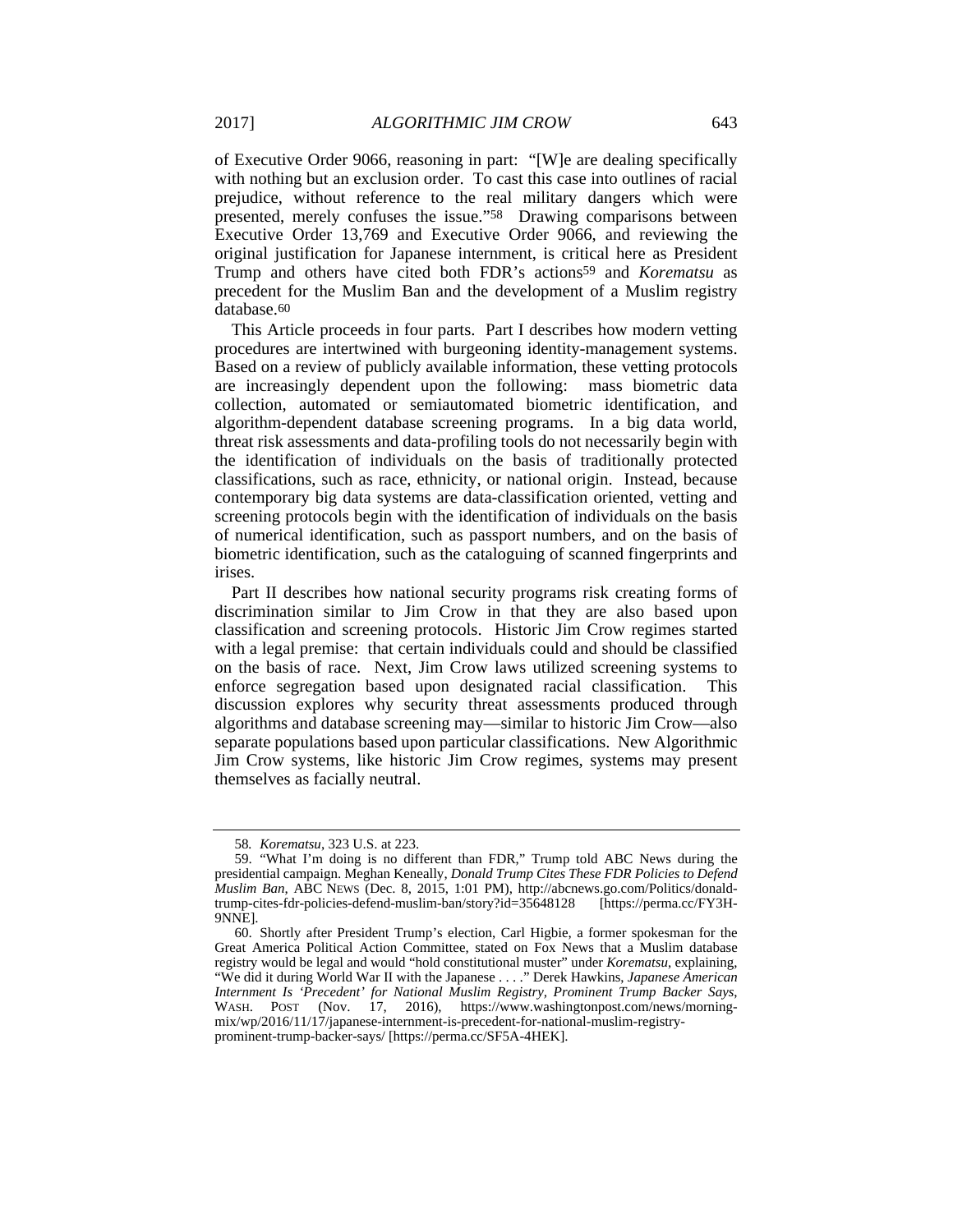of Executive Order 9066, reasoning in part: "[W]e are dealing specifically with nothing but an exclusion order. To cast this case into outlines of racial prejudice, without reference to the real military dangers which were presented, merely confuses the issue."[58] Drawing comparisons between Executive Order 13,769 and Executive Order 9066, and reviewing the original justification for Japanese internment, is critical here as President Trump and others have cited both FDR's actions[59] and *Korematsu* as precedent for the Muslim Ban and the development of a Muslim registry database.[60]

This Article proceeds in four parts. Part I describes how modern vetting procedures are intertwined with burgeoning identity-management systems. Based on a review of publicly available information, these vetting protocols are increasingly dependent upon the following: mass biometric data collection, automated or semiautomated biometric identification, and algorithm-dependent database screening programs. In a big data world, threat risk assessments and data-profiling tools do not necessarily begin with the identification of individuals on the basis of traditionally protected classifications, such as race, ethnicity, or national origin. Instead, because contemporary big data systems are data-classification oriented, vetting and screening protocols begin with the identification of individuals on the basis of numerical identification, such as passport numbers, and on the basis of biometric identification, such as the cataloguing of scanned fingerprints and irises.

Part II describes how national security programs risk creating forms of discrimination similar to Jim Crow in that they are also based upon classification and screening protocols. Historic Jim Crow regimes started with a legal premise: that certain individuals could and should be classified on the basis of race. Next, Jim Crow laws utilized screening systems to enforce segregation based upon designated racial classification. This discussion explores why security threat assessments produced through algorithms and database screening may—similar to historic Jim Crow—also separate populations based upon particular classifications. New Algorithmic Jim Crow systems, like historic Jim Crow regimes, systems may present themselves as facially neutral.

---

58. *Korematsu*, 323 U.S. at 223.

59. "What I'm doing is no different than FDR," Trump told ABC News during the presidential campaign. Meghan Keneally, *Donald Trump Cites These FDR Policies to Defend Muslim Ban*, ABC NEWS (Dec. 8, 2015, 1:01 PM), http://abcnews.go.com/Politics/donald-trump-cites-fdr-policies-defend-muslim-ban/story?id=35648128 [https://perma.cc/FY3H-9NNE].

60. Shortly after President Trump's election, Carl Higbie, a former spokesman for the Great America Political Action Committee, stated on Fox News that a Muslim database registry would be legal and would "hold constitutional muster" under *Korematsu*, explaining, "We did it during World War II with the Japanese . . . ." Derek Hawkins, *Japanese American Internment Is 'Precedent' for National Muslim Registry, Prominent Trump Backer Says*, WASH. POST (Nov. 17, 2016), https://www.washingtonpost.com/news/morning-mix/wp/2016/11/17/japanese-internment-is-precedent-for-national-muslim-registry-prominent-trump-backer-says/ [https://perma.cc/SF5A-4HEK].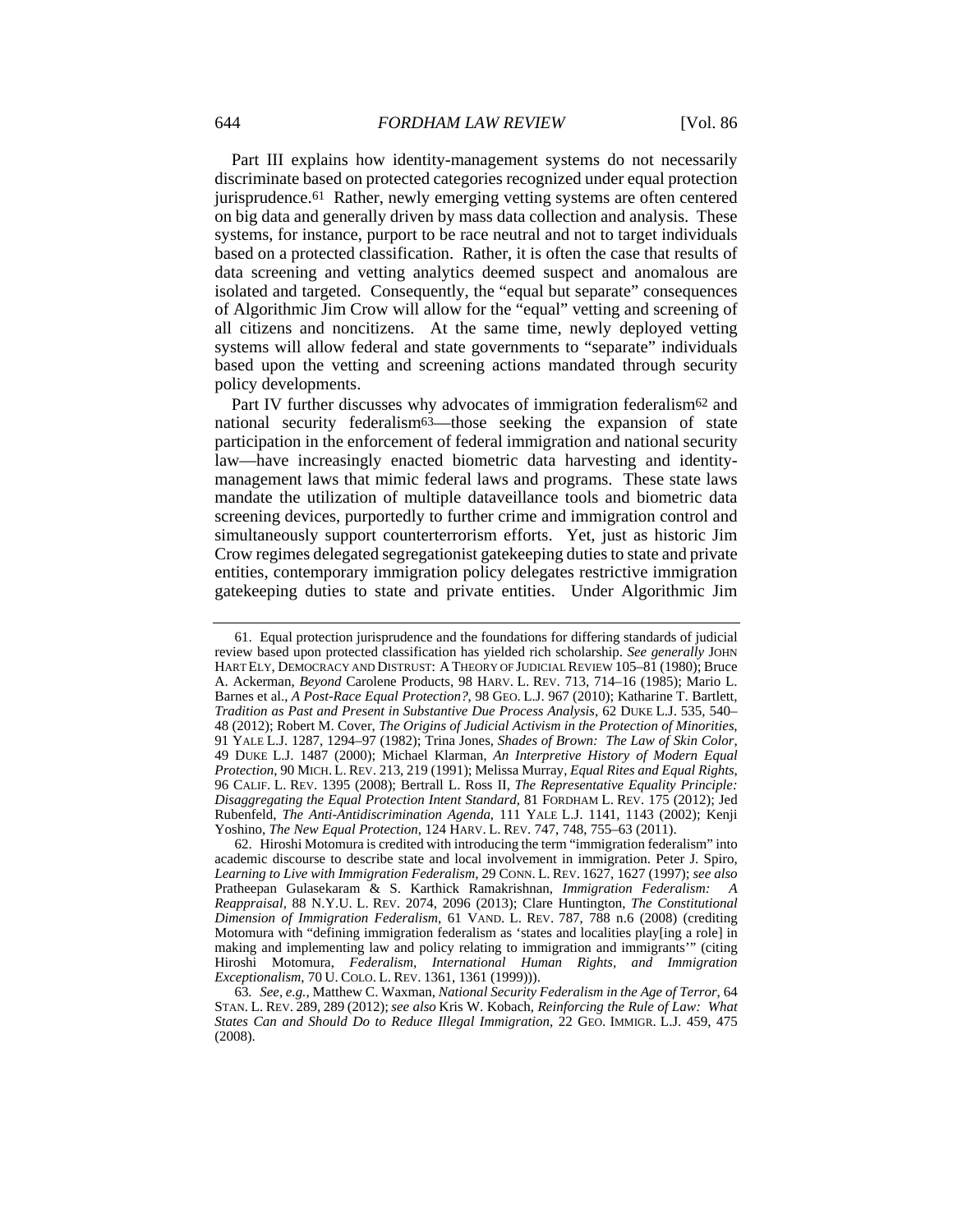Part III explains how identity-management systems do not necessarily discriminate based on protected categories recognized under equal protection jurisprudence.[61] Rather, newly emerging vetting systems are often centered on big data and generally driven by mass data collection and analysis. These systems, for instance, purport to be race neutral and not to target individuals based on a protected classification. Rather, it is often the case that results of data screening and vetting analytics deemed suspect and anomalous are isolated and targeted. Consequently, the "equal but separate" consequences of Algorithmic Jim Crow will allow for the "equal" vetting and screening of all citizens and noncitizens. At the same time, newly deployed vetting systems will allow federal and state governments to "separate" individuals based upon the vetting and screening actions mandated through security policy developments.

Part IV further discusses why advocates of immigration federalism[62] and national security federalism[63]—those seeking the expansion of state participation in the enforcement of federal immigration and national security law—have increasingly enacted biometric data harvesting and identity-management laws that mimic federal laws and programs. These state laws mandate the utilization of multiple dataveillance tools and biometric data screening devices, purportedly to further crime and immigration control and simultaneously support counterterrorism efforts. Yet, just as historic Jim Crow regimes delegated segregationist gatekeeping duties to state and private entities, contemporary immigration policy delegates restrictive immigration gatekeeping duties to state and private entities. Under Algorithmic Jim

---

61. Equal protection jurisprudence and the foundations for differing standards of judicial review based upon protected classification has yielded rich scholarship. *See generally* JOHN HART ELY, DEMOCRACY AND DISTRUST: A THEORY OF JUDICIAL REVIEW 105–81 (1980); Bruce A. Ackerman, *Beyond* Carolene Products, 98 HARV. L. REV. 713, 714–16 (1985); Mario L. Barnes et al., *A Post-Race Equal Protection?*, 98 GEO. L.J. 967 (2010); Katharine T. Bartlett, *Tradition as Past and Present in Substantive Due Process Analysis*, 62 DUKE L.J. 535, 540–48 (2012); Robert M. Cover, *The Origins of Judicial Activism in the Protection of Minorities*, 91 YALE L.J. 1287, 1294–97 (1982); Trina Jones, *Shades of Brown: The Law of Skin Color*, 49 DUKE L.J. 1487 (2000); Michael Klarman, *An Interpretive History of Modern Equal Protection*, 90 MICH. L. REV. 213, 219 (1991); Melissa Murray, *Equal Rites and Equal Rights*, 96 CALIF. L. REV. 1395 (2008); Bertrall L. Ross II, *The Representative Equality Principle: Disaggregating the Equal Protection Intent Standard*, 81 FORDHAM L. REV. 175 (2012); Jed Rubenfeld, *The Anti-Antidiscrimination Agenda*, 111 YALE L.J. 1141, 1143 (2002); Kenji Yoshino, *The New Equal Protection*, 124 HARV. L. REV. 747, 748, 755–63 (2011).

62. Hiroshi Motomura is credited with introducing the term "immigration federalism" into academic discourse to describe state and local involvement in immigration. Peter J. Spiro, *Learning to Live with Immigration Federalism*, 29 CONN. L. REV. 1627, 1627 (1997); *see also* Pratheepan Gulasekaram & S. Karthick Ramakrishnan, *Immigration Federalism: A Reappraisal*, 88 N.Y.U. L. REV. 2074, 2096 (2013); Clare Huntington, *The Constitutional Dimension of Immigration Federalism*, 61 VAND. L. REV. 787, 788 n.6 (2008) (crediting Motomura with "defining immigration federalism as 'states and localities play[ing a role] in making and implementing law and policy relating to immigration and immigrants'" (citing Hiroshi Motomura, *Federalism, International Human Rights, and Immigration Exceptionalism*, 70 U. COLO. L. REV. 1361, 1361 (1999))).

63. *See, e.g.*, Matthew C. Waxman, *National Security Federalism in the Age of Terror*, 64 STAN. L. REV. 289, 289 (2012); *see also* Kris W. Kobach, *Reinforcing the Rule of Law: What States Can and Should Do to Reduce Illegal Immigration*, 22 GEO. IMMIGR. L.J. 459, 475 (2008).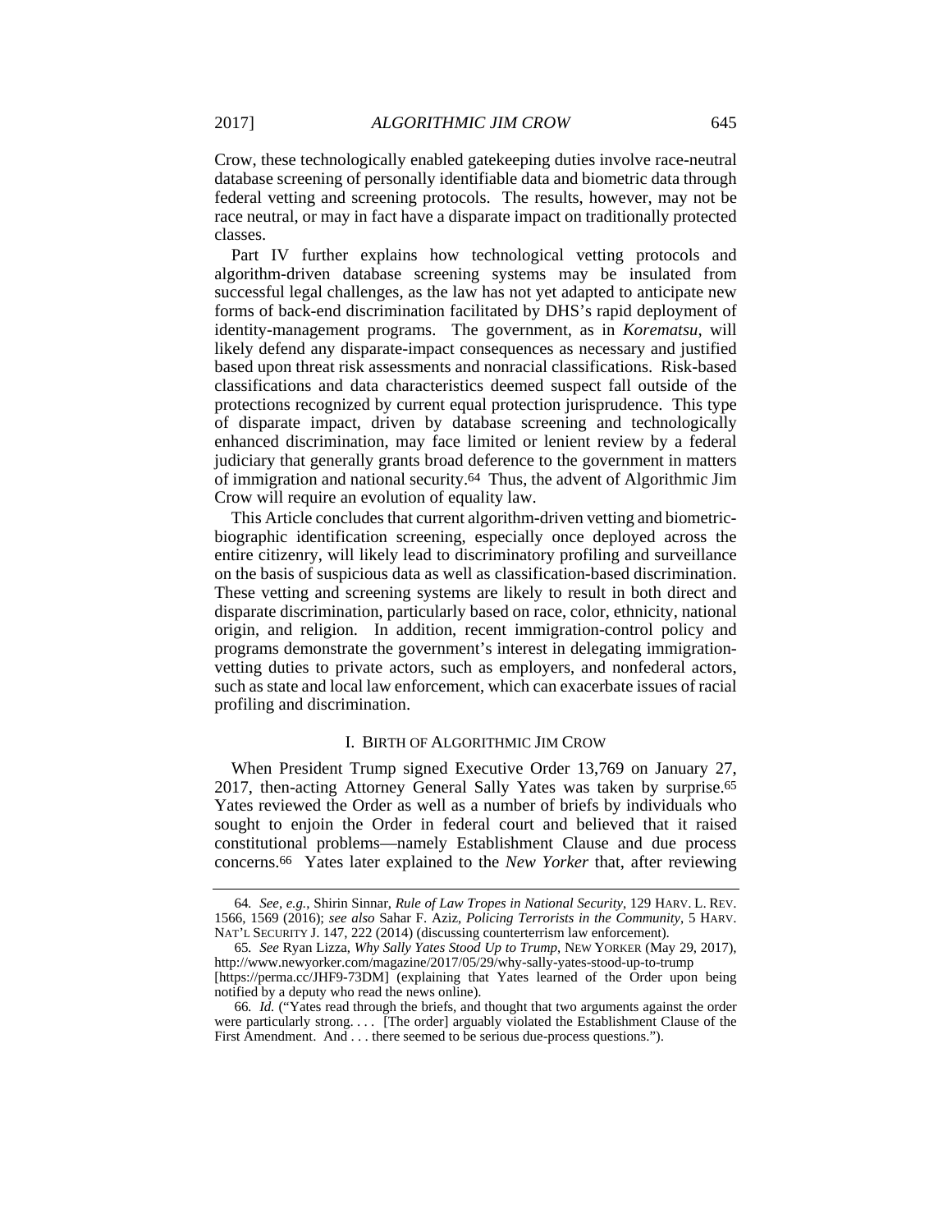Crow, these technologically enabled gatekeeping duties involve race-neutral database screening of personally identifiable data and biometric data through federal vetting and screening protocols. The results, however, may not be race neutral, or may in fact have a disparate impact on traditionally protected classes.

Part IV further explains how technological vetting protocols and algorithm-driven database screening systems may be insulated from successful legal challenges, as the law has not yet adapted to anticipate new forms of back-end discrimination facilitated by DHS's rapid deployment of identity-management programs. The government, as in *Korematsu*, will likely defend any disparate-impact consequences as necessary and justified based upon threat risk assessments and nonracial classifications. Risk-based classifications and data characteristics deemed suspect fall outside of the protections recognized by current equal protection jurisprudence. This type of disparate impact, driven by database screening and technologically enhanced discrimination, may face limited or lenient review by a federal judiciary that generally grants broad deference to the government in matters of immigration and national security.[64] Thus, the advent of Algorithmic Jim Crow will require an evolution of equality law.

This Article concludes that current algorithm-driven vetting and biometric-biographic identification screening, especially once deployed across the entire citizenry, will likely lead to discriminatory profiling and surveillance on the basis of suspicious data as well as classification-based discrimination. These vetting and screening systems are likely to result in both direct and disparate discrimination, particularly based on race, color, ethnicity, national origin, and religion. In addition, recent immigration-control policy and programs demonstrate the government's interest in delegating immigration-vetting duties to private actors, such as employers, and nonfederal actors, such as state and local law enforcement, which can exacerbate issues of racial profiling and discrimination.

## I. BIRTH OF ALGORITHMIC JIM CROW

When President Trump signed Executive Order 13,769 on January 27, 2017, then-acting Attorney General Sally Yates was taken by surprise.[65] Yates reviewed the Order as well as a number of briefs by individuals who sought to enjoin the Order in federal court and believed that it raised constitutional problems—namely Establishment Clause and due process concerns.[66] Yates later explained to the *New Yorker* that, after reviewing

---

64. *See, e.g.*, Shirin Sinnar, *Rule of Law Tropes in National Security*, 129 HARV. L. REV. 1566, 1569 (2016); *see also* Sahar F. Aziz, *Policing Terrorists in the Community*, 5 HARV. NAT'L SECURITY J. 147, 222 (2014) (discussing counterterrism law enforcement).

65. *See* Ryan Lizza, *Why Sally Yates Stood Up to Trump*, NEW YORKER (May 29, 2017), http://www.newyorker.com/magazine/2017/05/29/why-sally-yates-stood-up-to-trump [https://perma.cc/JHF9-73DM] (explaining that Yates learned of the Order upon being notified by a deputy who read the news online).

66. *Id.* ("Yates read through the briefs, and thought that two arguments against the order were particularly strong. . . . [The order] arguably violated the Establishment Clause of the First Amendment. And . . . there seemed to be serious due-process questions.").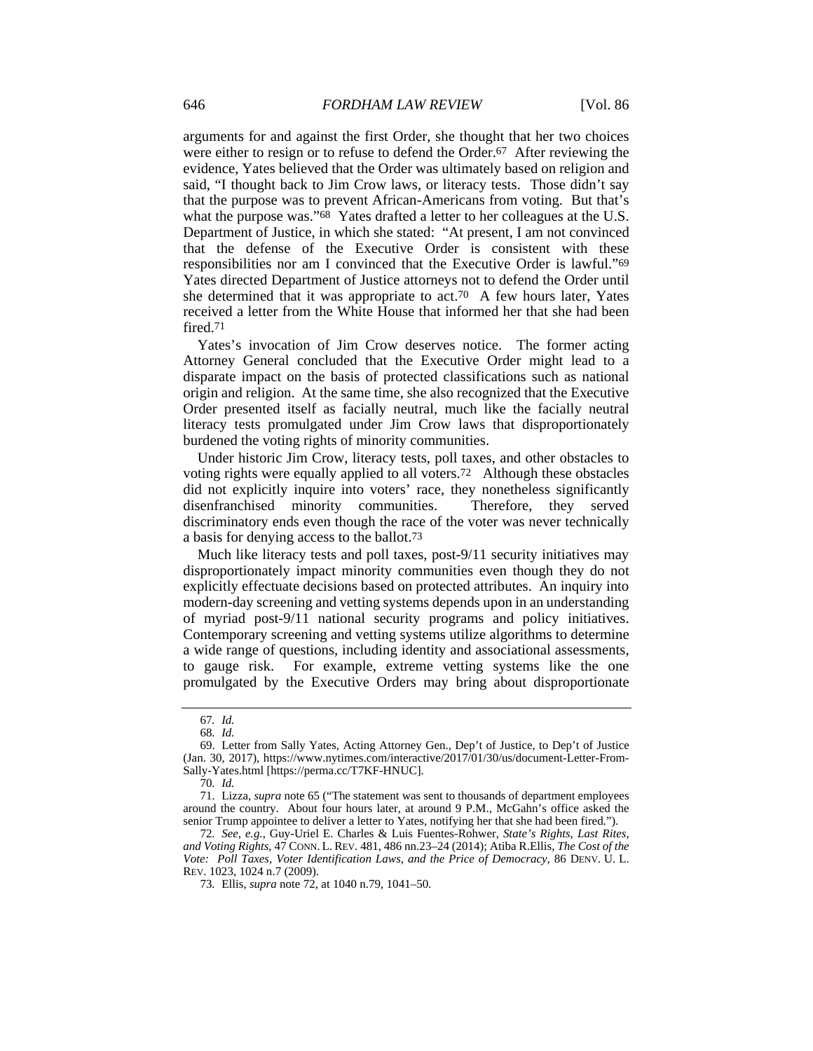arguments for and against the first Order, she thought that her two choices were either to resign or to refuse to defend the Order.[67] After reviewing the evidence, Yates believed that the Order was ultimately based on religion and said, "I thought back to Jim Crow laws, or literacy tests. Those didn't say that the purpose was to prevent African-Americans from voting. But that's what the purpose was."[68] Yates drafted a letter to her colleagues at the U.S. Department of Justice, in which she stated: "At present, I am not convinced that the defense of the Executive Order is consistent with these responsibilities nor am I convinced that the Executive Order is lawful."[69] Yates directed Department of Justice attorneys not to defend the Order until she determined that it was appropriate to act.[70] A few hours later, Yates received a letter from the White House that informed her that she had been fired.[71]

Yates's invocation of Jim Crow deserves notice. The former acting Attorney General concluded that the Executive Order might lead to a disparate impact on the basis of protected classifications such as national origin and religion. At the same time, she also recognized that the Executive Order presented itself as facially neutral, much like the facially neutral literacy tests promulgated under Jim Crow laws that disproportionately burdened the voting rights of minority communities.

Under historic Jim Crow, literacy tests, poll taxes, and other obstacles to voting rights were equally applied to all voters.[72] Although these obstacles did not explicitly inquire into voters' race, they nonetheless significantly disenfranchised minority communities. Therefore, they served discriminatory ends even though the race of the voter was never technically a basis for denying access to the ballot.[73]

Much like literacy tests and poll taxes, post-9/11 security initiatives may disproportionately impact minority communities even though they do not explicitly effectuate decisions based on protected attributes. An inquiry into modern-day screening and vetting systems depends upon in an understanding of myriad post-9/11 national security programs and policy initiatives. Contemporary screening and vetting systems utilize algorithms to determine a wide range of questions, including identity and associational assessments, to gauge risk. For example, extreme vetting systems like the one promulgated by the Executive Orders may bring about disproportionate

---

67. *Id.*

68. *Id.*

69. Letter from Sally Yates, Acting Attorney Gen., Dep't of Justice, to Dep't of Justice (Jan. 30, 2017), https://www.nytimes.com/interactive/2017/01/30/us/document-Letter-From-Sally-Yates.html [https://perma.cc/T7KF-HNUC].

70. *Id.*

71. Lizza, *supra* note 65 ("The statement was sent to thousands of department employees around the country. About four hours later, at around 9 P.M., McGahn's office asked the senior Trump appointee to deliver a letter to Yates, notifying her that she had been fired.").

72. *See, e.g.*, Guy-Uriel E. Charles & Luis Fuentes-Rohwer, *State's Rights, Last Rites, and Voting Rights*, 47 CONN. L. REV. 481, 486 nn.23–24 (2014); Atiba R.Ellis, *The Cost of the Vote: Poll Taxes, Voter Identification Laws, and the Price of Democracy*, 86 DENV. U. L. REV. 1023, 1024 n.7 (2009).

73. Ellis, *supra* note 72, at 1040 n.79, 1041–50.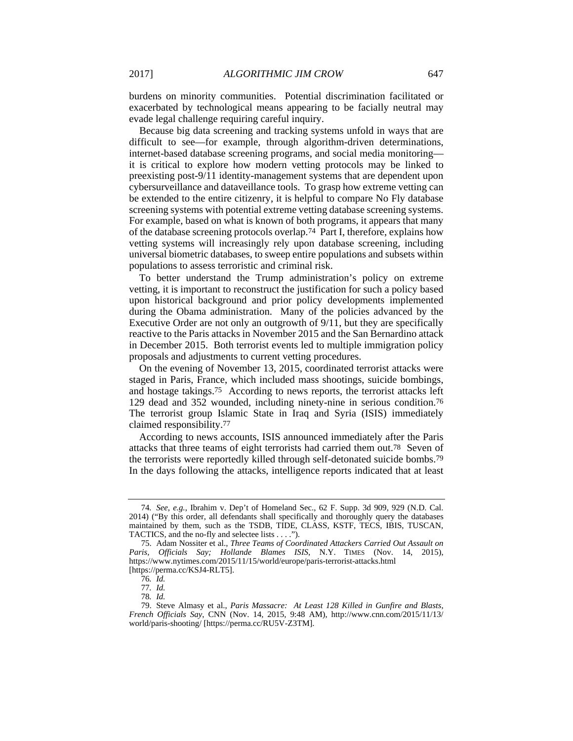burdens on minority communities. Potential discrimination facilitated or exacerbated by technological means appearing to be facially neutral may evade legal challenge requiring careful inquiry.

Because big data screening and tracking systems unfold in ways that are difficult to see—for example, through algorithm-driven determinations, internet-based database screening programs, and social media monitoring—it is critical to explore how modern vetting protocols may be linked to preexisting post-9/11 identity-management systems that are dependent upon cybersurveillance and dataveillance tools. To grasp how extreme vetting can be extended to the entire citizenry, it is helpful to compare No Fly database screening systems with potential extreme vetting database screening systems. For example, based on what is known of both programs, it appears that many of the database screening protocols overlap.[74] Part I, therefore, explains how vetting systems will increasingly rely upon database screening, including universal biometric databases, to sweep entire populations and subsets within populations to assess terroristic and criminal risk.

To better understand the Trump administration's policy on extreme vetting, it is important to reconstruct the justification for such a policy based upon historical background and prior policy developments implemented during the Obama administration. Many of the policies advanced by the Executive Order are not only an outgrowth of 9/11, but they are specifically reactive to the Paris attacks in November 2015 and the San Bernardino attack in December 2015. Both terrorist events led to multiple immigration policy proposals and adjustments to current vetting procedures.

On the evening of November 13, 2015, coordinated terrorist attacks were staged in Paris, France, which included mass shootings, suicide bombings, and hostage takings.[75] According to news reports, the terrorist attacks left 129 dead and 352 wounded, including ninety-nine in serious condition.[76] The terrorist group Islamic State in Iraq and Syria (ISIS) immediately claimed responsibility.[77]

According to news accounts, ISIS announced immediately after the Paris attacks that three teams of eight terrorists had carried them out.[78] Seven of the terrorists were reportedly killed through self-detonated suicide bombs.[79] In the days following the attacks, intelligence reports indicated that at least

---

74. *See, e.g.*, Ibrahim v. Dep't of Homeland Sec., 62 F. Supp. 3d 909, 929 (N.D. Cal. 2014) ("By this order, all defendants shall specifically and thoroughly query the databases maintained by them, such as the TSDB, TIDE, CLASS, KSTF, TECS, IBIS, TUSCAN, TACTICS, and the no-fly and selectee lists . . . .").

75. Adam Nossiter et al., *Three Teams of Coordinated Attackers Carried Out Assault on Paris, Officials Say; Hollande Blames ISIS*, N.Y. TIMES (Nov. 14, 2015), https://www.nytimes.com/2015/11/15/world/europe/paris-terrorist-attacks.html [https://perma.cc/KSJ4-RLT5].

76. *Id.*

77. *Id.*

78. *Id.*

79. Steve Almasy et al., *Paris Massacre: At Least 128 Killed in Gunfire and Blasts, French Officials Say*, CNN (Nov. 14, 2015, 9:48 AM), http://www.cnn.com/2015/11/13/world/paris-shooting/ [https://perma.cc/RU5V-Z3TM].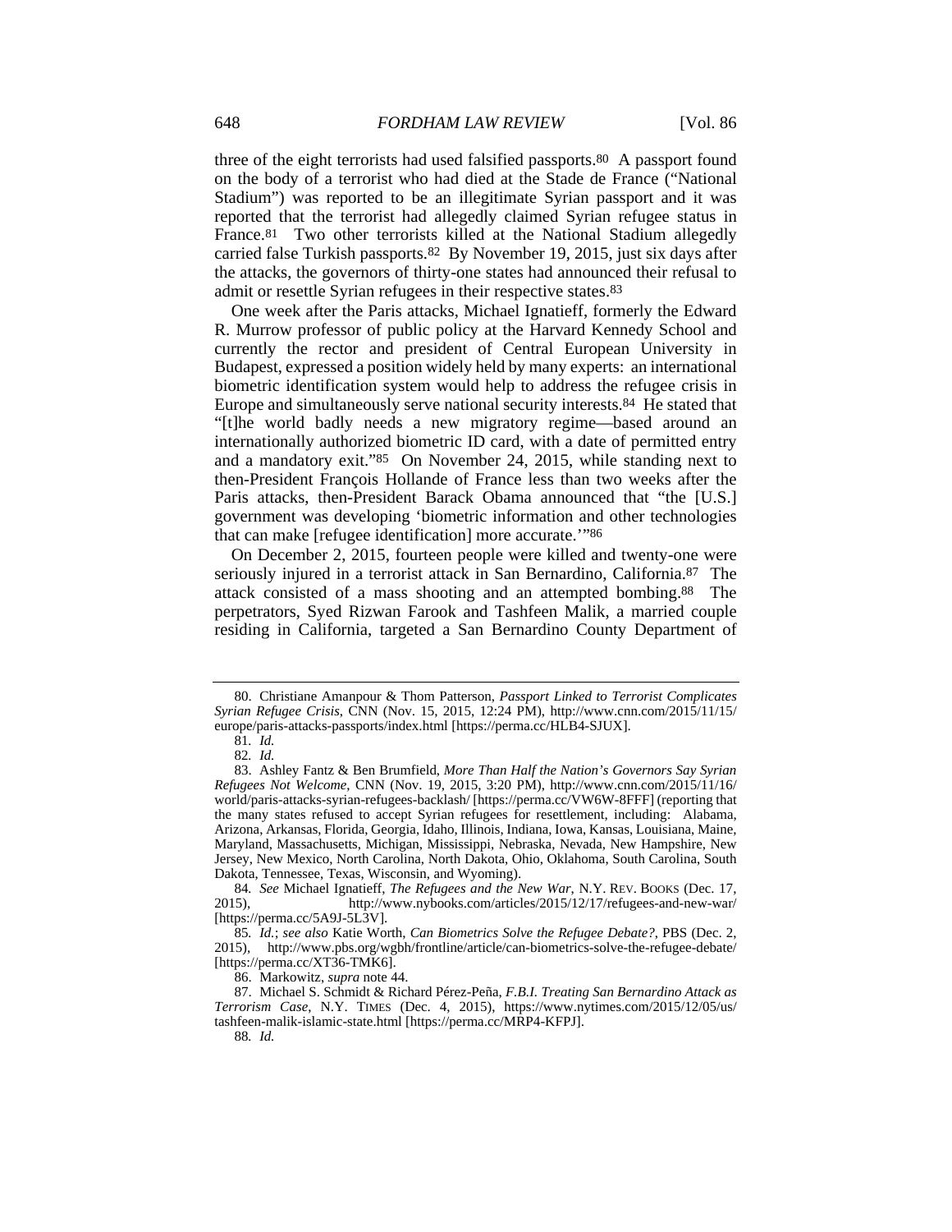three of the eight terrorists had used falsified passports.[80] A passport found on the body of a terrorist who had died at the Stade de France ("National Stadium") was reported to be an illegitimate Syrian passport and it was reported that the terrorist had allegedly claimed Syrian refugee status in France.[81] Two other terrorists killed at the National Stadium allegedly carried false Turkish passports.[82] By November 19, 2015, just six days after the attacks, the governors of thirty-one states had announced their refusal to admit or resettle Syrian refugees in their respective states.[83]

One week after the Paris attacks, Michael Ignatieff, formerly the Edward R. Murrow professor of public policy at the Harvard Kennedy School and currently the rector and president of Central European University in Budapest, expressed a position widely held by many experts: an international biometric identification system would help to address the refugee crisis in Europe and simultaneously serve national security interests.[84] He stated that "[t]he world badly needs a new migratory regime—based around an internationally authorized biometric ID card, with a date of permitted entry and a mandatory exit."[85] On November 24, 2015, while standing next to then-President François Hollande of France less than two weeks after the Paris attacks, then-President Barack Obama announced that "the [U.S.] government was developing 'biometric information and other technologies that can make [refugee identification] more accurate.'"[86]

On December 2, 2015, fourteen people were killed and twenty-one were seriously injured in a terrorist attack in San Bernardino, California.[87] The attack consisted of a mass shooting and an attempted bombing.[88] The perpetrators, Syed Rizwan Farook and Tashfeen Malik, a married couple residing in California, targeted a San Bernardino County Department of

---

80. Christiane Amanpour & Thom Patterson, *Passport Linked to Terrorist Complicates Syrian Refugee Crisis*, CNN (Nov. 15, 2015, 12:24 PM), http://www.cnn.com/2015/11/15/europe/paris-attacks-passports/index.html [https://perma.cc/HLB4-SJUX].

81. *Id.*

82. *Id.*

83. Ashley Fantz & Ben Brumfield, *More Than Half the Nation's Governors Say Syrian Refugees Not Welcome*, CNN (Nov. 19, 2015, 3:20 PM), http://www.cnn.com/2015/11/16/world/paris-attacks-syrian-refugees-backlash/ [https://perma.cc/VW6W-8FFF] (reporting that the many states refused to accept Syrian refugees for resettlement, including: Alabama, Arizona, Arkansas, Florida, Georgia, Idaho, Illinois, Indiana, Iowa, Kansas, Louisiana, Maine, Maryland, Massachusetts, Michigan, Mississippi, Nebraska, Nevada, New Hampshire, New Jersey, New Mexico, North Carolina, North Dakota, Ohio, Oklahoma, South Carolina, South Dakota, Tennessee, Texas, Wisconsin, and Wyoming).

84. *See* Michael Ignatieff, *The Refugees and the New War*, N.Y. REV. BOOKS (Dec. 17, 2015), http://www.nybooks.com/articles/2015/12/17/refugees-and-new-war/ [https://perma.cc/5A9J-5L3V].

85. *Id.*; *see also* Katie Worth, *Can Biometrics Solve the Refugee Debate?*, PBS (Dec. 2, 2015), http://www.pbs.org/wgbh/frontline/article/can-biometrics-solve-the-refugee-debate/ [https://perma.cc/XT36-TMK6].

86. Markowitz, *supra* note 44.

87. Michael S. Schmidt & Richard Pérez-Peña, *F.B.I. Treating San Bernardino Attack as Terrorism Case*, N.Y. TIMES (Dec. 4, 2015), https://www.nytimes.com/2015/12/05/us/tashfeen-malik-islamic-state.html [https://perma.cc/MRP4-KFPJ].

88. *Id.*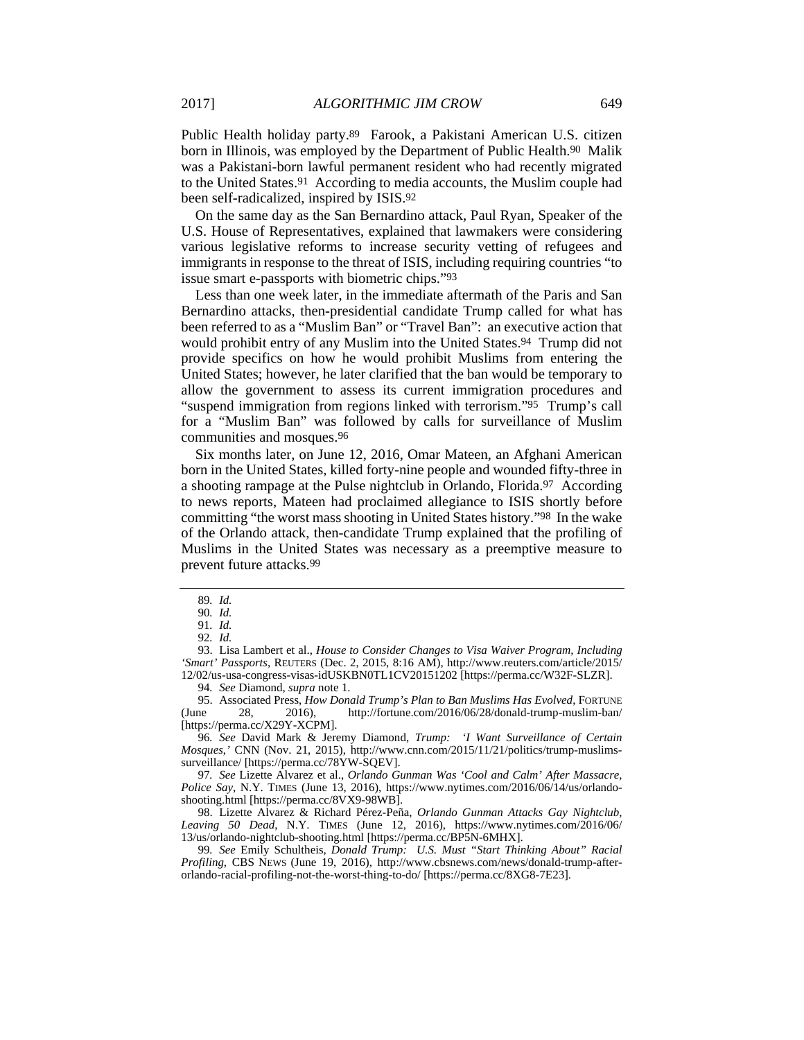Public Health holiday party.[89] Farook, a Pakistani American U.S. citizen born in Illinois, was employed by the Department of Public Health.[90] Malik was a Pakistani-born lawful permanent resident who had recently migrated to the United States.[91] According to media accounts, the Muslim couple had been self-radicalized, inspired by ISIS.[92]

On the same day as the San Bernardino attack, Paul Ryan, Speaker of the U.S. House of Representatives, explained that lawmakers were considering various legislative reforms to increase security vetting of refugees and immigrants in response to the threat of ISIS, including requiring countries "to issue smart e-passports with biometric chips."[93]

Less than one week later, in the immediate aftermath of the Paris and San Bernardino attacks, then-presidential candidate Trump called for what has been referred to as a "Muslim Ban" or "Travel Ban": an executive action that would prohibit entry of any Muslim into the United States.[94] Trump did not provide specifics on how he would prohibit Muslims from entering the United States; however, he later clarified that the ban would be temporary to allow the government to assess its current immigration procedures and "suspend immigration from regions linked with terrorism."[95] Trump's call for a "Muslim Ban" was followed by calls for surveillance of Muslim communities and mosques.[96]

Six months later, on June 12, 2016, Omar Mateen, an Afghani American born in the United States, killed forty-nine people and wounded fifty-three in a shooting rampage at the Pulse nightclub in Orlando, Florida.[97] According to news reports, Mateen had proclaimed allegiance to ISIS shortly before committing "the worst mass shooting in United States history."[98] In the wake of the Orlando attack, then-candidate Trump explained that the profiling of Muslims in the United States was necessary as a preemptive measure to prevent future attacks.[99]

---

89. *Id.*

90. *Id.*

91. *Id.*

92. *Id.*

93. Lisa Lambert et al., *House to Consider Changes to Visa Waiver Program, Including 'Smart' Passports*, REUTERS (Dec. 2, 2015, 8:16 AM), http://www.reuters.com/article/2015/12/02/us-usa-congress-visas-idUSKBN0TL1CV20151202 [https://perma.cc/W32F-SLZR].

94. *See* Diamond, *supra* note 1.

95. Associated Press, *How Donald Trump's Plan to Ban Muslims Has Evolved*, FORTUNE (June 28, 2016), http://fortune.com/2016/06/28/donald-trump-muslim-ban/ [https://perma.cc/X29Y-XCPM].

96. *See* David Mark & Jeremy Diamond, *Trump: 'I Want Surveillance of Certain Mosques*,*'* CNN (Nov. 21, 2015), http://www.cnn.com/2015/11/21/politics/trump-muslims-surveillance/ [https://perma.cc/78YW-SQEV].

97. *See* Lizette Alvarez et al., *Orlando Gunman Was 'Cool and Calm' After Massacre, Police Say*, N.Y. TIMES (June 13, 2016), https://www.nytimes.com/2016/06/14/us/orlando-shooting.html [https://perma.cc/8VX9-98WB].

98. Lizette Alvarez & Richard Pérez-Peña, *Orlando Gunman Attacks Gay Nightclub, Leaving 50 Dead*, N.Y. TIMES (June 12, 2016), https://www.nytimes.com/2016/06/13/us/orlando-nightclub-shooting.html [https://perma.cc/BP5N-6MHX].

99. *See* Emily Schultheis, *Donald Trump: U.S. Must "Start Thinking About" Racial Profiling*, CBS NEWS (June 19, 2016), http://www.cbsnews.com/news/donald-trump-after-orlando-racial-profiling-not-the-worst-thing-to-do/ [https://perma.cc/8XG8-7E23].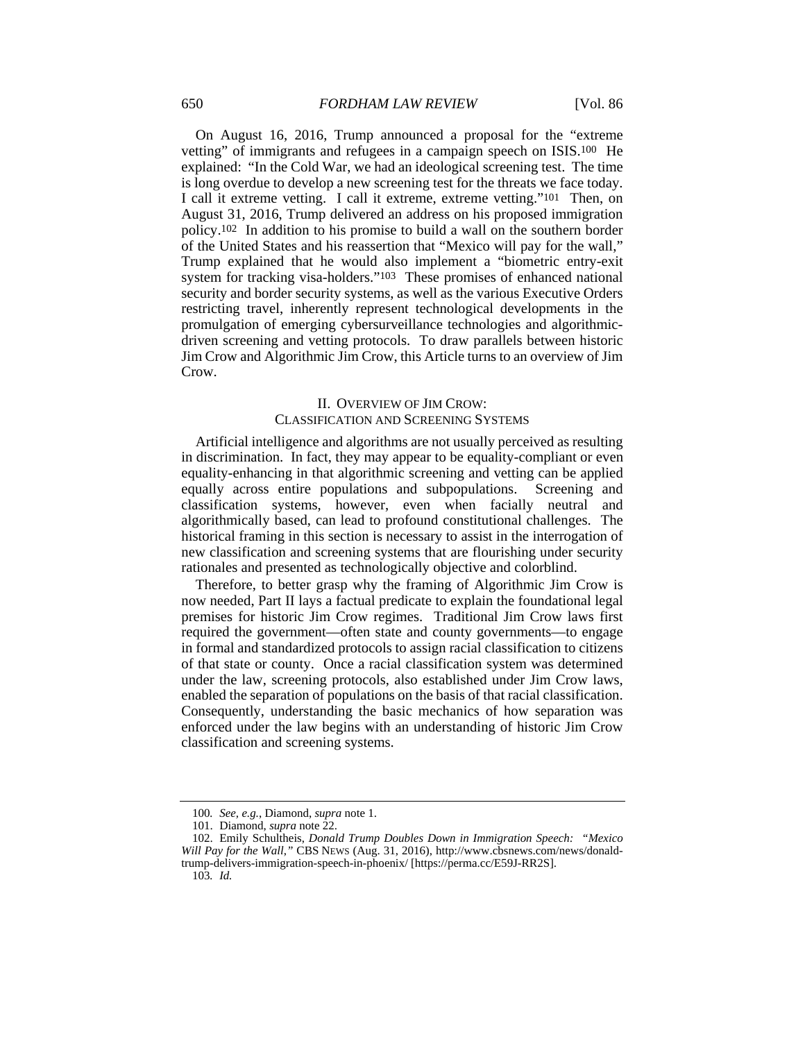On August 16, 2016, Trump announced a proposal for the "extreme vetting" of immigrants and refugees in a campaign speech on ISIS.[100] He explained: "In the Cold War, we had an ideological screening test. The time is long overdue to develop a new screening test for the threats we face today. I call it extreme vetting. I call it extreme, extreme vetting."[101] Then, on August 31, 2016, Trump delivered an address on his proposed immigration policy.[102] In addition to his promise to build a wall on the southern border of the United States and his reassertion that "Mexico will pay for the wall," Trump explained that he would also implement a "biometric entry-exit system for tracking visa-holders."[103] These promises of enhanced national security and border security systems, as well as the various Executive Orders restricting travel, inherently represent technological developments in the promulgation of emerging cybersurveillance technologies and algorithmic-driven screening and vetting protocols. To draw parallels between historic Jim Crow and Algorithmic Jim Crow, this Article turns to an overview of Jim Crow.

## II. OVERVIEW OF JIM CROW: CLASSIFICATION AND SCREENING SYSTEMS

Artificial intelligence and algorithms are not usually perceived as resulting in discrimination. In fact, they may appear to be equality-compliant or even equality-enhancing in that algorithmic screening and vetting can be applied equally across entire populations and subpopulations. Screening and classification systems, however, even when facially neutral and algorithmically based, can lead to profound constitutional challenges. The historical framing in this section is necessary to assist in the interrogation of new classification and screening systems that are flourishing under security rationales and presented as technologically objective and colorblind.

Therefore, to better grasp why the framing of Algorithmic Jim Crow is now needed, Part II lays a factual predicate to explain the foundational legal premises for historic Jim Crow regimes. Traditional Jim Crow laws first required the government—often state and county governments—to engage in formal and standardized protocols to assign racial classification to citizens of that state or county. Once a racial classification system was determined under the law, screening protocols, also established under Jim Crow laws, enabled the separation of populations on the basis of that racial classification. Consequently, understanding the basic mechanics of how separation was enforced under the law begins with an understanding of historic Jim Crow classification and screening systems.

---

100. *See, e.g.*, Diamond, *supra* note 1.

101. Diamond, *supra* note 22.

102. Emily Schultheis, *Donald Trump Doubles Down in Immigration Speech: "Mexico Will Pay for the Wall,"* CBS NEWS (Aug. 31, 2016), http://www.cbsnews.com/news/donald-trump-delivers-immigration-speech-in-phoenix/ [https://perma.cc/E59J-RR2S].

103. *Id.*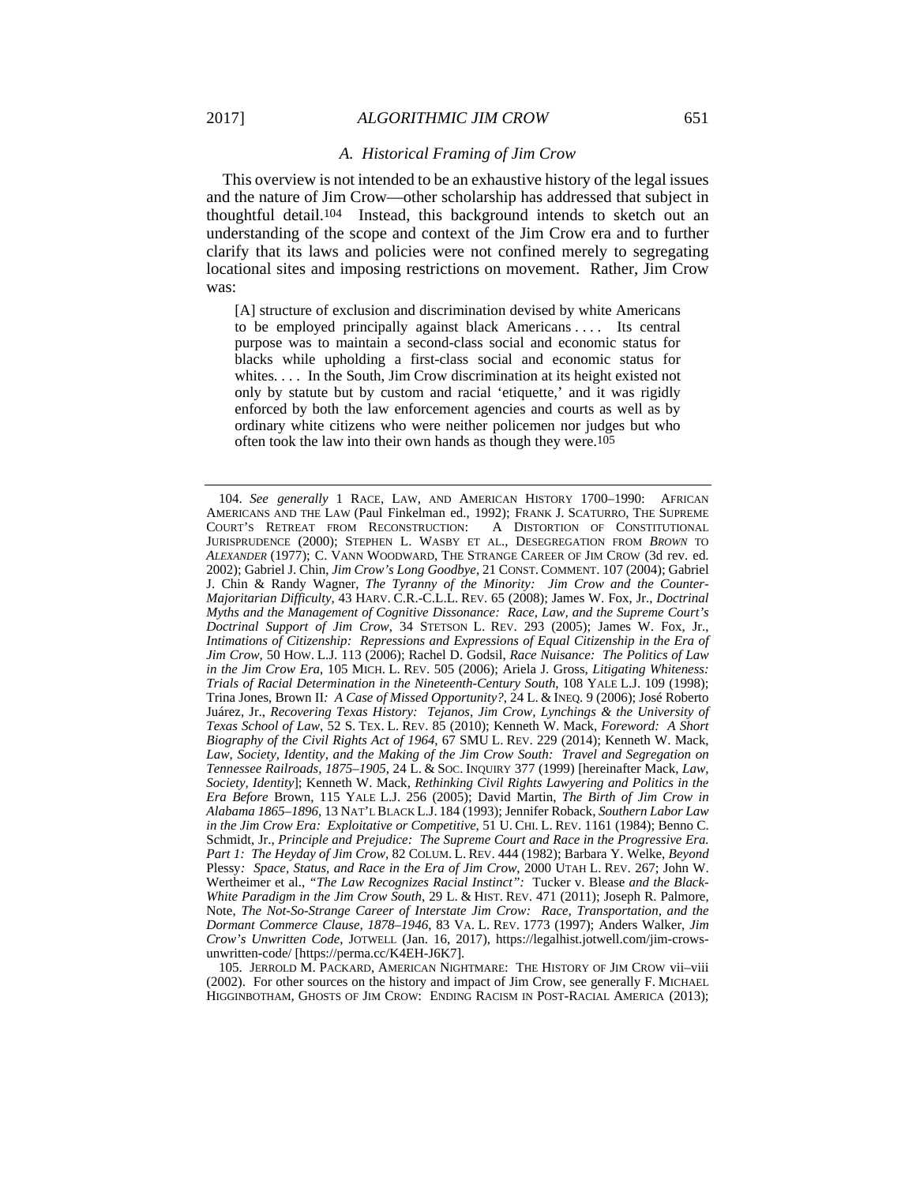### A. Historical Framing of Jim Crow

This overview is not intended to be an exhaustive history of the legal issues and the nature of Jim Crow—other scholarship has addressed that subject in thoughtful detail.[104] Instead, this background intends to sketch out an understanding of the scope and context of the Jim Crow era and to further clarify that its laws and policies were not confined merely to segregating locational sites and imposing restrictions on movement. Rather, Jim Crow was:

> [A] structure of exclusion and discrimination devised by white Americans to be employed principally against black Americans . . . . Its central purpose was to maintain a second-class social and economic status for blacks while upholding a first-class social and economic status for whites. . . . In the South, Jim Crow discrimination at its height existed not only by statute but by custom and racial 'etiquette,' and it was rigidly enforced by both the law enforcement agencies and courts as well as by ordinary white citizens who were neither policemen nor judges but who often took the law into their own hands as though they were.[105]

---

104. *See generally* 1 RACE, LAW, AND AMERICAN HISTORY 1700–1990: AFRICAN AMERICANS AND THE LAW (Paul Finkelman ed., 1992); FRANK J. SCATURRO, THE SUPREME COURT'S RETREAT FROM RECONSTRUCTION: A DISTORTION OF CONSTITUTIONAL JURISPRUDENCE (2000); STEPHEN L. WASBY ET AL., DESEGREGATION FROM *BROWN* TO *ALEXANDER* (1977); C. VANN WOODWARD, THE STRANGE CAREER OF JIM CROW (3d rev. ed. 2002); Gabriel J. Chin, *Jim Crow's Long Goodbye*, 21 CONST. COMMENT. 107 (2004); Gabriel J. Chin & Randy Wagner, *The Tyranny of the Minority: Jim Crow and the Counter-Majoritarian Difficulty*, 43 HARV. C.R.-C.L.L. REV. 65 (2008); James W. Fox, Jr., *Doctrinal Myths and the Management of Cognitive Dissonance: Race, Law, and the Supreme Court's Doctrinal Support of Jim Crow*, 34 STETSON L. REV. 293 (2005); James W. Fox, Jr., *Intimations of Citizenship: Repressions and Expressions of Equal Citizenship in the Era of Jim Crow*, 50 HOW. L.J. 113 (2006); Rachel D. Godsil, *Race Nuisance: The Politics of Law in the Jim Crow Era*, 105 MICH. L. REV. 505 (2006); Ariela J. Gross, *Litigating Whiteness: Trials of Racial Determination in the Nineteenth-Century South*, 108 YALE L.J. 109 (1998); Trina Jones, Brown II*: A Case of Missed Opportunity?*, 24 L. & INEQ. 9 (2006); José Roberto Juárez, Jr., *Recovering Texas History: Tejanos, Jim Crow, Lynchings & the University of Texas School of Law*, 52 S. TEX. L. REV. 85 (2010); Kenneth W. Mack, *Foreword: A Short Biography of the Civil Rights Act of 1964*, 67 SMU L. REV. 229 (2014); Kenneth W. Mack, *Law, Society, Identity, and the Making of the Jim Crow South: Travel and Segregation on Tennessee Railroads, 1875–1905*, 24 L. & SOC. INQUIRY 377 (1999) [hereinafter Mack, *Law, Society, Identity*]; Kenneth W. Mack, *Rethinking Civil Rights Lawyering and Politics in the Era Before* Brown, 115 YALE L.J. 256 (2005); David Martin, *The Birth of Jim Crow in Alabama 1865–1896*, 13 NAT'L BLACK L.J. 184 (1993); Jennifer Roback, *Southern Labor Law in the Jim Crow Era: Exploitative or Competitive*, 51 U. CHI. L. REV. 1161 (1984); Benno C. Schmidt, Jr., *Principle and Prejudice: The Supreme Court and Race in the Progressive Era. Part 1: The Heyday of Jim Crow*, 82 COLUM. L. REV. 444 (1982); Barbara Y. Welke, *Beyond* Plessy*: Space, Status, and Race in the Era of Jim Crow*, 2000 UTAH L. REV. 267; John W. Wertheimer et al., *"The Law Recognizes Racial Instinct":* Tucker v. Blease *and the Black-White Paradigm in the Jim Crow South*, 29 L. & HIST. REV. 471 (2011); Joseph R. Palmore, Note, *The Not-So-Strange Career of Interstate Jim Crow: Race, Transportation, and the Dormant Commerce Clause, 1878–1946*, 83 VA. L. REV. 1773 (1997); Anders Walker, *Jim Crow's Unwritten Code*, JOTWELL (Jan. 16, 2017), https://legalhist.jotwell.com/jim-crows-unwritten-code/ [https://perma.cc/K4EH-J6K7].

105. JERROLD M. PACKARD, AMERICAN NIGHTMARE: THE HISTORY OF JIM CROW vii–viii (2002). For other sources on the history and impact of Jim Crow, see generally F. MICHAEL HIGGINBOTHAM, GHOSTS OF JIM CROW: ENDING RACISM IN POST-RACIAL AMERICA (2013);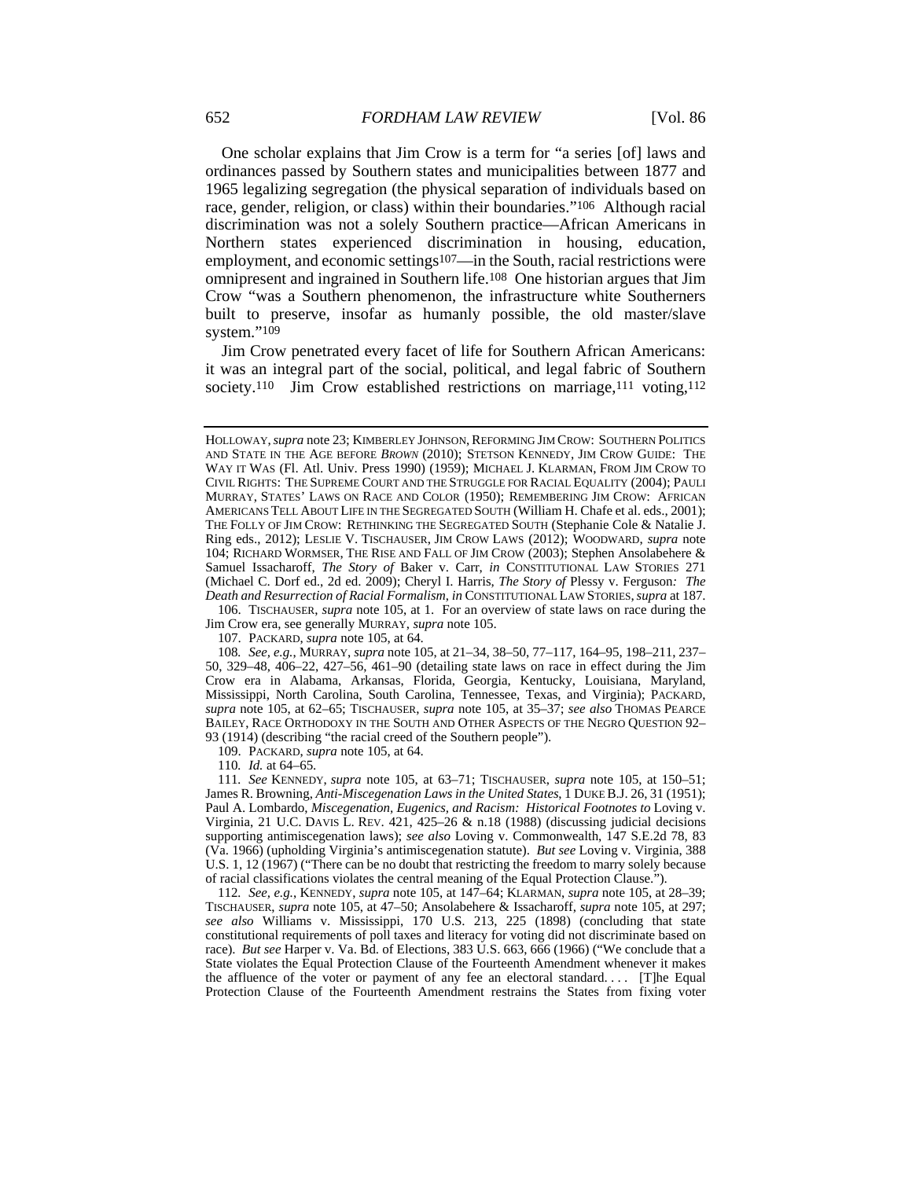One scholar explains that Jim Crow is a term for "a series [of] laws and ordinances passed by Southern states and municipalities between 1877 and 1965 legalizing segregation (the physical separation of individuals based on race, gender, religion, or class) within their boundaries."[106] Although racial discrimination was not a solely Southern practice—African Americans in Northern states experienced discrimination in housing, education, employment, and economic settings[107]—in the South, racial restrictions were omnipresent and ingrained in Southern life.[108] One historian argues that Jim Crow "was a Southern phenomenon, the infrastructure white Southerners built to preserve, insofar as humanly possible, the old master/slave system."[109]

Jim Crow penetrated every facet of life for Southern African Americans: it was an integral part of the social, political, and legal fabric of Southern society.[110] Jim Crow established restrictions on marriage,[111] voting,[112]

---

HOLLOWAY, *supra* note 23; KIMBERLEY JOHNSON, REFORMING JIM CROW: SOUTHERN POLITICS AND STATE IN THE AGE BEFORE *BROWN* (2010); STETSON KENNEDY, JIM CROW GUIDE: THE WAY IT WAS (Fl. Atl. Univ. Press 1990) (1959); MICHAEL J. KLARMAN, FROM JIM CROW TO CIVIL RIGHTS: THE SUPREME COURT AND THE STRUGGLE FOR RACIAL EQUALITY (2004); PAULI MURRAY, STATES' LAWS ON RACE AND COLOR (1950); REMEMBERING JIM CROW: AFRICAN AMERICANS TELL ABOUT LIFE IN THE SEGREGATED SOUTH (William H. Chafe et al. eds., 2001); THE FOLLY OF JIM CROW: RETHINKING THE SEGREGATED SOUTH (Stephanie Cole & Natalie J. Ring eds., 2012); LESLIE V. TISCHAUSER, JIM CROW LAWS (2012); WOODWARD, *supra* note 104; RICHARD WORMSER, THE RISE AND FALL OF JIM CROW (2003); Stephen Ansolabehere & Samuel Issacharoff, *The Story of* Baker v. Carr, *in* CONSTITUTIONAL LAW STORIES 271 (Michael C. Dorf ed., 2d ed. 2009); Cheryl I. Harris, *The Story of* Plessy v. Ferguson*: The Death and Resurrection of Racial Formalism*, *in* CONSTITUTIONAL LAW STORIES, *supra* at 187.

106. TISCHAUSER, *supra* note 105, at 1. For an overview of state laws on race during the Jim Crow era, see generally MURRAY, *supra* note 105.

107. PACKARD, *supra* note 105, at 64.

108. *See, e.g.*, MURRAY, *supra* note 105, at 21–34, 38–50, 77–117, 164–95, 198–211, 237–50, 329–48, 406–22, 427–56, 461–90 (detailing state laws on race in effect during the Jim Crow era in Alabama, Arkansas, Florida, Georgia, Kentucky, Louisiana, Maryland, Mississippi, North Carolina, South Carolina, Tennessee, Texas, and Virginia); PACKARD, *supra* note 105, at 62–65; TISCHAUSER, *supra* note 105, at 35–37; *see also* THOMAS PEARCE BAILEY, RACE ORTHODOXY IN THE SOUTH AND OTHER ASPECTS OF THE NEGRO QUESTION 92–93 (1914) (describing "the racial creed of the Southern people").

109. PACKARD, *supra* note 105, at 64.

110. *Id.* at 64–65.

111. *See* KENNEDY, *supra* note 105, at 63–71; TISCHAUSER, *supra* note 105, at 150–51; James R. Browning, *Anti-Miscegenation Laws in the United States*, 1 DUKE B.J. 26, 31 (1951); Paul A. Lombardo, *Miscegenation, Eugenics, and Racism: Historical Footnotes to* Loving v. Virginia, 21 U.C. DAVIS L. REV. 421, 425–26 & n.18 (1988) (discussing judicial decisions supporting antimiscegenation laws); *see also* Loving v. Commonwealth, 147 S.E.2d 78, 83 (Va. 1966) (upholding Virginia's antimiscegenation statute). *But see* Loving v. Virginia, 388 U.S. 1, 12 (1967) ("There can be no doubt that restricting the freedom to marry solely because of racial classifications violates the central meaning of the Equal Protection Clause.").

112. *See, e.g.*, KENNEDY, *supra* note 105, at 147–64; KLARMAN, *supra* note 105, at 28–39; TISCHAUSER, *supra* note 105, at 47–50; Ansolabehere & Issacharoff, *supra* note 105, at 297; *see also* Williams v. Mississippi, 170 U.S. 213, 225 (1898) (concluding that state constitutional requirements of poll taxes and literacy for voting did not discriminate based on race). *But see* Harper v. Va. Bd. of Elections, 383 U.S. 663, 666 (1966) ("We conclude that a State violates the Equal Protection Clause of the Fourteenth Amendment whenever it makes the affluence of the voter or payment of any fee an electoral standard. . . . [T]he Equal Protection Clause of the Fourteenth Amendment restrains the States from fixing voter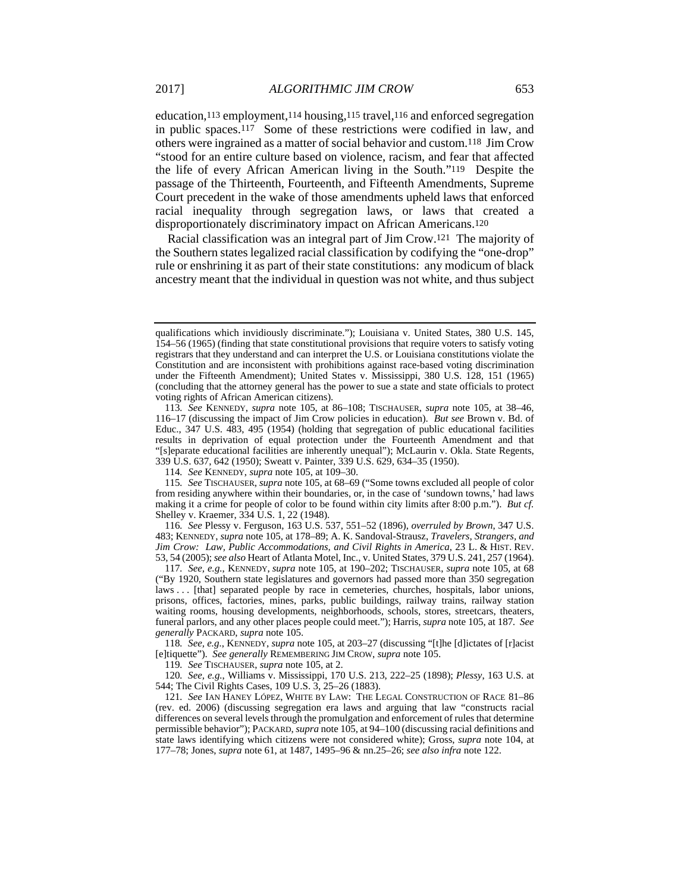education,[113] employment,[114] housing,[115] travel,[116] and enforced segregation in public spaces.[117] Some of these restrictions were codified in law, and others were ingrained as a matter of social behavior and custom.[118] Jim Crow "stood for an entire culture based on violence, racism, and fear that affected the life of every African American living in the South."[119] Despite the passage of the Thirteenth, Fourteenth, and Fifteenth Amendments, Supreme Court precedent in the wake of those amendments upheld laws that enforced racial inequality through segregation laws, or laws that created a disproportionately discriminatory impact on African Americans.[120]

Racial classification was an integral part of Jim Crow.[121] The majority of the Southern states legalized racial classification by codifying the "one-drop" rule or enshrining it as part of their state constitutions: any modicum of black ancestry meant that the individual in question was not white, and thus subject

---

qualifications which invidiously discriminate."); Louisiana v. United States, 380 U.S. 145, 154–56 (1965) (finding that state constitutional provisions that require voters to satisfy voting registrars that they understand and can interpret the U.S. or Louisiana constitutions violate the Constitution and are inconsistent with prohibitions against race-based voting discrimination under the Fifteenth Amendment); United States v. Mississippi, 380 U.S. 128, 151 (1965) (concluding that the attorney general has the power to sue a state and state officials to protect voting rights of African American citizens).

113. *See* KENNEDY, *supra* note 105, at 86–108; TISCHAUSER, *supra* note 105, at 38–46, 116–17 (discussing the impact of Jim Crow policies in education). *But see* Brown v. Bd. of Educ., 347 U.S. 483, 495 (1954) (holding that segregation of public educational facilities results in deprivation of equal protection under the Fourteenth Amendment and that "[s]eparate educational facilities are inherently unequal"); McLaurin v. Okla. State Regents, 339 U.S. 637, 642 (1950); Sweatt v. Painter, 339 U.S. 629, 634–35 (1950).

114. *See* KENNEDY, *supra* note 105, at 109–30.

115. *See* TISCHAUSER, *supra* note 105, at 68–69 ("Some towns excluded all people of color from residing anywhere within their boundaries, or, in the case of 'sundown towns,' had laws making it a crime for people of color to be found within city limits after 8:00 p.m."). *But cf.* Shelley v. Kraemer, 334 U.S. 1, 22 (1948).

116. *See* Plessy v. Ferguson, 163 U.S. 537, 551–52 (1896), *overruled by Brown*, 347 U.S. 483; KENNEDY, *supra* note 105, at 178–89; A. K. Sandoval-Strausz, *Travelers, Strangers, and Jim Crow: Law, Public Accommodations, and Civil Rights in America*, 23 L. & HIST. REV. 53, 54 (2005); *see also* Heart of Atlanta Motel, Inc., v. United States, 379 U.S. 241, 257 (1964).

117. *See, e.g.*, KENNEDY, *supra* note 105, at 190–202; TISCHAUSER, *supra* note 105, at 68 ("By 1920, Southern state legislatures and governors had passed more than 350 segregation laws . . . [that] separated people by race in cemeteries, churches, hospitals, labor unions, prisons, offices, factories, mines, parks, public buildings, railway trains, railway station waiting rooms, housing developments, neighborhoods, schools, stores, streetcars, theaters, funeral parlors, and any other places people could meet."); Harris, *supra* note 105, at 187. *See generally* PACKARD, *supra* note 105.

118. *See, e.g.*, KENNEDY, *supra* note 105, at 203–27 (discussing "[t]he [d]ictates of [r]acist [e]tiquette"). *See generally* REMEMBERING JIM CROW, *supra* note 105.

119. *See* TISCHAUSER, *supra* note 105, at 2.

120. *See, e.g.*, Williams v. Mississippi, 170 U.S. 213, 222–25 (1898); *Plessy*, 163 U.S. at 544; The Civil Rights Cases, 109 U.S. 3, 25–26 (1883).

121. *See* IAN HANEY LÓPEZ, WHITE BY LAW: THE LEGAL CONSTRUCTION OF RACE 81–86 (rev. ed. 2006) (discussing segregation era laws and arguing that law "constructs racial differences on several levels through the promulgation and enforcement of rules that determine permissible behavior"); PACKARD, *supra* note 105, at 94–100 (discussing racial definitions and state laws identifying which citizens were not considered white); Gross, *supra* note 104, at 177–78; Jones, *supra* note 61, at 1487, 1495–96 & nn.25–26; *see also infra* note 122.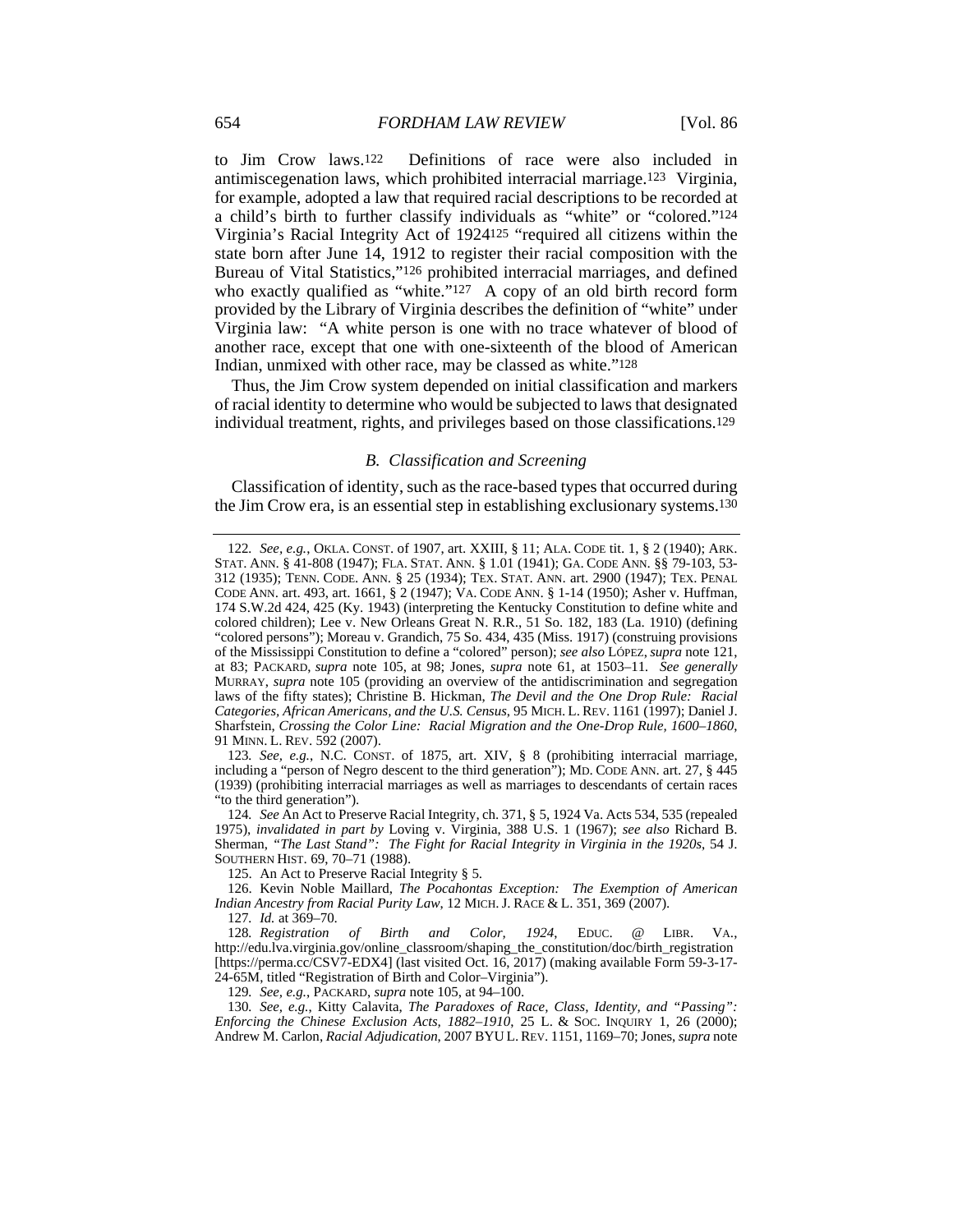to Jim Crow laws.[122] Definitions of race were also included in antimiscegenation laws, which prohibited interracial marriage.[123] Virginia, for example, adopted a law that required racial descriptions to be recorded at a child's birth to further classify individuals as "white" or "colored."[124] Virginia's Racial Integrity Act of 1924[125] "required all citizens within the state born after June 14, 1912 to register their racial composition with the Bureau of Vital Statistics,"[126] prohibited interracial marriages, and defined who exactly qualified as "white."[127] A copy of an old birth record form provided by the Library of Virginia describes the definition of "white" under Virginia law: "A white person is one with no trace whatever of blood of another race, except that one with one-sixteenth of the blood of American Indian, unmixed with other race, may be classed as white."[128]

Thus, the Jim Crow system depended on initial classification and markers of racial identity to determine who would be subjected to laws that designated individual treatment, rights, and privileges based on those classifications.[129]

### *B. Classification and Screening*

Classification of identity, such as the race-based types that occurred during the Jim Crow era, is an essential step in establishing exclusionary systems.[130]

---

122. *See, e.g.*, OKLA. CONST. of 1907, art. XXIII, § 11; ALA. CODE tit. 1, § 2 (1940); ARK. STAT. ANN. § 41-808 (1947); FLA. STAT. ANN. § 1.01 (1941); GA. CODE ANN. §§ 79-103, 53-312 (1935); TENN. CODE. ANN. § 25 (1934); TEX. STAT. ANN. art. 2900 (1947); TEX. PENAL CODE ANN. art. 493, art. 1661, § 2 (1947); VA. CODE ANN. § 1-14 (1950); Asher v. Huffman, 174 S.W.2d 424, 425 (Ky. 1943) (interpreting the Kentucky Constitution to define white and colored children); Lee v. New Orleans Great N. R.R., 51 So. 182, 183 (La. 1910) (defining "colored persons"); Moreau v. Grandich, 75 So. 434, 435 (Miss. 1917) (construing provisions of the Mississippi Constitution to define a "colored" person); *see also* LÓPEZ, *supra* note 121, at 83; PACKARD, *supra* note 105, at 98; Jones, *supra* note 61, at 1503–11. *See generally* MURRAY, *supra* note 105 (providing an overview of the antidiscrimination and segregation laws of the fifty states); Christine B. Hickman, *The Devil and the One Drop Rule: Racial Categories, African Americans, and the U.S. Census*, 95 MICH. L. REV. 1161 (1997); Daniel J. Sharfstein, *Crossing the Color Line: Racial Migration and the One-Drop Rule, 1600–1860*, 91 MINN. L. REV. 592 (2007).

123. *See, e.g.*, N.C. CONST. of 1875, art. XIV, § 8 (prohibiting interracial marriage, including a "person of Negro descent to the third generation"); MD. CODE ANN. art. 27, § 445 (1939) (prohibiting interracial marriages as well as marriages to descendants of certain races "to the third generation").

124. *See* An Act to Preserve Racial Integrity, ch. 371, § 5, 1924 Va. Acts 534, 535 (repealed 1975), *invalidated in part by* Loving v. Virginia, 388 U.S. 1 (1967); *see also* Richard B. Sherman, *"The Last Stand": The Fight for Racial Integrity in Virginia in the 1920s*, 54 J. SOUTHERN HIST. 69, 70–71 (1988).

125. An Act to Preserve Racial Integrity § 5.

126. Kevin Noble Maillard, *The Pocahontas Exception: The Exemption of American Indian Ancestry from Racial Purity Law*, 12 MICH. J. RACE & L. 351, 369 (2007).

127. *Id.* at 369–70.

128. *Registration of Birth and Color, 1924*, EDUC. @ LIBR. VA., http://edu.lva.virginia.gov/online_classroom/shaping_the_constitution/doc/birth_registration [https://perma.cc/CSV7-EDX4] (last visited Oct. 16, 2017) (making available Form 59-3-17-24-65M, titled "Registration of Birth and Color–Virginia").

129. *See, e.g.*, PACKARD, *supra* note 105, at 94–100.

130. *See, e.g.*, Kitty Calavita, *The Paradoxes of Race, Class, Identity, and "Passing": Enforcing the Chinese Exclusion Acts, 1882–1910*, 25 L. & SOC. INQUIRY 1, 26 (2000); Andrew M. Carlon, *Racial Adjudication*, 2007 BYU L. REV. 1151, 1169–70; Jones, *supra* note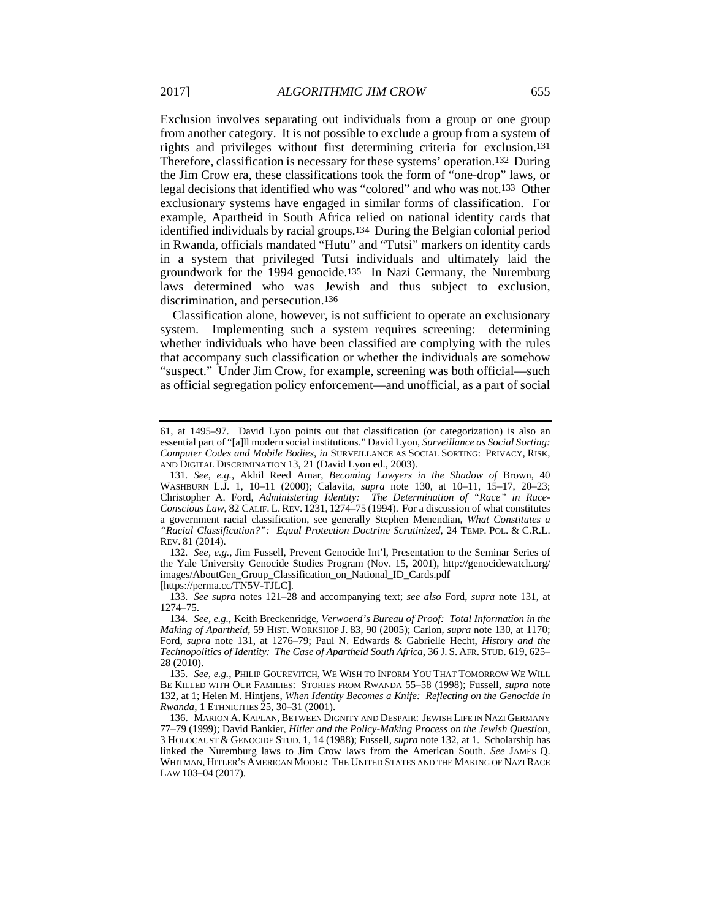Exclusion involves separating out individuals from a group or one group from another category. It is not possible to exclude a group from a system of rights and privileges without first determining criteria for exclusion.[131] Therefore, classification is necessary for these systems' operation.[132] During the Jim Crow era, these classifications took the form of "one-drop" laws, or legal decisions that identified who was "colored" and who was not.[133] Other exclusionary systems have engaged in similar forms of classification. For example, Apartheid in South Africa relied on national identity cards that identified individuals by racial groups.[134] During the Belgian colonial period in Rwanda, officials mandated "Hutu" and "Tutsi" markers on identity cards in a system that privileged Tutsi individuals and ultimately laid the groundwork for the 1994 genocide.[135] In Nazi Germany, the Nuremburg laws determined who was Jewish and thus subject to exclusion, discrimination, and persecution.[136]

Classification alone, however, is not sufficient to operate an exclusionary system. Implementing such a system requires screening: determining whether individuals who have been classified are complying with the rules that accompany such classification or whether the individuals are somehow "suspect." Under Jim Crow, for example, screening was both official—such as official segregation policy enforcement—and unofficial, as a part of social

---

61, at 1495–97. David Lyon points out that classification (or categorization) is also an essential part of "[a]ll modern social institutions." David Lyon, *Surveillance as Social Sorting: Computer Codes and Mobile Bodies*, *in* SURVEILLANCE AS SOCIAL SORTING: PRIVACY, RISK, AND DIGITAL DISCRIMINATION 13, 21 (David Lyon ed., 2003).

131. *See, e.g.*, Akhil Reed Amar, *Becoming Lawyers in the Shadow of* Brown, 40 WASHBURN L.J. 1, 10–11 (2000); Calavita, *supra* note 130, at 10–11, 15–17, 20–23; Christopher A. Ford, *Administering Identity: The Determination of "Race" in Race-Conscious Law*, 82 CALIF. L. REV. 1231, 1274–75 (1994). For a discussion of what constitutes a government racial classification, see generally Stephen Menendian, *What Constitutes a "Racial Classification?": Equal Protection Doctrine Scrutinized*, 24 TEMP. POL. & C.R.L. REV. 81 (2014).

132. *See, e.g.*, Jim Fussell, Prevent Genocide Int'l, Presentation to the Seminar Series of the Yale University Genocide Studies Program (Nov. 15, 2001), http://genocidewatch.org/images/AboutGen_Group_Classification_on_National_ID_Cards.pdf [https://perma.cc/TN5V-TJLC].

133. *See supra* notes 121–28 and accompanying text; *see also* Ford, *supra* note 131, at 1274–75.

134. *See, e.g.*, Keith Breckenridge, *Verwoerd's Bureau of Proof: Total Information in the Making of Apartheid*, 59 HIST. WORKSHOP J. 83, 90 (2005); Carlon, *supra* note 130, at 1170; Ford, *supra* note 131, at 1276–79; Paul N. Edwards & Gabrielle Hecht, *History and the Technopolitics of Identity: The Case of Apartheid South Africa*, 36 J. S. AFR. STUD. 619, 625–28 (2010).

135. *See, e.g.*, PHILIP GOUREVITCH, WE WISH TO INFORM YOU THAT TOMORROW WE WILL BE KILLED WITH OUR FAMILIES: STORIES FROM RWANDA 55–58 (1998); Fussell, *supra* note 132, at 1; Helen M. Hintjens, *When Identity Becomes a Knife: Reflecting on the Genocide in Rwanda*, 1 ETHNICITIES 25, 30–31 (2001).

136. MARION A. KAPLAN, BETWEEN DIGNITY AND DESPAIR: JEWISH LIFE IN NAZI GERMANY 77–79 (1999); David Bankier, *Hitler and the Policy-Making Process on the Jewish Question*, 3 HOLOCAUST & GENOCIDE STUD. 1, 14 (1988); Fussell, *supra* note 132, at 1. Scholarship has linked the Nuremburg laws to Jim Crow laws from the American South. *See* JAMES Q. WHITMAN, HITLER'S AMERICAN MODEL: THE UNITED STATES AND THE MAKING OF NAZI RACE LAW 103–04 (2017).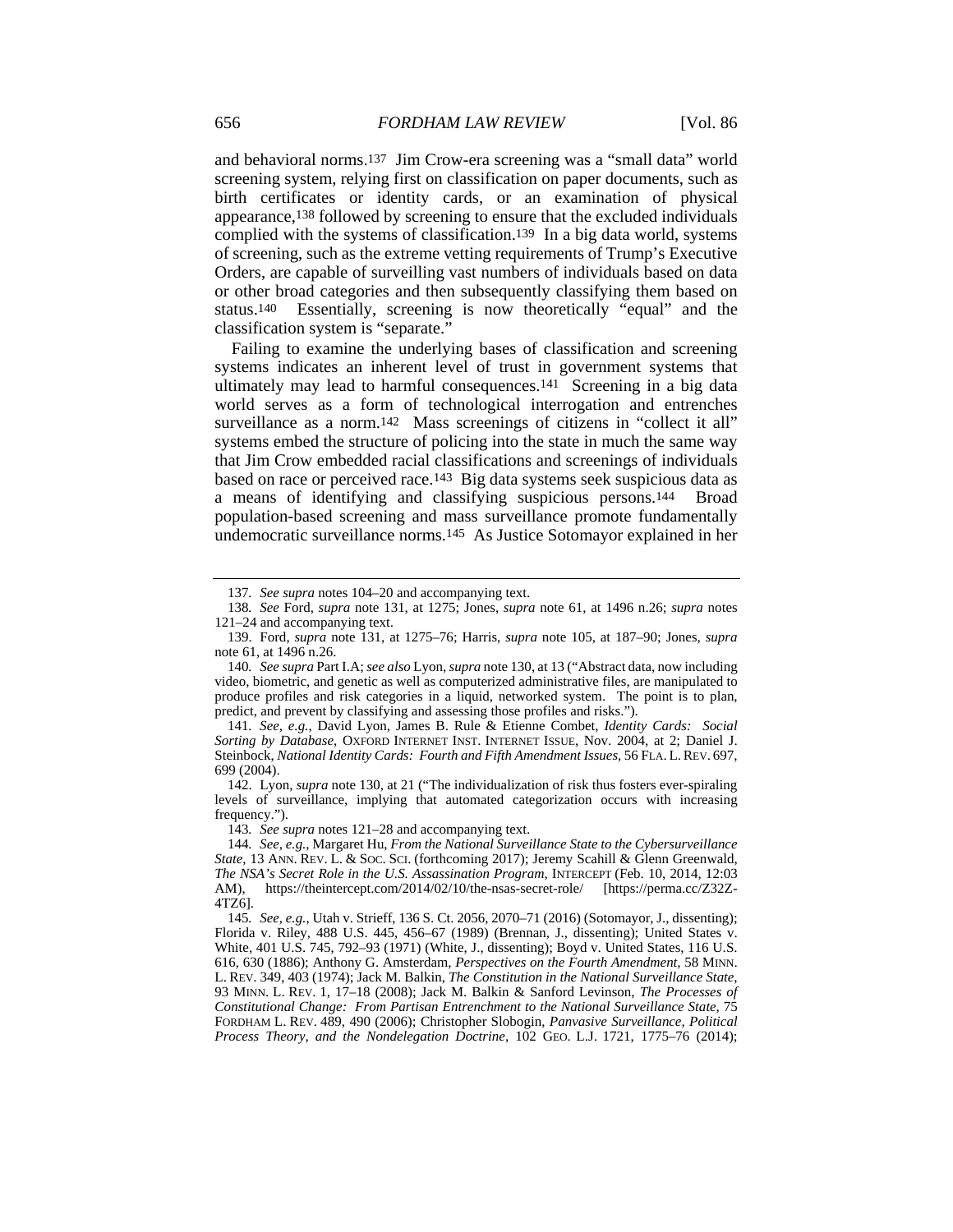and behavioral norms.[137] Jim Crow-era screening was a "small data" world screening system, relying first on classification on paper documents, such as birth certificates or identity cards, or an examination of physical appearance,[138] followed by screening to ensure that the excluded individuals complied with the systems of classification.[139] In a big data world, systems of screening, such as the extreme vetting requirements of Trump's Executive Orders, are capable of surveilling vast numbers of individuals based on data or other broad categories and then subsequently classifying them based on status.[140] Essentially, screening is now theoretically "equal" and the classification system is "separate."

Failing to examine the underlying bases of classification and screening systems indicates an inherent level of trust in government systems that ultimately may lead to harmful consequences.[141] Screening in a big data world serves as a form of technological interrogation and entrenches surveillance as a norm.[142] Mass screenings of citizens in "collect it all" systems embed the structure of policing into the state in much the same way that Jim Crow embedded racial classifications and screenings of individuals based on race or perceived race.[143] Big data systems seek suspicious data as a means of identifying and classifying suspicious persons.[144] Broad population-based screening and mass surveillance promote fundamentally undemocratic surveillance norms.[145] As Justice Sotomayor explained in her

---

137. *See supra* notes 104–20 and accompanying text.

138. *See* Ford, *supra* note 131, at 1275; Jones, *supra* note 61, at 1496 n.26; *supra* notes 121–24 and accompanying text.

139. Ford, *supra* note 131, at 1275–76; Harris, *supra* note 105, at 187–90; Jones, *supra* note 61, at 1496 n.26.

140. *See supra* Part I.A; *see also* Lyon, *supra* note 130, at 13 ("Abstract data, now including video, biometric, and genetic as well as computerized administrative files, are manipulated to produce profiles and risk categories in a liquid, networked system. The point is to plan, predict, and prevent by classifying and assessing those profiles and risks.").

141. *See, e.g.*, David Lyon, James B. Rule & Etienne Combet, *Identity Cards: Social Sorting by Database*, OXFORD INTERNET INST. INTERNET ISSUE, Nov. 2004, at 2; Daniel J. Steinbock, *National Identity Cards: Fourth and Fifth Amendment Issues*, 56 FLA. L. REV. 697, 699 (2004).

142. Lyon, *supra* note 130, at 21 ("The individualization of risk thus fosters ever-spiraling levels of surveillance, implying that automated categorization occurs with increasing frequency.").

143. *See supra* notes 121–28 and accompanying text.

144. *See, e.g.*, Margaret Hu, *From the National Surveillance State to the Cybersurveillance State*, 13 ANN. REV. L. & SOC. SCI. (forthcoming 2017); Jeremy Scahill & Glenn Greenwald, *The NSA's Secret Role in the U.S. Assassination Program*, INTERCEPT (Feb. 10, 2014, 12:03 AM), https://theintercept.com/2014/02/10/the-nsas-secret-role/ [https://perma.cc/Z32Z-4TZ6].

145. *See, e.g.*, Utah v. Strieff, 136 S. Ct. 2056, 2070–71 (2016) (Sotomayor, J., dissenting); Florida v. Riley, 488 U.S. 445, 456–67 (1989) (Brennan, J., dissenting); United States v. White, 401 U.S. 745, 792–93 (1971) (White, J., dissenting); Boyd v. United States, 116 U.S. 616, 630 (1886); Anthony G. Amsterdam, *Perspectives on the Fourth Amendment*, 58 MINN. L. REV. 349, 403 (1974); Jack M. Balkin, *The Constitution in the National Surveillance State*, 93 MINN. L. REV. 1, 17–18 (2008); Jack M. Balkin & Sanford Levinson, *The Processes of Constitutional Change: From Partisan Entrenchment to the National Surveillance State*, 75 FORDHAM L. REV. 489, 490 (2006); Christopher Slobogin, *Panvasive Surveillance, Political Process Theory, and the Nondelegation Doctrine*, 102 GEO. L.J. 1721, 1775–76 (2014);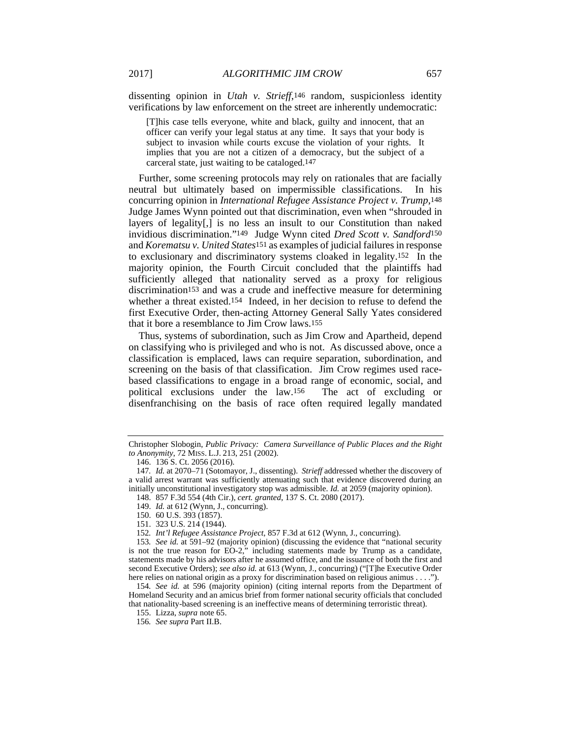dissenting opinion in *Utah v. Strieff*,[146] random, suspicionless identity verifications by law enforcement on the street are inherently undemocratic:

> [T]his case tells everyone, white and black, guilty and innocent, that an officer can verify your legal status at any time. It says that your body is subject to invasion while courts excuse the violation of your rights. It implies that you are not a citizen of a democracy, but the subject of a carceral state, just waiting to be cataloged.[147]

Further, some screening protocols may rely on rationales that are facially neutral but ultimately based on impermissible classifications. In his concurring opinion in *International Refugee Assistance Project v. Trump*,[148] Judge James Wynn pointed out that discrimination, even when "shrouded in layers of legality[,] is no less an insult to our Constitution than naked invidious discrimination."[149] Judge Wynn cited *Dred Scott v. Sandford*[150] and *Korematsu v. United States*[151] as examples of judicial failures in response to exclusionary and discriminatory systems cloaked in legality.[152] In the majority opinion, the Fourth Circuit concluded that the plaintiffs had sufficiently alleged that nationality served as a proxy for religious discrimination[153] and was a crude and ineffective measure for determining whether a threat existed.[154] Indeed, in her decision to refuse to defend the first Executive Order, then-acting Attorney General Sally Yates considered that it bore a resemblance to Jim Crow laws.[155]

Thus, systems of subordination, such as Jim Crow and Apartheid, depend on classifying who is privileged and who is not. As discussed above, once a classification is emplaced, laws can require separation, subordination, and screening on the basis of that classification. Jim Crow regimes used race-based classifications to engage in a broad range of economic, social, and political exclusions under the law.[156] The act of excluding or disenfranchising on the basis of race often required legally mandated

---

Christopher Slobogin, *Public Privacy: Camera Surveillance of Public Places and the Right to Anonymity*, 72 MISS. L.J. 213, 251 (2002).

146. 136 S. Ct. 2056 (2016).

147. *Id.* at 2070–71 (Sotomayor, J., dissenting). *Strieff* addressed whether the discovery of a valid arrest warrant was sufficiently attenuating such that evidence discovered during an initially unconstitutional investigatory stop was admissible. *Id.* at 2059 (majority opinion).

148. 857 F.3d 554 (4th Cir.), *cert. granted*, 137 S. Ct. 2080 (2017).

149. *Id.* at 612 (Wynn, J., concurring).

150. 60 U.S. 393 (1857).

151. 323 U.S. 214 (1944).

152. *Int'l Refugee Assistance Project*, 857 F.3d at 612 (Wynn, J., concurring).

153. *See id.* at 591–92 (majority opinion) (discussing the evidence that "national security is not the true reason for EO-2," including statements made by Trump as a candidate, statements made by his advisors after he assumed office, and the issuance of both the first and second Executive Orders); *see also id.* at 613 (Wynn, J., concurring) ("[T]he Executive Order here relies on national origin as a proxy for discrimination based on religious animus . . . .").

154. *See id.* at 596 (majority opinion) (citing internal reports from the Department of Homeland Security and an amicus brief from former national security officials that concluded that nationality-based screening is an ineffective means of determining terroristic threat).

155. Lizza, *supra* note 65.

156. *See supra* Part II.B.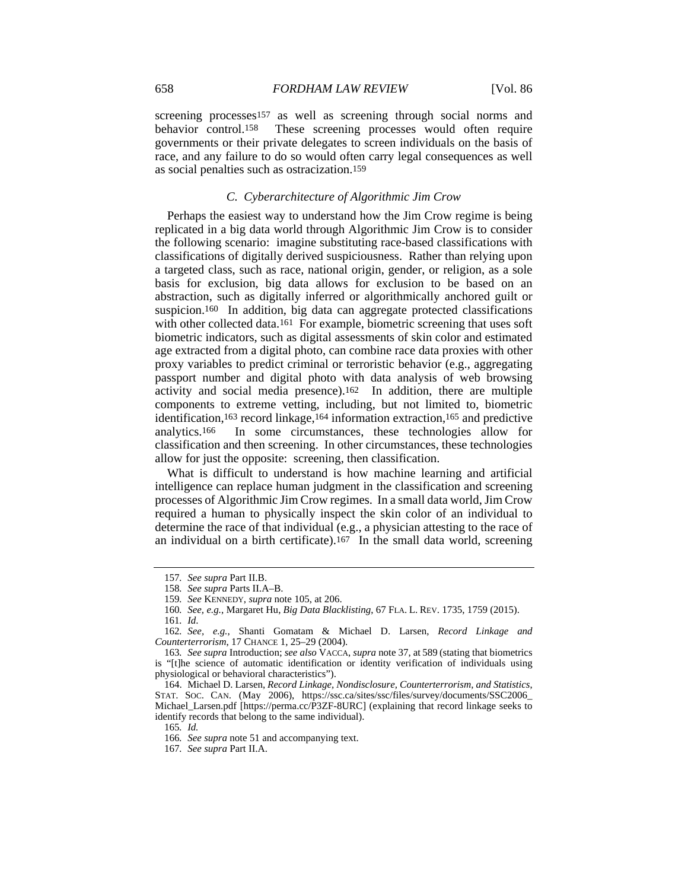screening processes[157] as well as screening through social norms and behavior control.[158] These screening processes would often require governments or their private delegates to screen individuals on the basis of race, and any failure to do so would often carry legal consequences as well as social penalties such as ostracization.[159]

### *C. Cyberarchitecture of Algorithmic Jim Crow*

Perhaps the easiest way to understand how the Jim Crow regime is being replicated in a big data world through Algorithmic Jim Crow is to consider the following scenario: imagine substituting race-based classifications with classifications of digitally derived suspiciousness. Rather than relying upon a targeted class, such as race, national origin, gender, or religion, as a sole basis for exclusion, big data allows for exclusion to be based on an abstraction, such as digitally inferred or algorithmically anchored guilt or suspicion.[160] In addition, big data can aggregate protected classifications with other collected data.[161] For example, biometric screening that uses soft biometric indicators, such as digital assessments of skin color and estimated age extracted from a digital photo, can combine race data proxies with other proxy variables to predict criminal or terroristic behavior (e.g., aggregating passport number and digital photo with data analysis of web browsing activity and social media presence).[162] In addition, there are multiple components to extreme vetting, including, but not limited to, biometric identification,[163] record linkage,[164] information extraction,[165] and predictive analytics.[166] In some circumstances, these technologies allow for classification and then screening. In other circumstances, these technologies allow for just the opposite: screening, then classification.

What is difficult to understand is how machine learning and artificial intelligence can replace human judgment in the classification and screening processes of Algorithmic Jim Crow regimes. In a small data world, Jim Crow required a human to physically inspect the skin color of an individual to determine the race of that individual (e.g., a physician attesting to the race of an individual on a birth certificate).[167] In the small data world, screening

---

157. *See supra* Part II.B.

158. *See supra* Parts II.A–B.

159. *See* KENNEDY, *supra* note 105, at 206.

160. *See, e.g.*, Margaret Hu, *Big Data Blacklisting*, 67 FLA. L. REV. 1735, 1759 (2015).

161. *Id*.

162. *See, e.g.*, Shanti Gomatam & Michael D. Larsen, *Record Linkage and Counterterrorism*, 17 CHANCE 1, 25–29 (2004).

163. *See supra* Introduction; *see also* VACCA, *supra* note 37, at 589 (stating that biometrics is "[t]he science of automatic identification or identity verification of individuals using physiological or behavioral characteristics").

164. Michael D. Larsen, *Record Linkage, Nondisclosure, Counterterrorism, and Statistics*, STAT. SOC. CAN. (May 2006), https://ssc.ca/sites/ssc/files/survey/documents/SSC2006_Michael_Larsen.pdf [https://perma.cc/P3ZF-8URC] (explaining that record linkage seeks to identify records that belong to the same individual).

165. *Id.*

166. *See supra* note 51 and accompanying text.

167. *See supra* Part II.A.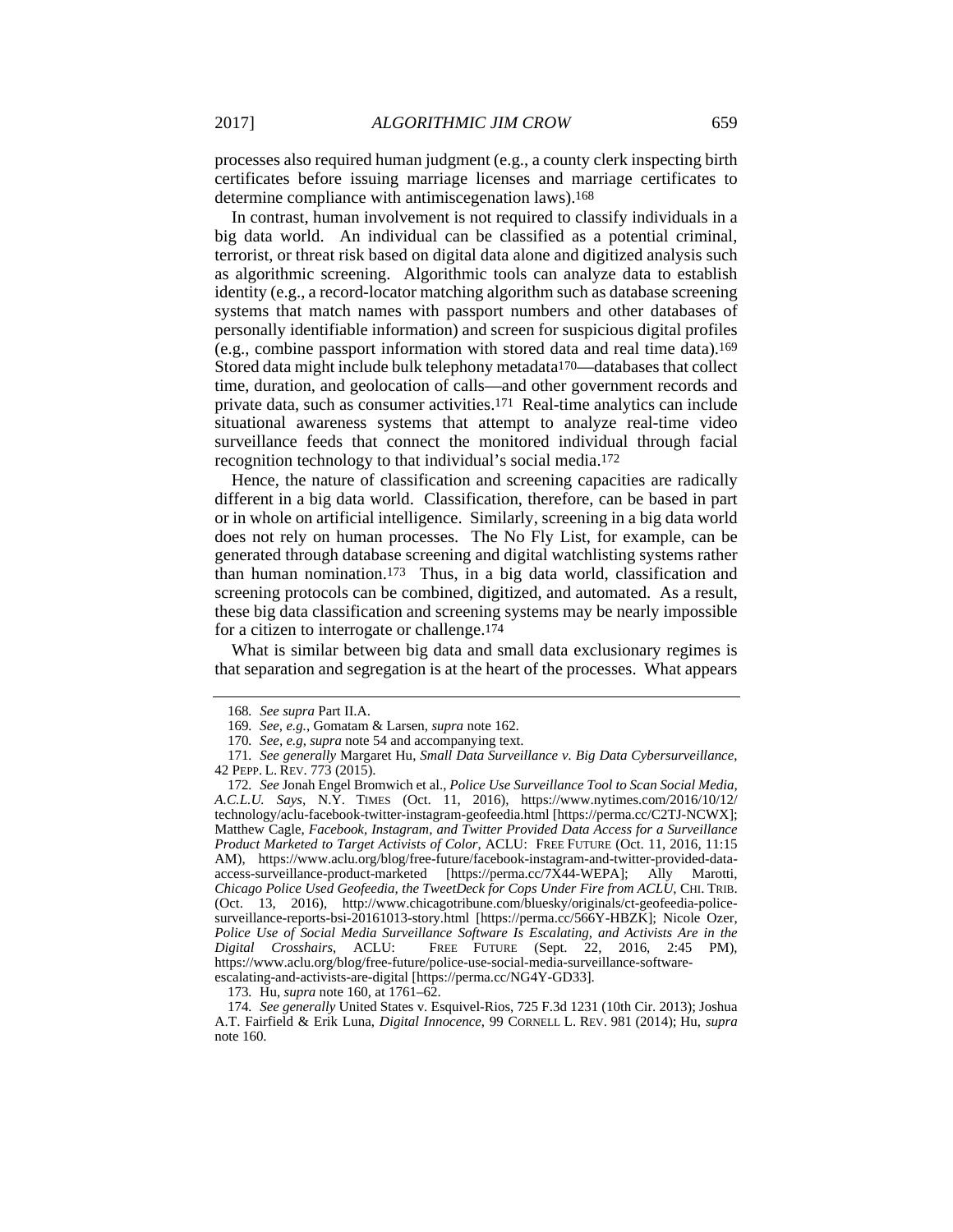processes also required human judgment (e.g., a county clerk inspecting birth certificates before issuing marriage licenses and marriage certificates to determine compliance with antimiscegenation laws).[168]

In contrast, human involvement is not required to classify individuals in a big data world. An individual can be classified as a potential criminal, terrorist, or threat risk based on digital data alone and digitized analysis such as algorithmic screening. Algorithmic tools can analyze data to establish identity (e.g., a record-locator matching algorithm such as database screening systems that match names with passport numbers and other databases of personally identifiable information) and screen for suspicious digital profiles (e.g., combine passport information with stored data and real time data).[169] Stored data might include bulk telephony metadata[170]—databases that collect time, duration, and geolocation of calls—and other government records and private data, such as consumer activities.[171] Real-time analytics can include situational awareness systems that attempt to analyze real-time video surveillance feeds that connect the monitored individual through facial recognition technology to that individual's social media.[172]

Hence, the nature of classification and screening capacities are radically different in a big data world. Classification, therefore, can be based in part or in whole on artificial intelligence. Similarly, screening in a big data world does not rely on human processes. The No Fly List, for example, can be generated through database screening and digital watchlisting systems rather than human nomination.[173] Thus, in a big data world, classification and screening protocols can be combined, digitized, and automated. As a result, these big data classification and screening systems may be nearly impossible for a citizen to interrogate or challenge.[174]

What is similar between big data and small data exclusionary regimes is that separation and segregation is at the heart of the processes. What appears

---

168. *See supra* Part II.A.

169. *See, e.g.*, Gomatam & Larsen, *supra* note 162.

170. *See, e.g*, *supra* note 54 and accompanying text.

171. *See generally* Margaret Hu, *Small Data Surveillance v. Big Data Cybersurveillance*, 42 PEPP. L. REV. 773 (2015).

172. *See* Jonah Engel Bromwich et al., *Police Use Surveillance Tool to Scan Social Media, A.C.L.U. Says*, N.Y. TIMES (Oct. 11, 2016), https://www.nytimes.com/2016/10/12/technology/aclu-facebook-twitter-instagram-geofeedia.html [https://perma.cc/C2TJ-NCWX]; Matthew Cagle, *Facebook, Instagram, and Twitter Provided Data Access for a Surveillance Product Marketed to Target Activists of Color*, ACLU: FREE FUTURE (Oct. 11, 2016, 11:15 AM), https://www.aclu.org/blog/free-future/facebook-instagram-and-twitter-provided-data-access-surveillance-product-marketed [https://perma.cc/7X44-WEPA]; Ally Marotti, *Chicago Police Used Geofeedia, the TweetDeck for Cops Under Fire from ACLU*, CHI. TRIB. (Oct. 13, 2016), http://www.chicagotribune.com/bluesky/originals/ct-geofeedia-police-surveillance-reports-bsi-20161013-story.html [https://perma.cc/566Y-HBZK]; Nicole Ozer, *Police Use of Social Media Surveillance Software Is Escalating, and Activists Are in the Digital Crosshairs*, ACLU: FREE FUTURE (Sept. 22, 2016, 2:45 PM), https://www.aclu.org/blog/free-future/police-use-social-media-surveillance-software-escalating-and-activists-are-digital [https://perma.cc/NG4Y-GD33].

173. Hu, *supra* note 160, at 1761–62.

174. *See generally* United States v. Esquivel-Rios, 725 F.3d 1231 (10th Cir. 2013); Joshua A.T. Fairfield & Erik Luna, *Digital Innocence*, 99 CORNELL L. REV. 981 (2014); Hu, *supra* note 160.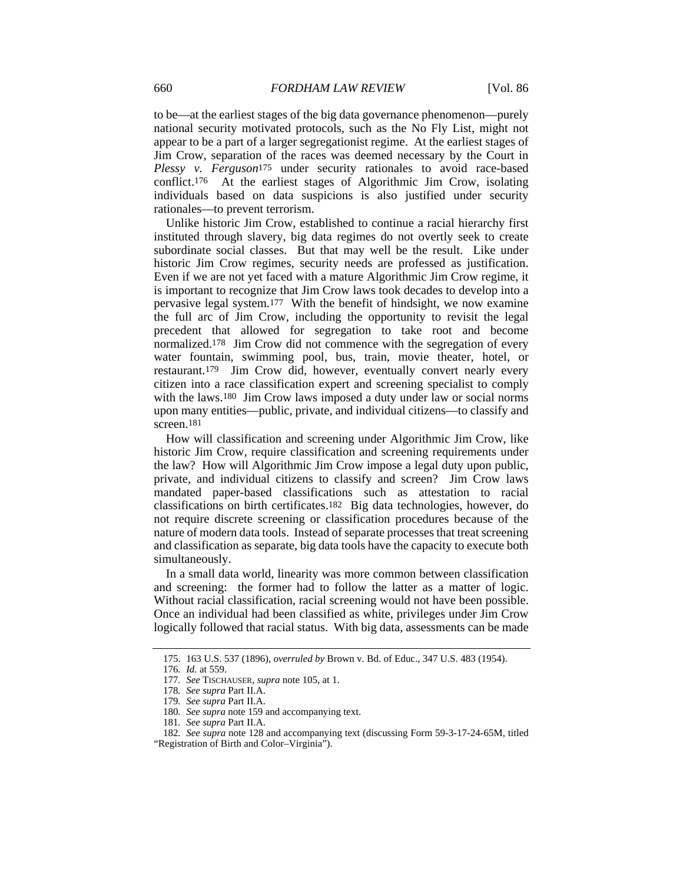to be—at the earliest stages of the big data governance phenomenon—purely national security motivated protocols, such as the No Fly List, might not appear to be a part of a larger segregationist regime. At the earliest stages of Jim Crow, separation of the races was deemed necessary by the Court in *Plessy v. Ferguson*[175] under security rationales to avoid race-based conflict.[176] At the earliest stages of Algorithmic Jim Crow, isolating individuals based on data suspicions is also justified under security rationales—to prevent terrorism.

Unlike historic Jim Crow, established to continue a racial hierarchy first instituted through slavery, big data regimes do not overtly seek to create subordinate social classes. But that may well be the result. Like under historic Jim Crow regimes, security needs are professed as justification. Even if we are not yet faced with a mature Algorithmic Jim Crow regime, it is important to recognize that Jim Crow laws took decades to develop into a pervasive legal system.[177] With the benefit of hindsight, we now examine the full arc of Jim Crow, including the opportunity to revisit the legal precedent that allowed for segregation to take root and become normalized.[178] Jim Crow did not commence with the segregation of every water fountain, swimming pool, bus, train, movie theater, hotel, or restaurant.[179] Jim Crow did, however, eventually convert nearly every citizen into a race classification expert and screening specialist to comply with the laws.[180] Jim Crow laws imposed a duty under law or social norms upon many entities—public, private, and individual citizens—to classify and screen.[181]

How will classification and screening under Algorithmic Jim Crow, like historic Jim Crow, require classification and screening requirements under the law? How will Algorithmic Jim Crow impose a legal duty upon public, private, and individual citizens to classify and screen? Jim Crow laws mandated paper-based classifications such as attestation to racial classifications on birth certificates.[182] Big data technologies, however, do not require discrete screening or classification procedures because of the nature of modern data tools. Instead of separate processes that treat screening and classification as separate, big data tools have the capacity to execute both simultaneously.

In a small data world, linearity was more common between classification and screening: the former had to follow the latter as a matter of logic. Without racial classification, racial screening would not have been possible. Once an individual had been classified as white, privileges under Jim Crow logically followed that racial status. With big data, assessments can be made

175. 163 U.S. 537 (1896), *overruled by* Brown v. Bd. of Educ., 347 U.S. 483 (1954).

176. *Id.* at 559.

177. *See* TISCHAUSER, *supra* note 105, at 1.

178. *See supra* Part II.A.

179. *See supra* Part II.A.

180. *See supra* note 159 and accompanying text.

181. *See supra* Part II.A.

182. *See supra* note 128 and accompanying text (discussing Form 59-3-17-24-65M, titled "Registration of Birth and Color–Virginia").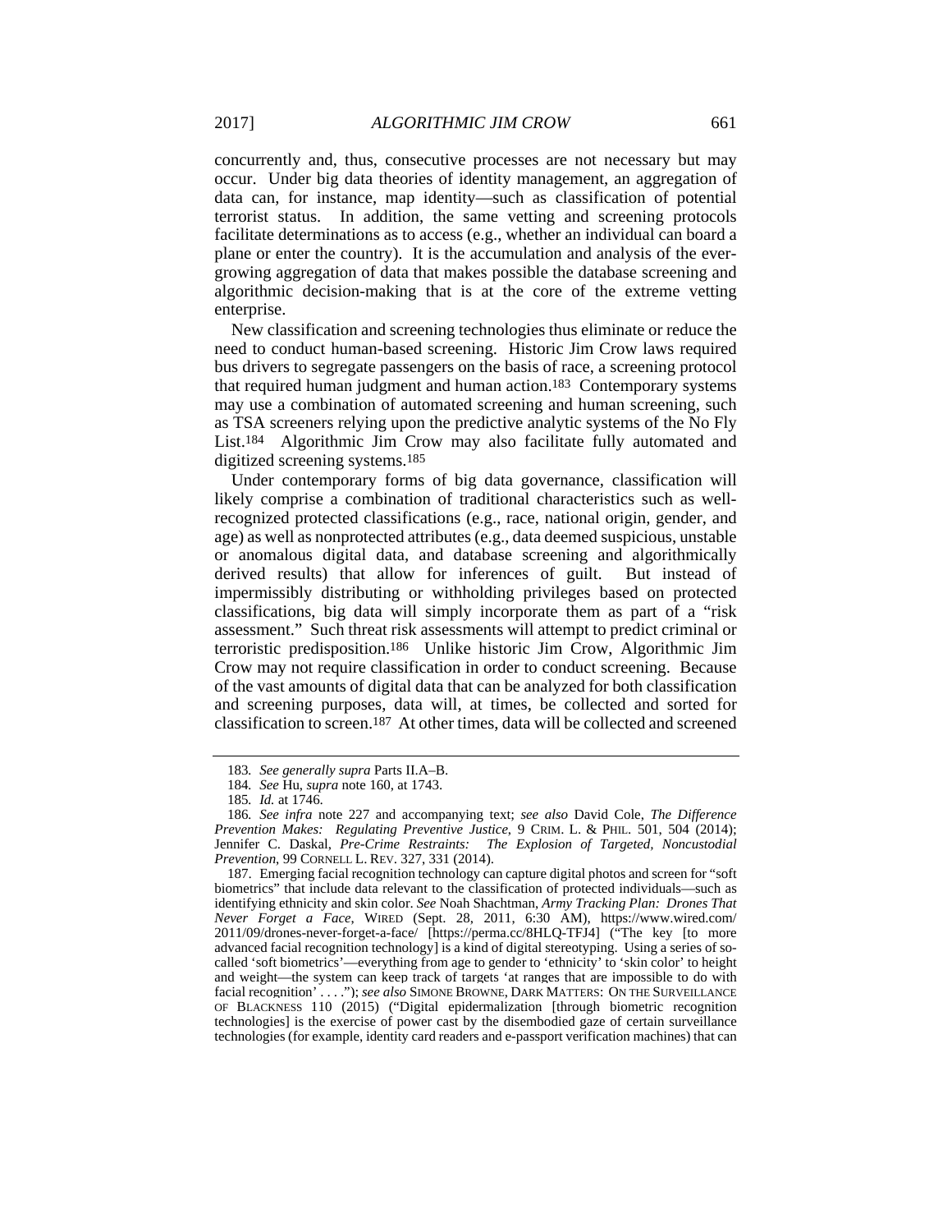concurrently and, thus, consecutive processes are not necessary but may occur. Under big data theories of identity management, an aggregation of data can, for instance, map identity—such as classification of potential terrorist status. In addition, the same vetting and screening protocols facilitate determinations as to access (e.g., whether an individual can board a plane or enter the country). It is the accumulation and analysis of the ever-growing aggregation of data that makes possible the database screening and algorithmic decision-making that is at the core of the extreme vetting enterprise.

New classification and screening technologies thus eliminate or reduce the need to conduct human-based screening. Historic Jim Crow laws required bus drivers to segregate passengers on the basis of race, a screening protocol that required human judgment and human action.[183] Contemporary systems may use a combination of automated screening and human screening, such as TSA screeners relying upon the predictive analytic systems of the No Fly List.[184] Algorithmic Jim Crow may also facilitate fully automated and digitized screening systems.[185]

Under contemporary forms of big data governance, classification will likely comprise a combination of traditional characteristics such as well-recognized protected classifications (e.g., race, national origin, gender, and age) as well as nonprotected attributes (e.g., data deemed suspicious, unstable or anomalous digital data, and database screening and algorithmically derived results) that allow for inferences of guilt. But instead of impermissibly distributing or withholding privileges based on protected classifications, big data will simply incorporate them as part of a "risk assessment." Such threat risk assessments will attempt to predict criminal or terroristic predisposition.[186] Unlike historic Jim Crow, Algorithmic Jim Crow may not require classification in order to conduct screening. Because of the vast amounts of digital data that can be analyzed for both classification and screening purposes, data will, at times, be collected and sorted for classification to screen.[187] At other times, data will be collected and screened

---

183. *See generally supra* Parts II.A–B.

184. *See* Hu, *supra* note 160, at 1743.

185. *Id.* at 1746.

186. *See infra* note 227 and accompanying text; *see also* David Cole, *The Difference Prevention Makes: Regulating Preventive Justice*, 9 CRIM. L. & PHIL. 501, 504 (2014); Jennifer C. Daskal, *Pre-Crime Restraints: The Explosion of Targeted, Noncustodial Prevention*, 99 CORNELL L. REV. 327, 331 (2014).

187. Emerging facial recognition technology can capture digital photos and screen for "soft biometrics" that include data relevant to the classification of protected individuals—such as identifying ethnicity and skin color. *See* Noah Shachtman, *Army Tracking Plan: Drones That Never Forget a Face*, WIRED (Sept. 28, 2011, 6:30 AM), https://www.wired.com/2011/09/drones-never-forget-a-face/ [https://perma.cc/8HLQ-TFJ4] ("The key [to more advanced facial recognition technology] is a kind of digital stereotyping. Using a series of so-called 'soft biometrics'—everything from age to gender to 'ethnicity' to 'skin color' to height and weight—the system can keep track of targets 'at ranges that are impossible to do with facial recognition' . . . ."); *see also* SIMONE BROWNE, DARK MATTERS: ON THE SURVEILLANCE OF BLACKNESS 110 (2015) ("Digital epidermalization [through biometric recognition technologies] is the exercise of power cast by the disembodied gaze of certain surveillance technologies (for example, identity card readers and e-passport verification machines) that can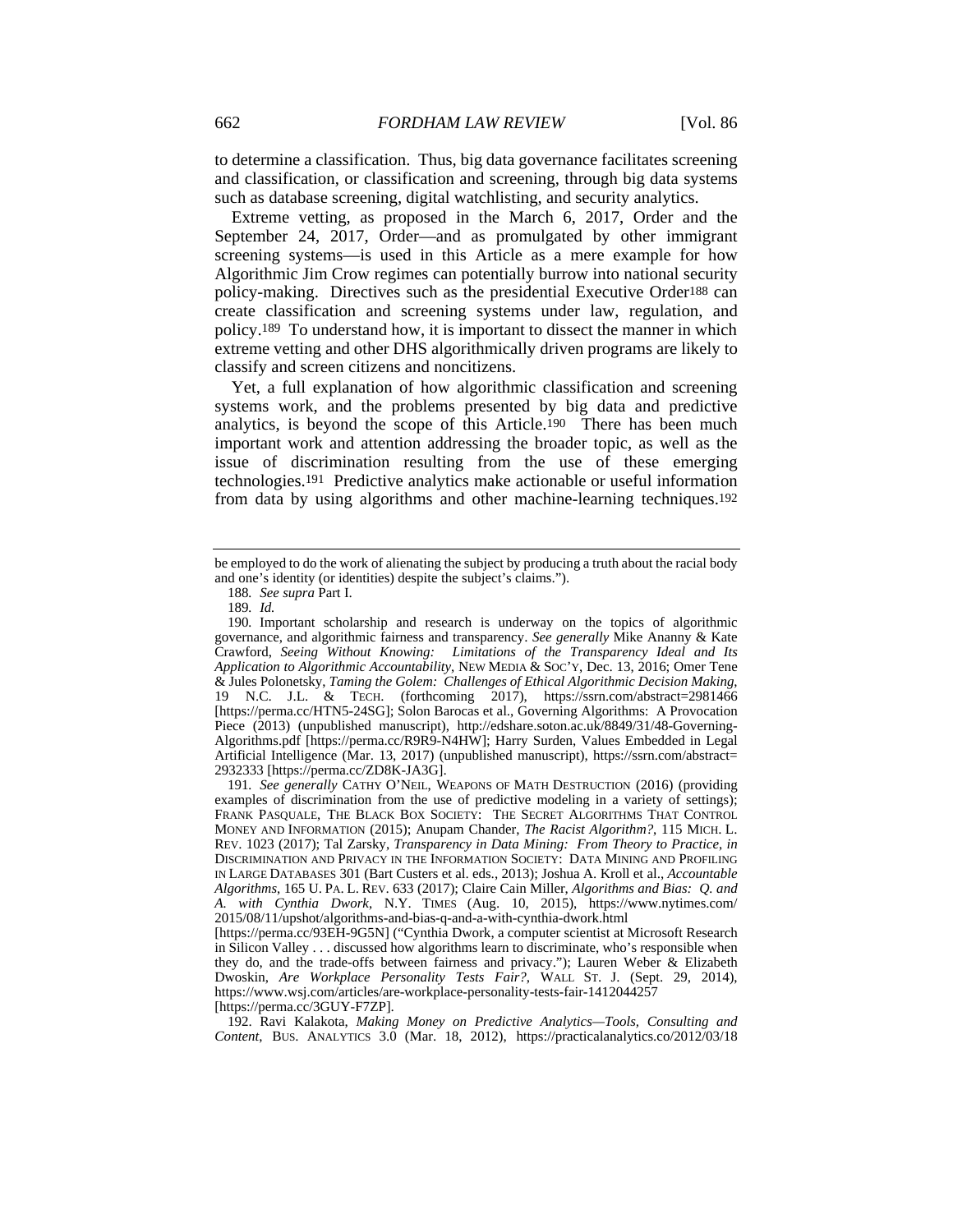to determine a classification. Thus, big data governance facilitates screening and classification, or classification and screening, through big data systems such as database screening, digital watchlisting, and security analytics.

Extreme vetting, as proposed in the March 6, 2017, Order and the September 24, 2017, Order—and as promulgated by other immigrant screening systems—is used in this Article as a mere example for how Algorithmic Jim Crow regimes can potentially burrow into national security policy-making. Directives such as the presidential Executive Order[188] can create classification and screening systems under law, regulation, and policy.[189] To understand how, it is important to dissect the manner in which extreme vetting and other DHS algorithmically driven programs are likely to classify and screen citizens and noncitizens.

Yet, a full explanation of how algorithmic classification and screening systems work, and the problems presented by big data and predictive analytics, is beyond the scope of this Article.[190] There has been much important work and attention addressing the broader topic, as well as the issue of discrimination resulting from the use of these emerging technologies.[191] Predictive analytics make actionable or useful information from data by using algorithms and other machine-learning techniques.[192]

---

be employed to do the work of alienating the subject by producing a truth about the racial body and one's identity (or identities) despite the subject's claims.").

188. *See supra* Part I.

189. *Id.*

190. Important scholarship and research is underway on the topics of algorithmic governance, and algorithmic fairness and transparency. *See generally* Mike Ananny & Kate Crawford, *Seeing Without Knowing: Limitations of the Transparency Ideal and Its Application to Algorithmic Accountability*, NEW MEDIA & SOC'Y, Dec. 13, 2016; Omer Tene & Jules Polonetsky, *Taming the Golem: Challenges of Ethical Algorithmic Decision Making*, 19 N.C. J.L. & TECH. (forthcoming 2017), https://ssrn.com/abstract=2981466 [https://perma.cc/HTN5-24SG]; Solon Barocas et al., Governing Algorithms: A Provocation Piece (2013) (unpublished manuscript), http://edshare.soton.ac.uk/8849/31/48-Governing-Algorithms.pdf [https://perma.cc/R9R9-N4HW]; Harry Surden, Values Embedded in Legal Artificial Intelligence (Mar. 13, 2017) (unpublished manuscript), https://ssrn.com/abstract=2932333 [https://perma.cc/ZD8K-JA3G].

191. *See generally* CATHY O'NEIL, WEAPONS OF MATH DESTRUCTION (2016) (providing examples of discrimination from the use of predictive modeling in a variety of settings); FRANK PASQUALE, THE BLACK BOX SOCIETY: THE SECRET ALGORITHMS THAT CONTROL MONEY AND INFORMATION (2015); Anupam Chander, *The Racist Algorithm?*, 115 MICH. L. REV. 1023 (2017); Tal Zarsky, *Transparency in Data Mining: From Theory to Practice*, *in* DISCRIMINATION AND PRIVACY IN THE INFORMATION SOCIETY: DATA MINING AND PROFILING IN LARGE DATABASES 301 (Bart Custers et al. eds., 2013); Joshua A. Kroll et al., *Accountable Algorithms*, 165 U. PA. L. REV. 633 (2017); Claire Cain Miller, *Algorithms and Bias: Q. and A. with Cynthia Dwork*, N.Y. TIMES (Aug. 10, 2015), https://www.nytimes.com/2015/08/11/upshot/algorithms-and-bias-q-and-a-with-cynthia-dwork.html [https://perma.cc/93EH-9G5N] ("Cynthia Dwork, a computer scientist at Microsoft Research in Silicon Valley . . . discussed how algorithms learn to discriminate, who's responsible when they do, and the trade-offs between fairness and privacy."); Lauren Weber & Elizabeth Dwoskin, *Are Workplace Personality Tests Fair?*, WALL ST. J. (Sept. 29, 2014), https://www.wsj.com/articles/are-workplace-personality-tests-fair-1412044257 [https://perma.cc/3GUY-F7ZP].

192. Ravi Kalakota, *Making Money on Predictive Analytics—Tools, Consulting and Content*, BUS. ANALYTICS 3.0 (Mar. 18, 2012), https://practicalanalytics.co/2012/03/18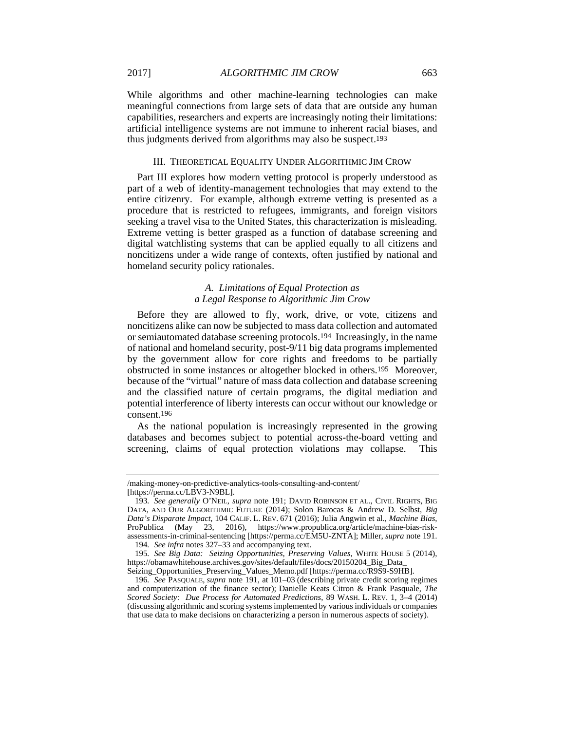While algorithms and other machine-learning technologies can make meaningful connections from large sets of data that are outside any human capabilities, researchers and experts are increasingly noting their limitations: artificial intelligence systems are not immune to inherent racial biases, and thus judgments derived from algorithms may also be suspect.[193]

## III. Theoretical Equality Under Algorithmic Jim Crow

Part III explores how modern vetting protocol is properly understood as part of a web of identity-management technologies that may extend to the entire citizenry. For example, although extreme vetting is presented as a procedure that is restricted to refugees, immigrants, and foreign visitors seeking a travel visa to the United States, this characterization is misleading. Extreme vetting is better grasped as a function of database screening and digital watchlisting systems that can be applied equally to all citizens and noncitizens under a wide range of contexts, often justified by national and homeland security policy rationales.

### *A. Limitations of Equal Protection as a Legal Response to Algorithmic Jim Crow*

Before they are allowed to fly, work, drive, or vote, citizens and noncitizens alike can now be subjected to mass data collection and automated or semiautomated database screening protocols.[194] Increasingly, in the name of national and homeland security, post-9/11 big data programs implemented by the government allow for core rights and freedoms to be partially obstructed in some instances or altogether blocked in others.[195] Moreover, because of the "virtual" nature of mass data collection and database screening and the classified nature of certain programs, the digital mediation and potential interference of liberty interests can occur without our knowledge or consent.[196]

As the national population is increasingly represented in the growing databases and becomes subject to potential across-the-board vetting and screening, claims of equal protection violations may collapse. This

---

/making-money-on-predictive-analytics-tools-consulting-and-content/ [https://perma.cc/LBV3-N9BL].

193. *See generally* O'Neil, *supra* note 191; David Robinson et al., Civil Rights, Big Data, and Our Algorithmic Future (2014); Solon Barocas & Andrew D. Selbst, *Big Data's Disparate Impact*, 104 Calif. L. Rev. 671 (2016); Julia Angwin et al., *Machine Bias*, ProPublica (May 23, 2016), https://www.propublica.org/article/machine-bias-risk-assessments-in-criminal-sentencing [https://perma.cc/EM5U-ZNTA]; Miller, *supra* note 191.

194. *See infra* notes 327–33 and accompanying text.

195. *See Big Data: Seizing Opportunities, Preserving Values*, White House 5 (2014), https://obamawhitehouse.archives.gov/sites/default/files/docs/20150204_Big_Data_Seizing_Opportunities_Preserving_Values_Memo.pdf [https://perma.cc/R9S9-S9HB].

196. *See* Pasquale, *supra* note 191, at 101–03 (describing private credit scoring regimes and computerization of the finance sector); Danielle Keats Citron & Frank Pasquale, *The Scored Society: Due Process for Automated Predictions*, 89 Wash. L. Rev. 1, 3–4 (2014) (discussing algorithmic and scoring systems implemented by various individuals or companies that use data to make decisions on characterizing a person in numerous aspects of society).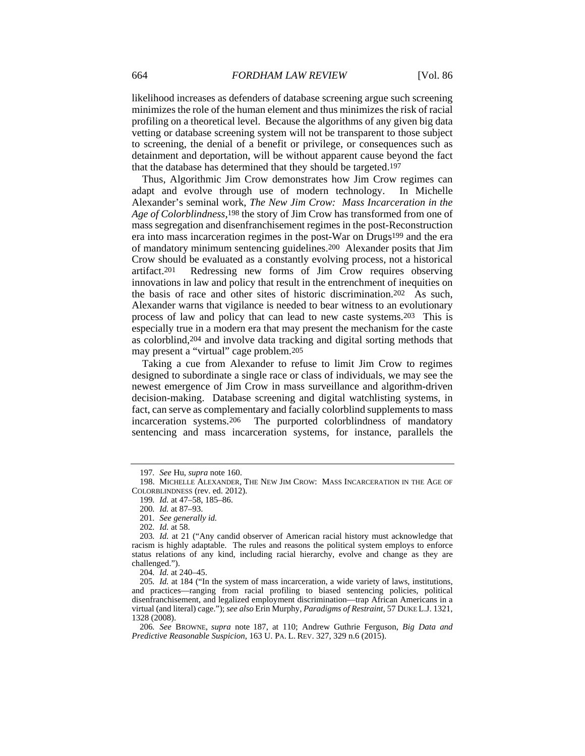likelihood increases as defenders of database screening argue such screening minimizes the role of the human element and thus minimizes the risk of racial profiling on a theoretical level. Because the algorithms of any given big data vetting or database screening system will not be transparent to those subject to screening, the denial of a benefit or privilege, or consequences such as detainment and deportation, will be without apparent cause beyond the fact that the database has determined that they should be targeted.[197]

Thus, Algorithmic Jim Crow demonstrates how Jim Crow regimes can adapt and evolve through use of modern technology. In Michelle Alexander's seminal work, *The New Jim Crow: Mass Incarceration in the Age of Colorblindness*,[198] the story of Jim Crow has transformed from one of mass segregation and disenfranchisement regimes in the post-Reconstruction era into mass incarceration regimes in the post-War on Drugs[199] and the era of mandatory minimum sentencing guidelines.[200] Alexander posits that Jim Crow should be evaluated as a constantly evolving process, not a historical artifact.[201] Redressing new forms of Jim Crow requires observing innovations in law and policy that result in the entrenchment of inequities on the basis of race and other sites of historic discrimination.[202] As such, Alexander warns that vigilance is needed to bear witness to an evolutionary process of law and policy that can lead to new caste systems.[203] This is especially true in a modern era that may present the mechanism for the caste as colorblind,[204] and involve data tracking and digital sorting methods that may present a "virtual" cage problem.[205]

Taking a cue from Alexander to refuse to limit Jim Crow to regimes designed to subordinate a single race or class of individuals, we may see the newest emergence of Jim Crow in mass surveillance and algorithm-driven decision-making. Database screening and digital watchlisting systems, in fact, can serve as complementary and facially colorblind supplements to mass incarceration systems.[206] The purported colorblindness of mandatory sentencing and mass incarceration systems, for instance, parallels the

---

197. *See* Hu, *supra* note 160.

198. MICHELLE ALEXANDER, THE NEW JIM CROW: MASS INCARCERATION IN THE AGE OF COLORBLINDNESS (rev. ed. 2012).

199. *Id.* at 47–58, 185–86.

200. *Id.* at 87–93.

201. *See generally id.*

202. *Id.* at 58.

203. *Id.* at 21 ("Any candid observer of American racial history must acknowledge that racism is highly adaptable. The rules and reasons the political system employs to enforce status relations of any kind, including racial hierarchy, evolve and change as they are challenged.").

204. *Id.* at 240–45.

205. *Id.* at 184 ("In the system of mass incarceration, a wide variety of laws, institutions, and practices—ranging from racial profiling to biased sentencing policies, political disenfranchisement, and legalized employment discrimination—trap African Americans in a virtual (and literal) cage."); *see also* Erin Murphy, *Paradigms of Restraint*, 57 DUKE L.J. 1321, 1328 (2008).

206. *See* BROWNE, *supra* note 187, at 110; Andrew Guthrie Ferguson, *Big Data and Predictive Reasonable Suspicion*, 163 U. PA. L. REV. 327, 329 n.6 (2015).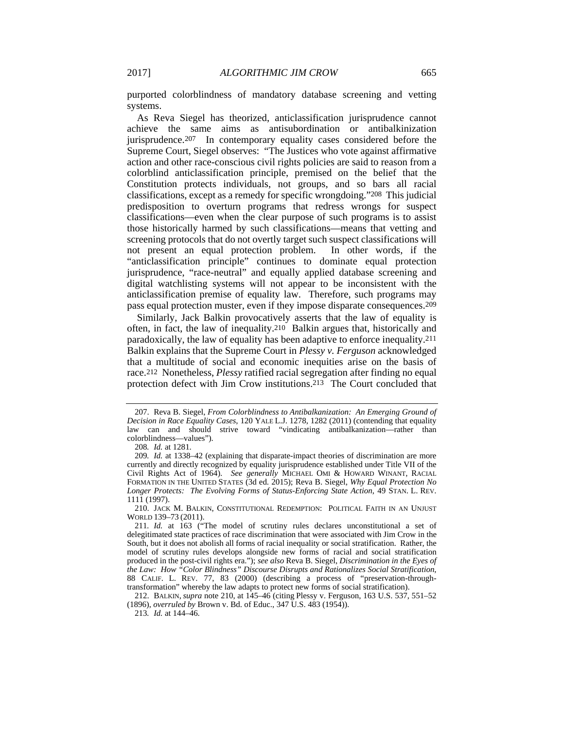purported colorblindness of mandatory database screening and vetting systems.

As Reva Siegel has theorized, anticlassification jurisprudence cannot achieve the same aims as antisubordination or antibalkinization jurisprudence.[207] In contemporary equality cases considered before the Supreme Court, Siegel observes: "The Justices who vote against affirmative action and other race-conscious civil rights policies are said to reason from a colorblind anticlassification principle, premised on the belief that the Constitution protects individuals, not groups, and so bars all racial classifications, except as a remedy for specific wrongdoing."[208] This judicial predisposition to overturn programs that redress wrongs for suspect classifications—even when the clear purpose of such programs is to assist those historically harmed by such classifications—means that vetting and screening protocols that do not overtly target such suspect classifications will not present an equal protection problem. In other words, if the "anticlassification principle" continues to dominate equal protection jurisprudence, "race-neutral" and equally applied database screening and digital watchlisting systems will not appear to be inconsistent with the anticlassification premise of equality law. Therefore, such programs may pass equal protection muster, even if they impose disparate consequences.[209]

Similarly, Jack Balkin provocatively asserts that the law of equality is often, in fact, the law of inequality.[210] Balkin argues that, historically and paradoxically, the law of equality has been adaptive to enforce inequality.[211] Balkin explains that the Supreme Court in *Plessy v. Ferguson* acknowledged that a multitude of social and economic inequities arise on the basis of race.[212] Nonetheless, *Plessy* ratified racial segregation after finding no equal protection defect with Jim Crow institutions.[213] The Court concluded that

---

207. Reva B. Siegel, *From Colorblindness to Antibalkanization: An Emerging Ground of Decision in Race Equality Cases*, 120 YALE L.J. 1278, 1282 (2011) (contending that equality law can and should strive toward "vindicating antibalkanization—rather than colorblindness—values").

208. *Id.* at 1281.

209. *Id.* at 1338–42 (explaining that disparate-impact theories of discrimination are more currently and directly recognized by equality jurisprudence established under Title VII of the Civil Rights Act of 1964). *See generally* MICHAEL OMI & HOWARD WINANT, RACIAL FORMATION IN THE UNITED STATES (3d ed. 2015); Reva B. Siegel, *Why Equal Protection No Longer Protects: The Evolving Forms of Status-Enforcing State Action*, 49 STAN. L. REV. 1111 (1997).

210. JACK M. BALKIN, CONSTITUTIONAL REDEMPTION: POLITICAL FAITH IN AN UNJUST WORLD 139–73 (2011).

211. *Id.* at 163 ("The model of scrutiny rules declares unconstitutional a set of delegitimated state practices of race discrimination that were associated with Jim Crow in the South, but it does not abolish all forms of racial inequality or social stratification. Rather, the model of scrutiny rules develops alongside new forms of racial and social stratification produced in the post-civil rights era."); *see also* Reva B. Siegel, *Discrimination in the Eyes of the Law: How "Color Blindness" Discourse Disrupts and Rationalizes Social Stratification*, 88 CALIF. L. REV. 77, 83 (2000) (describing a process of "preservation-through-transformation" whereby the law adapts to protect new forms of social stratification).

212. BALKIN, *supra* note 210, at 145–46 (citing Plessy v. Ferguson, 163 U.S. 537, 551–52 (1896), *overruled by* Brown v. Bd. of Educ., 347 U.S. 483 (1954)).

213. *Id.* at 144–46.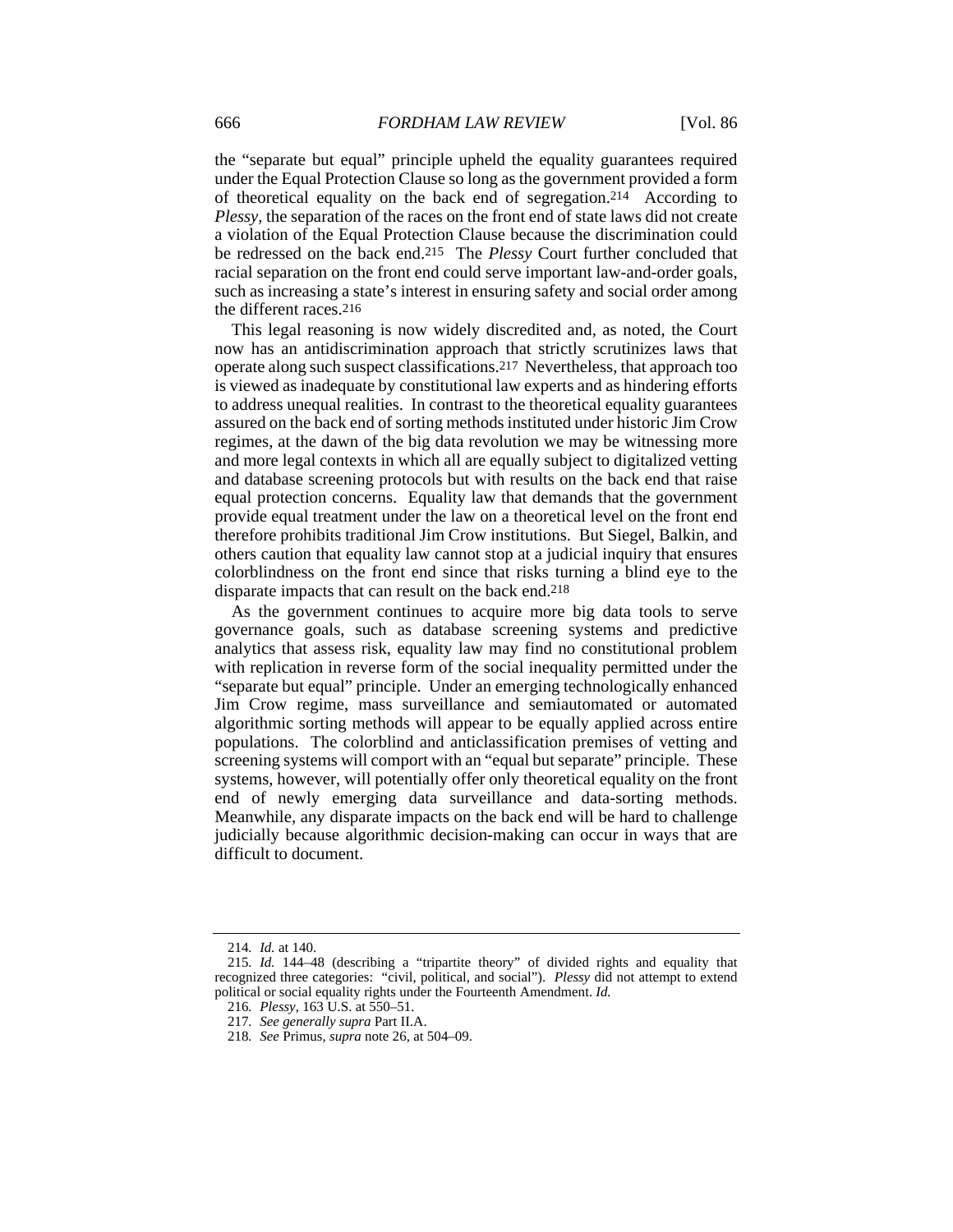the "separate but equal" principle upheld the equality guarantees required under the Equal Protection Clause so long as the government provided a form of theoretical equality on the back end of segregation.[214] According to *Plessy*, the separation of the races on the front end of state laws did not create a violation of the Equal Protection Clause because the discrimination could be redressed on the back end.[215] The *Plessy* Court further concluded that racial separation on the front end could serve important law-and-order goals, such as increasing a state's interest in ensuring safety and social order among the different races.[216]

This legal reasoning is now widely discredited and, as noted, the Court now has an antidiscrimination approach that strictly scrutinizes laws that operate along such suspect classifications.[217] Nevertheless, that approach too is viewed as inadequate by constitutional law experts and as hindering efforts to address unequal realities. In contrast to the theoretical equality guarantees assured on the back end of sorting methods instituted under historic Jim Crow regimes, at the dawn of the big data revolution we may be witnessing more and more legal contexts in which all are equally subject to digitalized vetting and database screening protocols but with results on the back end that raise equal protection concerns. Equality law that demands that the government provide equal treatment under the law on a theoretical level on the front end therefore prohibits traditional Jim Crow institutions. But Siegel, Balkin, and others caution that equality law cannot stop at a judicial inquiry that ensures colorblindness on the front end since that risks turning a blind eye to the disparate impacts that can result on the back end.[218]

As the government continues to acquire more big data tools to serve governance goals, such as database screening systems and predictive analytics that assess risk, equality law may find no constitutional problem with replication in reverse form of the social inequality permitted under the "separate but equal" principle. Under an emerging technologically enhanced Jim Crow regime, mass surveillance and semiautomated or automated algorithmic sorting methods will appear to be equally applied across entire populations. The colorblind and anticlassification premises of vetting and screening systems will comport with an "equal but separate" principle. These systems, however, will potentially offer only theoretical equality on the front end of newly emerging data surveillance and data-sorting methods. Meanwhile, any disparate impacts on the back end will be hard to challenge judicially because algorithmic decision-making can occur in ways that are difficult to document.

---

214. *Id.* at 140.

215. *Id.* 144–48 (describing a "tripartite theory" of divided rights and equality that recognized three categories: "civil, political, and social"). *Plessy* did not attempt to extend political or social equality rights under the Fourteenth Amendment. *Id.*

216. *Plessy*, 163 U.S. at 550–51.

217. *See generally supra* Part II.A.

218. *See* Primus, *supra* note 26, at 504–09.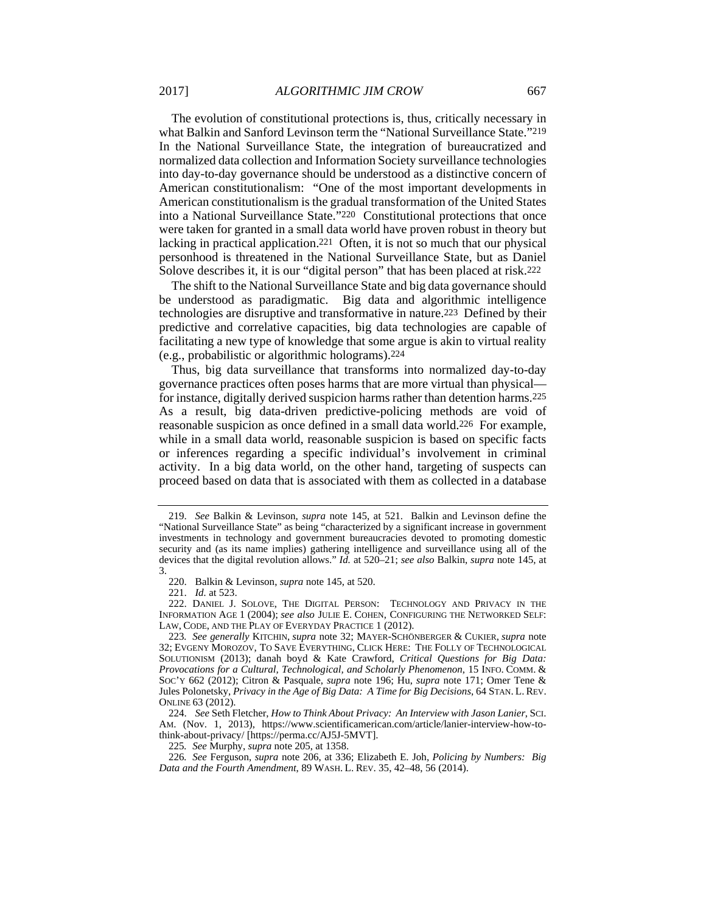The evolution of constitutional protections is, thus, critically necessary in what Balkin and Sanford Levinson term the "National Surveillance State."[219] In the National Surveillance State, the integration of bureaucratized and normalized data collection and Information Society surveillance technologies into day-to-day governance should be understood as a distinctive concern of American constitutionalism: "One of the most important developments in American constitutionalism is the gradual transformation of the United States into a National Surveillance State."[220] Constitutional protections that once were taken for granted in a small data world have proven robust in theory but lacking in practical application.[221] Often, it is not so much that our physical personhood is threatened in the National Surveillance State, but as Daniel Solove describes it, it is our "digital person" that has been placed at risk.[222]

The shift to the National Surveillance State and big data governance should be understood as paradigmatic. Big data and algorithmic intelligence technologies are disruptive and transformative in nature.[223] Defined by their predictive and correlative capacities, big data technologies are capable of facilitating a new type of knowledge that some argue is akin to virtual reality (e.g., probabilistic or algorithmic holograms).[224]

Thus, big data surveillance that transforms into normalized day-to-day governance practices often poses harms that are more virtual than physical—for instance, digitally derived suspicion harms rather than detention harms.[225] As a result, big data-driven predictive-policing methods are void of reasonable suspicion as once defined in a small data world.[226] For example, while in a small data world, reasonable suspicion is based on specific facts or inferences regarding a specific individual's involvement in criminal activity. In a big data world, on the other hand, targeting of suspects can proceed based on data that is associated with them as collected in a database

---

219. *See* Balkin & Levinson, *supra* note 145, at 521. Balkin and Levinson define the "National Surveillance State" as being "characterized by a significant increase in government investments in technology and government bureaucracies devoted to promoting domestic security and (as its name implies) gathering intelligence and surveillance using all of the devices that the digital revolution allows." *Id.* at 520–21; *see also* Balkin, *supra* note 145, at 3.

220. Balkin & Levinson, *supra* note 145, at 520.

221. *Id.* at 523.

222. DANIEL J. SOLOVE, THE DIGITAL PERSON: TECHNOLOGY AND PRIVACY IN THE INFORMATION AGE 1 (2004); *see also* JULIE E. COHEN, CONFIGURING THE NETWORKED SELF: LAW, CODE, AND THE PLAY OF EVERYDAY PRACTICE 1 (2012).

223. *See generally* KITCHIN, *supra* note 32; MAYER-SCHÖNBERGER & CUKIER, *supra* note 32; EVGENY MOROZOV, TO SAVE EVERYTHING, CLICK HERE: THE FOLLY OF TECHNOLOGICAL SOLUTIONISM (2013); danah boyd & Kate Crawford, *Critical Questions for Big Data: Provocations for a Cultural, Technological, and Scholarly Phenomenon*, 15 INFO. COMM. & SOC'Y 662 (2012); Citron & Pasquale, *supra* note 196; Hu, *supra* note 171; Omer Tene & Jules Polonetsky, *Privacy in the Age of Big Data: A Time for Big Decisions*, 64 STAN. L. REV. ONLINE 63 (2012).

224. *See* Seth Fletcher, *How to Think About Privacy: An Interview with Jason Lanier*, SCI. AM. (Nov. 1, 2013), https://www.scientificamerican.com/article/lanier-interview-how-to-think-about-privacy/ [https://perma.cc/AJ5J-5MVT].

225. *See* Murphy, *supra* note 205, at 1358.

226. *See* Ferguson, *supra* note 206, at 336; Elizabeth E. Joh, *Policing by Numbers: Big Data and the Fourth Amendment*, 89 WASH. L. REV. 35, 42–48, 56 (2014).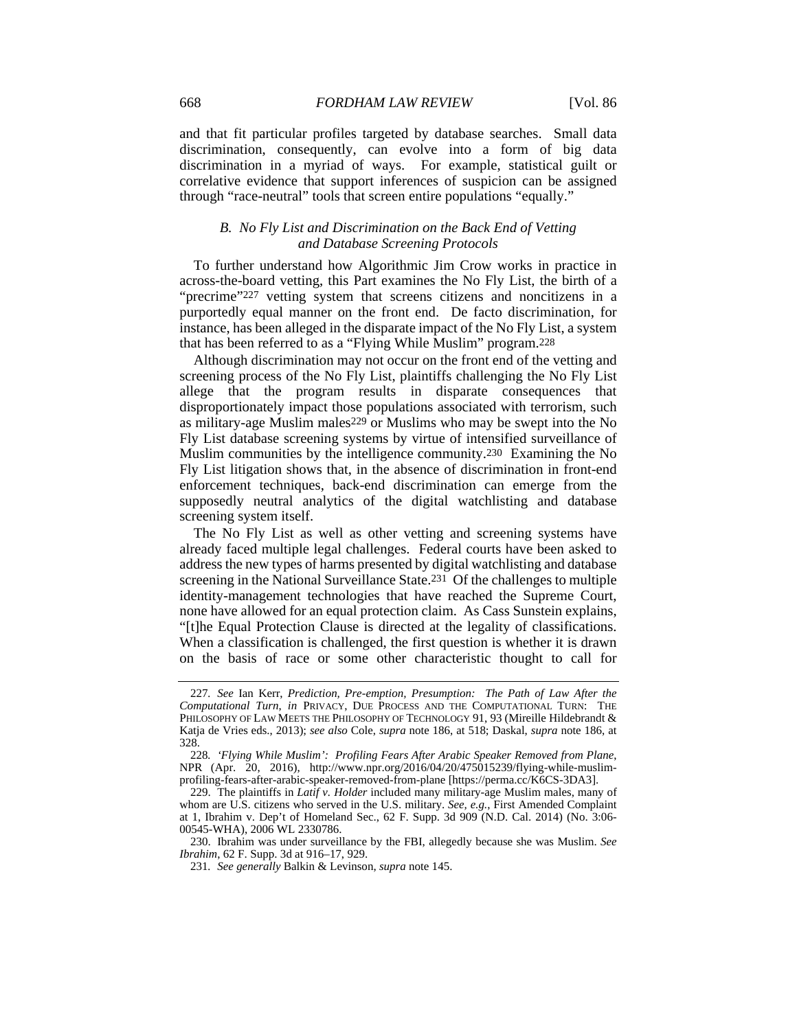and that fit particular profiles targeted by database searches. Small data discrimination, consequently, can evolve into a form of big data discrimination in a myriad of ways. For example, statistical guilt or correlative evidence that support inferences of suspicion can be assigned through "race-neutral" tools that screen entire populations "equally."

### *B. No Fly List and Discrimination on the Back End of Vetting and Database Screening Protocols*

To further understand how Algorithmic Jim Crow works in practice in across-the-board vetting, this Part examines the No Fly List, the birth of a "precrime"[227] vetting system that screens citizens and noncitizens in a purportedly equal manner on the front end. De facto discrimination, for instance, has been alleged in the disparate impact of the No Fly List, a system that has been referred to as a "Flying While Muslim" program.[228]

Although discrimination may not occur on the front end of the vetting and screening process of the No Fly List, plaintiffs challenging the No Fly List allege that the program results in disparate consequences that disproportionately impact those populations associated with terrorism, such as military-age Muslim males[229] or Muslims who may be swept into the No Fly List database screening systems by virtue of intensified surveillance of Muslim communities by the intelligence community.[230] Examining the No Fly List litigation shows that, in the absence of discrimination in front-end enforcement techniques, back-end discrimination can emerge from the supposedly neutral analytics of the digital watchlisting and database screening system itself.

The No Fly List as well as other vetting and screening systems have already faced multiple legal challenges. Federal courts have been asked to address the new types of harms presented by digital watchlisting and database screening in the National Surveillance State.[231] Of the challenges to multiple identity-management technologies that have reached the Supreme Court, none have allowed for an equal protection claim. As Cass Sunstein explains, "[t]he Equal Protection Clause is directed at the legality of classifications. When a classification is challenged, the first question is whether it is drawn on the basis of race or some other characteristic thought to call for

---

227. *See* Ian Kerr, *Prediction, Pre-emption, Presumption: The Path of Law After the Computational Turn*, *in* PRIVACY, DUE PROCESS AND THE COMPUTATIONAL TURN: THE PHILOSOPHY OF LAW MEETS THE PHILOSOPHY OF TECHNOLOGY 91, 93 (Mireille Hildebrandt & Katja de Vries eds., 2013); *see also* Cole, *supra* note 186, at 518; Daskal, *supra* note 186, at 328.

228. *'Flying While Muslim': Profiling Fears After Arabic Speaker Removed from Plane*, NPR (Apr. 20, 2016), http://www.npr.org/2016/04/20/475015239/flying-while-muslim-profiling-fears-after-arabic-speaker-removed-from-plane [https://perma.cc/K6CS-3DA3].

229. The plaintiffs in *Latif v. Holder* included many military-age Muslim males, many of whom are U.S. citizens who served in the U.S. military. *See, e.g.*, First Amended Complaint at 1, Ibrahim v. Dep't of Homeland Sec., 62 F. Supp. 3d 909 (N.D. Cal. 2014) (No. 3:06-00545-WHA), 2006 WL 2330786.

230. Ibrahim was under surveillance by the FBI, allegedly because she was Muslim. *See Ibrahim*, 62 F. Supp. 3d at 916–17, 929.

231. *See generally* Balkin & Levinson, *supra* note 145.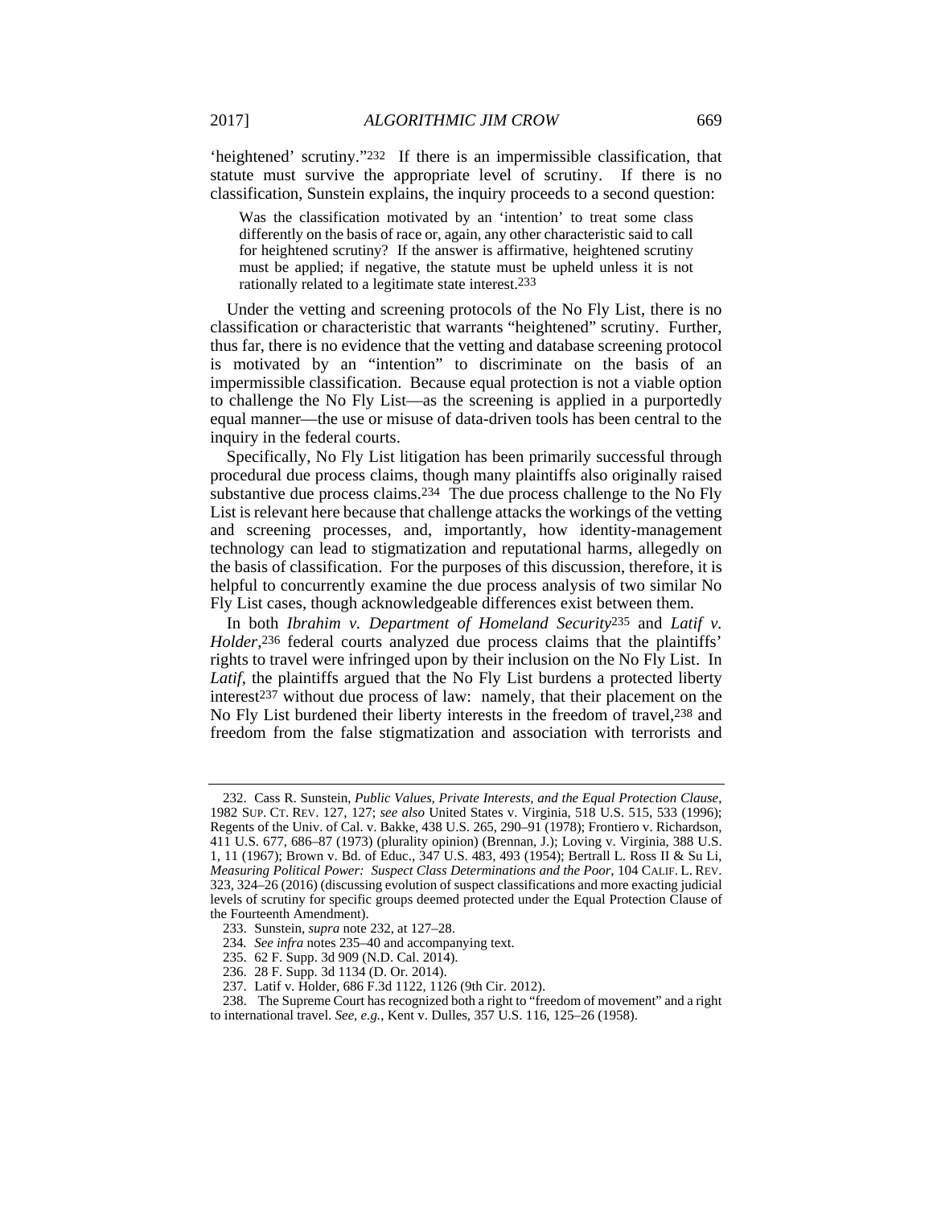'heightened' scrutiny."[232] If there is an impermissible classification, that statute must survive the appropriate level of scrutiny. If there is no classification, Sunstein explains, the inquiry proceeds to a second question:

> Was the classification motivated by an 'intention' to treat some class differently on the basis of race or, again, any other characteristic said to call for heightened scrutiny? If the answer is affirmative, heightened scrutiny must be applied; if negative, the statute must be upheld unless it is not rationally related to a legitimate state interest.[233]

Under the vetting and screening protocols of the No Fly List, there is no classification or characteristic that warrants "heightened" scrutiny. Further, thus far, there is no evidence that the vetting and database screening protocol is motivated by an "intention" to discriminate on the basis of an impermissible classification. Because equal protection is not a viable option to challenge the No Fly List—as the screening is applied in a purportedly equal manner—the use or misuse of data-driven tools has been central to the inquiry in the federal courts.

Specifically, No Fly List litigation has been primarily successful through procedural due process claims, though many plaintiffs also originally raised substantive due process claims.[234] The due process challenge to the No Fly List is relevant here because that challenge attacks the workings of the vetting and screening processes, and, importantly, how identity-management technology can lead to stigmatization and reputational harms, allegedly on the basis of classification. For the purposes of this discussion, therefore, it is helpful to concurrently examine the due process analysis of two similar No Fly List cases, though acknowledgeable differences exist between them.

In both *Ibrahim v. Department of Homeland Security*[235] and *Latif v. Holder*,[236] federal courts analyzed due process claims that the plaintiffs' rights to travel were infringed upon by their inclusion on the No Fly List. In *Latif*, the plaintiffs argued that the No Fly List burdens a protected liberty interest[237] without due process of law: namely, that their placement on the No Fly List burdened their liberty interests in the freedom of travel,[238] and freedom from the false stigmatization and association with terrorists and

---

232. Cass R. Sunstein, *Public Values, Private Interests, and the Equal Protection Clause*, 1982 SUP. CT. REV. 127, 127; *see also* United States v. Virginia, 518 U.S. 515, 533 (1996); Regents of the Univ. of Cal. v. Bakke, 438 U.S. 265, 290–91 (1978); Frontiero v. Richardson, 411 U.S. 677, 686–87 (1973) (plurality opinion) (Brennan, J.); Loving v. Virginia, 388 U.S. 1, 11 (1967); Brown v. Bd. of Educ., 347 U.S. 483, 493 (1954); Bertrall L. Ross II & Su Li, *Measuring Political Power: Suspect Class Determinations and the Poor*, 104 CALIF. L. REV. 323, 324–26 (2016) (discussing evolution of suspect classifications and more exacting judicial levels of scrutiny for specific groups deemed protected under the Equal Protection Clause of the Fourteenth Amendment).

233. Sunstein, *supra* note 232, at 127–28.

234. *See infra* notes 235–40 and accompanying text.

235. 62 F. Supp. 3d 909 (N.D. Cal. 2014).

236. 28 F. Supp. 3d 1134 (D. Or. 2014).

237. Latif v. Holder, 686 F.3d 1122, 1126 (9th Cir. 2012).

238. The Supreme Court has recognized both a right to "freedom of movement" and a right to international travel. *See, e.g.*, Kent v. Dulles, 357 U.S. 116, 125–26 (1958).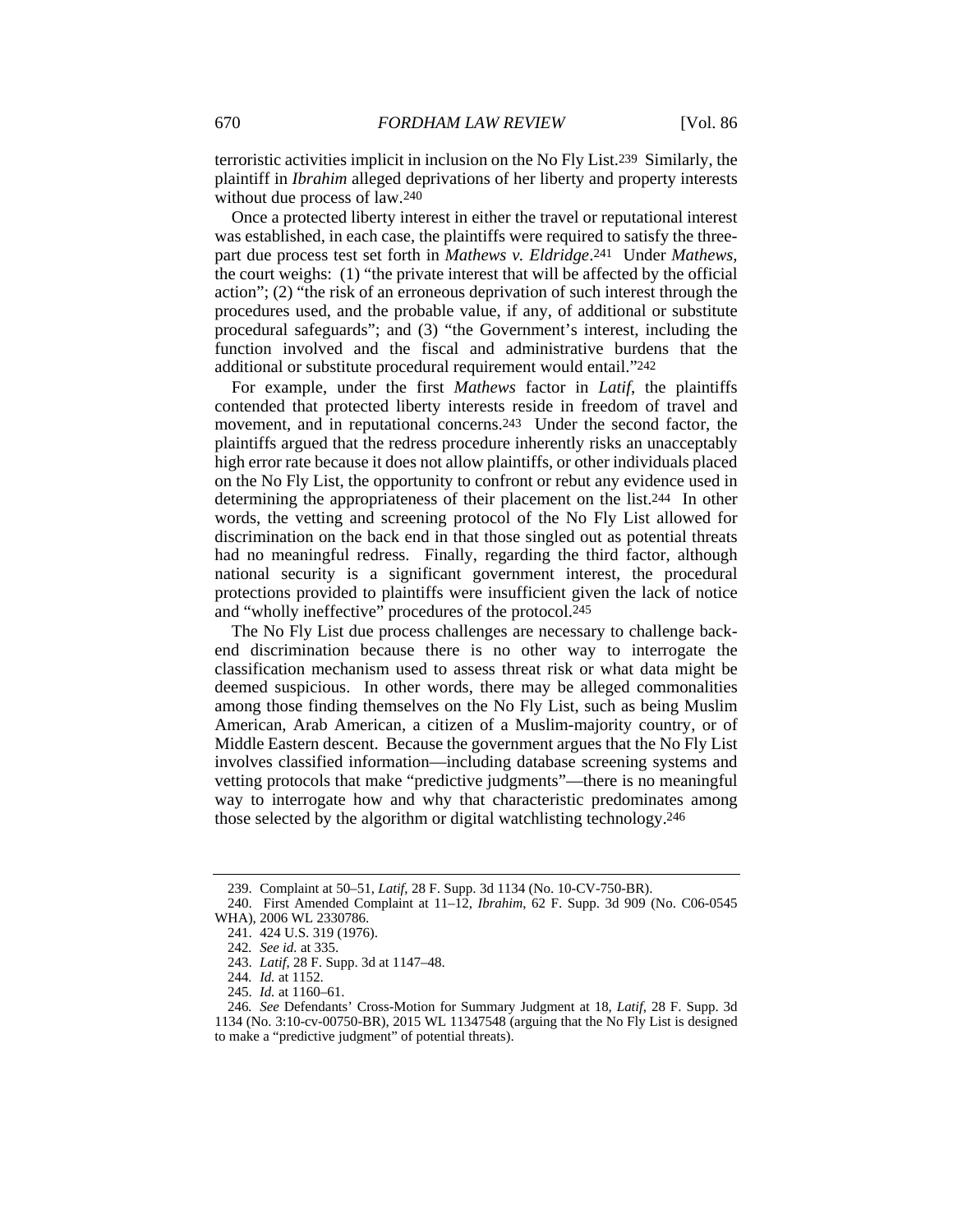terroristic activities implicit in inclusion on the No Fly List.[239] Similarly, the plaintiff in *Ibrahim* alleged deprivations of her liberty and property interests without due process of law.[240]

Once a protected liberty interest in either the travel or reputational interest was established, in each case, the plaintiffs were required to satisfy the three-part due process test set forth in *Mathews v. Eldridge*.[241] Under *Mathews*, the court weighs: (1) "the private interest that will be affected by the official action"; (2) "the risk of an erroneous deprivation of such interest through the procedures used, and the probable value, if any, of additional or substitute procedural safeguards"; and (3) "the Government's interest, including the function involved and the fiscal and administrative burdens that the additional or substitute procedural requirement would entail."[242]

For example, under the first *Mathews* factor in *Latif*, the plaintiffs contended that protected liberty interests reside in freedom of travel and movement, and in reputational concerns.[243] Under the second factor, the plaintiffs argued that the redress procedure inherently risks an unacceptably high error rate because it does not allow plaintiffs, or other individuals placed on the No Fly List, the opportunity to confront or rebut any evidence used in determining the appropriateness of their placement on the list.[244] In other words, the vetting and screening protocol of the No Fly List allowed for discrimination on the back end in that those singled out as potential threats had no meaningful redress. Finally, regarding the third factor, although national security is a significant government interest, the procedural protections provided to plaintiffs were insufficient given the lack of notice and "wholly ineffective" procedures of the protocol.[245]

The No Fly List due process challenges are necessary to challenge back-end discrimination because there is no other way to interrogate the classification mechanism used to assess threat risk or what data might be deemed suspicious. In other words, there may be alleged commonalities among those finding themselves on the No Fly List, such as being Muslim American, Arab American, a citizen of a Muslim-majority country, or of Middle Eastern descent. Because the government argues that the No Fly List involves classified information—including database screening systems and vetting protocols that make "predictive judgments"—there is no meaningful way to interrogate how and why that characteristic predominates among those selected by the algorithm or digital watchlisting technology.[246]

---

239. Complaint at 50–51, *Latif*, 28 F. Supp. 3d 1134 (No. 10-CV-750-BR).

240. First Amended Complaint at 11–12, *Ibrahim*, 62 F. Supp. 3d 909 (No. C06-0545 WHA), 2006 WL 2330786.

241. 424 U.S. 319 (1976).

242. *See id.* at 335.

243. *Latif*, 28 F. Supp. 3d at 1147–48.

244. *Id.* at 1152.

245. *Id.* at 1160–61.

246. *See* Defendants' Cross-Motion for Summary Judgment at 18, *Latif*, 28 F. Supp. 3d 1134 (No. 3:10-cv-00750-BR), 2015 WL 11347548 (arguing that the No Fly List is designed to make a "predictive judgment" of potential threats).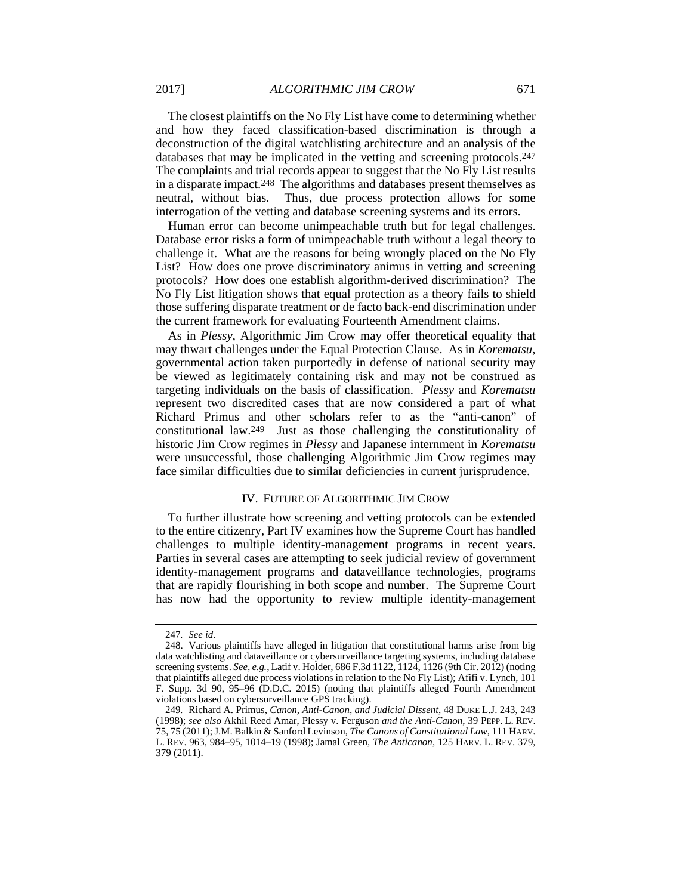The closest plaintiffs on the No Fly List have come to determining whether and how they faced classification-based discrimination is through a deconstruction of the digital watchlisting architecture and an analysis of the databases that may be implicated in the vetting and screening protocols.[247] The complaints and trial records appear to suggest that the No Fly List results in a disparate impact.[248] The algorithms and databases present themselves as neutral, without bias. Thus, due process protection allows for some interrogation of the vetting and database screening systems and its errors.

Human error can become unimpeachable truth but for legal challenges. Database error risks a form of unimpeachable truth without a legal theory to challenge it. What are the reasons for being wrongly placed on the No Fly List? How does one prove discriminatory animus in vetting and screening protocols? How does one establish algorithm-derived discrimination? The No Fly List litigation shows that equal protection as a theory fails to shield those suffering disparate treatment or de facto back-end discrimination under the current framework for evaluating Fourteenth Amendment claims.

As in *Plessy*, Algorithmic Jim Crow may offer theoretical equality that may thwart challenges under the Equal Protection Clause. As in *Korematsu*, governmental action taken purportedly in defense of national security may be viewed as legitimately containing risk and may not be construed as targeting individuals on the basis of classification. *Plessy* and *Korematsu* represent two discredited cases that are now considered a part of what Richard Primus and other scholars refer to as the "anti-canon" of constitutional law.[249] Just as those challenging the constitutionality of historic Jim Crow regimes in *Plessy* and Japanese internment in *Korematsu* were unsuccessful, those challenging Algorithmic Jim Crow regimes may face similar difficulties due to similar deficiencies in current jurisprudence.

## IV. FUTURE OF ALGORITHMIC JIM CROW

To further illustrate how screening and vetting protocols can be extended to the entire citizenry, Part IV examines how the Supreme Court has handled challenges to multiple identity-management programs in recent years. Parties in several cases are attempting to seek judicial review of government identity-management programs and dataveillance technologies, programs that are rapidly flourishing in both scope and number. The Supreme Court has now had the opportunity to review multiple identity-management

---

247. *See id.*

248. Various plaintiffs have alleged in litigation that constitutional harms arise from big data watchlisting and dataveillance or cybersurveillance targeting systems, including database screening systems. *See, e.g.*, Latif v. Holder, 686 F.3d 1122, 1124, 1126 (9th Cir. 2012) (noting that plaintiffs alleged due process violations in relation to the No Fly List); Afifi v. Lynch, 101 F. Supp. 3d 90, 95–96 (D.D.C. 2015) (noting that plaintiffs alleged Fourth Amendment violations based on cybersurveillance GPS tracking).

249. Richard A. Primus, *Canon, Anti-Canon, and Judicial Dissent*, 48 DUKE L.J. 243, 243 (1998); *see also* Akhil Reed Amar, Plessy v. Ferguson *and the Anti-Canon*, 39 PEPP. L. REV. 75, 75 (2011); J.M. Balkin & Sanford Levinson, *The Canons of Constitutional Law*, 111 HARV. L. REV. 963, 984–95, 1014–19 (1998); Jamal Green, *The Anticanon*, 125 HARV. L. REV. 379, 379 (2011).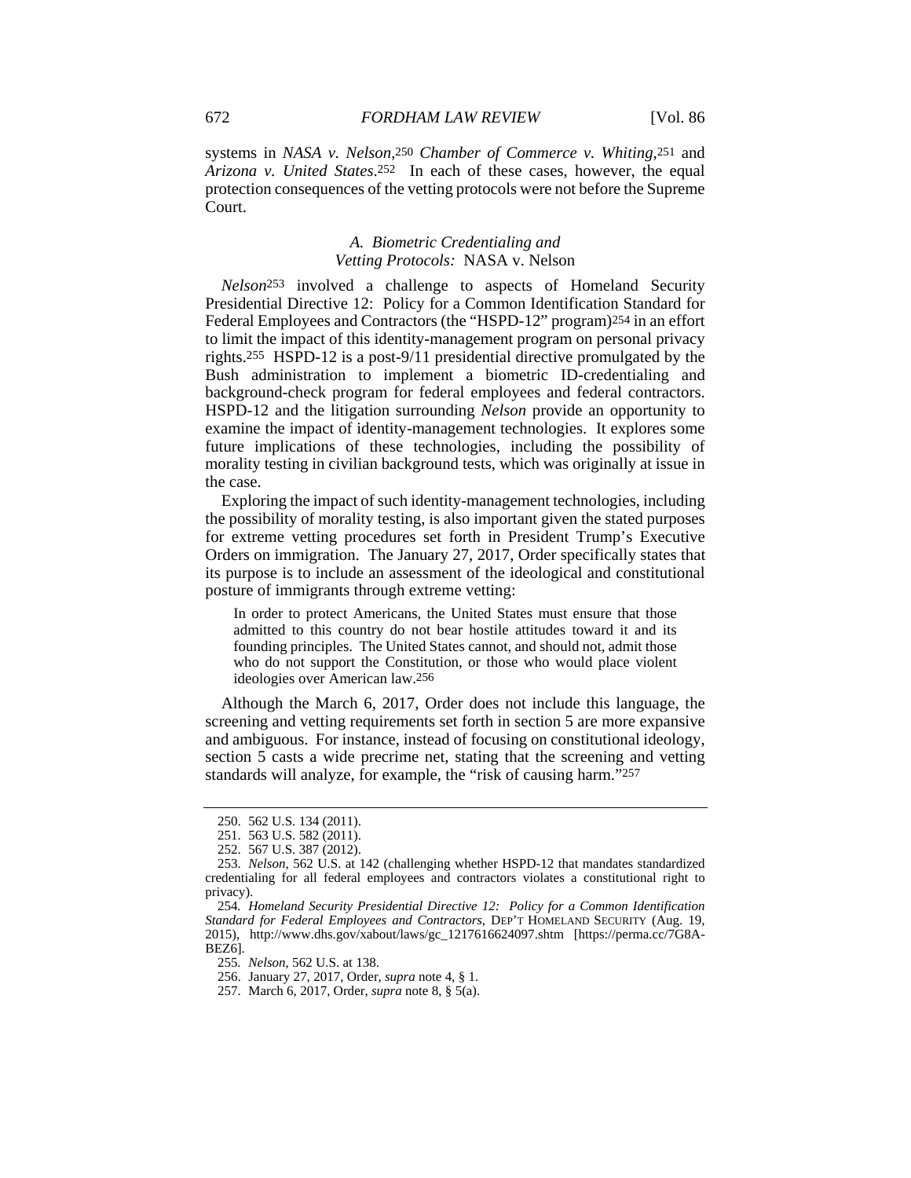systems in *NASA v. Nelson*,[250] *Chamber of Commerce v. Whiting*,[251] and *Arizona v. United States*.[252] In each of these cases, however, the equal protection consequences of the vetting protocols were not before the Supreme Court.

### *A. Biometric Credentialing and Vetting Protocols:* NASA v. Nelson

*Nelson*[253] involved a challenge to aspects of Homeland Security Presidential Directive 12: Policy for a Common Identification Standard for Federal Employees and Contractors (the "HSPD-12" program)[254] in an effort to limit the impact of this identity-management program on personal privacy rights.[255] HSPD-12 is a post-9/11 presidential directive promulgated by the Bush administration to implement a biometric ID-credentialing and background-check program for federal employees and federal contractors. HSPD-12 and the litigation surrounding *Nelson* provide an opportunity to examine the impact of identity-management technologies. It explores some future implications of these technologies, including the possibility of morality testing in civilian background tests, which was originally at issue in the case.

Exploring the impact of such identity-management technologies, including the possibility of morality testing, is also important given the stated purposes for extreme vetting procedures set forth in President Trump's Executive Orders on immigration. The January 27, 2017, Order specifically states that its purpose is to include an assessment of the ideological and constitutional posture of immigrants through extreme vetting:

> In order to protect Americans, the United States must ensure that those admitted to this country do not bear hostile attitudes toward it and its founding principles. The United States cannot, and should not, admit those who do not support the Constitution, or those who would place violent ideologies over American law.[256]

Although the March 6, 2017, Order does not include this language, the screening and vetting requirements set forth in section 5 are more expansive and ambiguous. For instance, instead of focusing on constitutional ideology, section 5 casts a wide precrime net, stating that the screening and vetting standards will analyze, for example, the "risk of causing harm."[257]

---

250. 562 U.S. 134 (2011).

251. 563 U.S. 582 (2011).

252. 567 U.S. 387 (2012).

253. *Nelson*, 562 U.S. at 142 (challenging whether HSPD-12 that mandates standardized credentialing for all federal employees and contractors violates a constitutional right to privacy).

254. *Homeland Security Presidential Directive 12: Policy for a Common Identification Standard for Federal Employees and Contractors*, DEP'T HOMELAND SECURITY (Aug. 19, 2015), http://www.dhs.gov/xabout/laws/gc_1217616624097.shtm [https://perma.cc/7G8A-BEZ6].

255. *Nelson*, 562 U.S. at 138.

256. January 27, 2017, Order, *supra* note 4, § 1.

257. March 6, 2017, Order, *supra* note 8, § 5(a).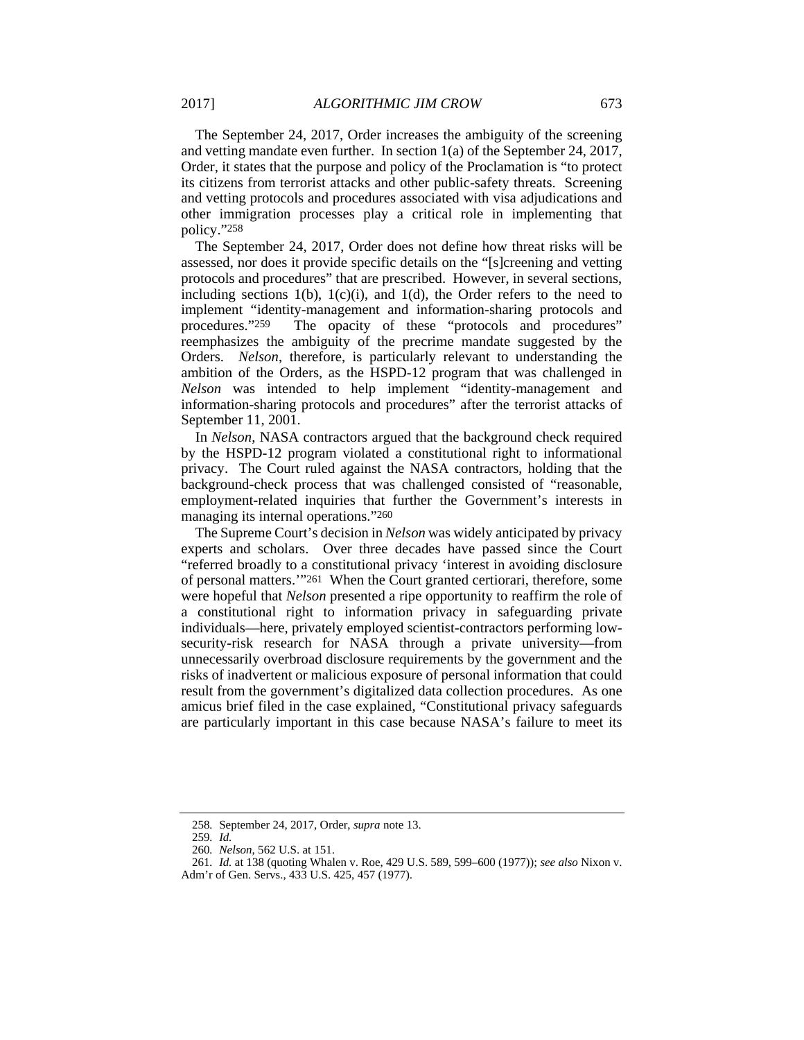The September 24, 2017, Order increases the ambiguity of the screening and vetting mandate even further. In section 1(a) of the September 24, 2017, Order, it states that the purpose and policy of the Proclamation is "to protect its citizens from terrorist attacks and other public-safety threats. Screening and vetting protocols and procedures associated with visa adjudications and other immigration processes play a critical role in implementing that policy."[258]

The September 24, 2017, Order does not define how threat risks will be assessed, nor does it provide specific details on the "[s]creening and vetting protocols and procedures" that are prescribed. However, in several sections, including sections 1(b), 1(c)(i), and 1(d), the Order refers to the need to implement "identity-management and information-sharing protocols and procedures."[259] The opacity of these "protocols and procedures" reemphasizes the ambiguity of the precrime mandate suggested by the Orders. *Nelson*, therefore, is particularly relevant to understanding the ambition of the Orders, as the HSPD-12 program that was challenged in *Nelson* was intended to help implement "identity-management and information-sharing protocols and procedures" after the terrorist attacks of September 11, 2001.

In *Nelson*, NASA contractors argued that the background check required by the HSPD-12 program violated a constitutional right to informational privacy. The Court ruled against the NASA contractors, holding that the background-check process that was challenged consisted of "reasonable, employment-related inquiries that further the Government's interests in managing its internal operations."[260]

The Supreme Court's decision in *Nelson* was widely anticipated by privacy experts and scholars. Over three decades have passed since the Court "referred broadly to a constitutional privacy 'interest in avoiding disclosure of personal matters.'"[261] When the Court granted certiorari, therefore, some were hopeful that *Nelson* presented a ripe opportunity to reaffirm the role of a constitutional right to information privacy in safeguarding private individuals—here, privately employed scientist-contractors performing low-security-risk research for NASA through a private university—from unnecessarily overbroad disclosure requirements by the government and the risks of inadvertent or malicious exposure of personal information that could result from the government's digitalized data collection procedures. As one amicus brief filed in the case explained, "Constitutional privacy safeguards are particularly important in this case because NASA's failure to meet its

---

258. September 24, 2017, Order, *supra* note 13.

259. *Id.*

260. *Nelson*, 562 U.S. at 151.

261. *Id.* at 138 (quoting Whalen v. Roe, 429 U.S. 589, 599–600 (1977)); *see also* Nixon v. Adm'r of Gen. Servs., 433 U.S. 425, 457 (1977).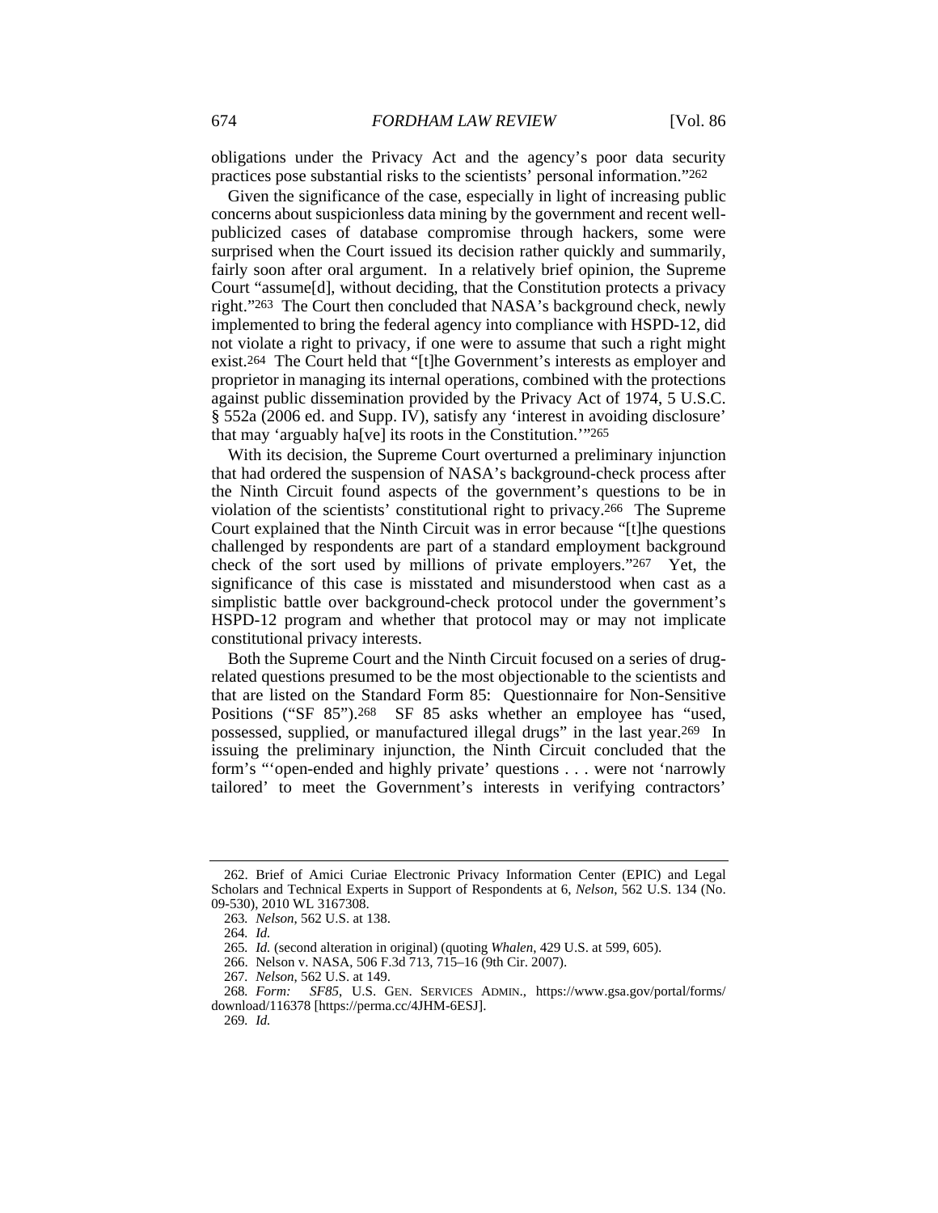obligations under the Privacy Act and the agency's poor data security practices pose substantial risks to the scientists' personal information."[262]

Given the significance of the case, especially in light of increasing public concerns about suspicionless data mining by the government and recent well-publicized cases of database compromise through hackers, some were surprised when the Court issued its decision rather quickly and summarily, fairly soon after oral argument. In a relatively brief opinion, the Supreme Court "assume[d], without deciding, that the Constitution protects a privacy right."[263] The Court then concluded that NASA's background check, newly implemented to bring the federal agency into compliance with HSPD-12, did not violate a right to privacy, if one were to assume that such a right might exist.[264] The Court held that "[t]he Government's interests as employer and proprietor in managing its internal operations, combined with the protections against public dissemination provided by the Privacy Act of 1974, 5 U.S.C. § 552a (2006 ed. and Supp. IV), satisfy any 'interest in avoiding disclosure' that may 'arguably ha[ve] its roots in the Constitution.'"[265]

With its decision, the Supreme Court overturned a preliminary injunction that had ordered the suspension of NASA's background-check process after the Ninth Circuit found aspects of the government's questions to be in violation of the scientists' constitutional right to privacy.[266] The Supreme Court explained that the Ninth Circuit was in error because "[t]he questions challenged by respondents are part of a standard employment background check of the sort used by millions of private employers."[267] Yet, the significance of this case is misstated and misunderstood when cast as a simplistic battle over background-check protocol under the government's HSPD-12 program and whether that protocol may or may not implicate constitutional privacy interests.

Both the Supreme Court and the Ninth Circuit focused on a series of drug-related questions presumed to be the most objectionable to the scientists and that are listed on the Standard Form 85: Questionnaire for Non-Sensitive Positions ("SF 85").[268] SF 85 asks whether an employee has "used, possessed, supplied, or manufactured illegal drugs" in the last year.[269] In issuing the preliminary injunction, the Ninth Circuit concluded that the form's "'open-ended and highly private' questions . . . were not 'narrowly tailored' to meet the Government's interests in verifying contractors'

---

262. Brief of Amici Curiae Electronic Privacy Information Center (EPIC) and Legal Scholars and Technical Experts in Support of Respondents at 6, *Nelson*, 562 U.S. 134 (No. 09-530), 2010 WL 3167308.

263. *Nelson*, 562 U.S. at 138.

264. *Id.*

265. *Id.* (second alteration in original) (quoting *Whalen*, 429 U.S. at 599, 605).

266. Nelson v. NASA, 506 F.3d 713, 715–16 (9th Cir. 2007).

267. *Nelson*, 562 U.S. at 149.

268. *Form: SF85*, U.S. GEN. SERVICES ADMIN., https://www.gsa.gov/portal/forms/download/116378 [https://perma.cc/4JHM-6ESJ].

269. *Id.*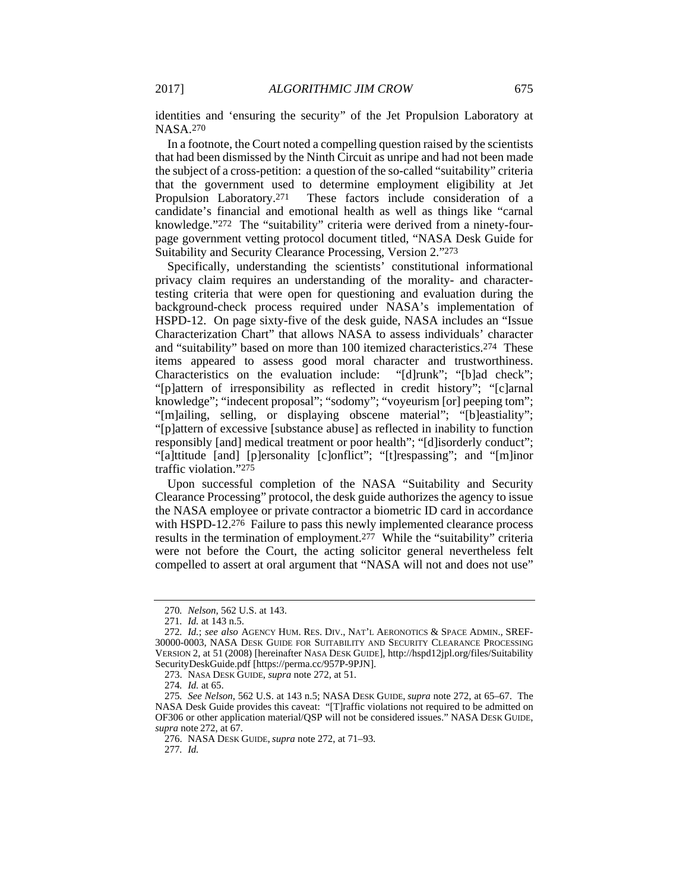identities and 'ensuring the security" of the Jet Propulsion Laboratory at NASA.[270]

In a footnote, the Court noted a compelling question raised by the scientists that had been dismissed by the Ninth Circuit as unripe and had not been made the subject of a cross-petition: a question of the so-called "suitability" criteria that the government used to determine employment eligibility at Jet Propulsion Laboratory.[271] These factors include consideration of a candidate's financial and emotional health as well as things like "carnal knowledge."[272] The "suitability" criteria were derived from a ninety-four-page government vetting protocol document titled, "NASA Desk Guide for Suitability and Security Clearance Processing, Version 2."[273]

Specifically, understanding the scientists' constitutional informational privacy claim requires an understanding of the morality- and character-testing criteria that were open for questioning and evaluation during the background-check process required under NASA's implementation of HSPD-12. On page sixty-five of the desk guide, NASA includes an "Issue Characterization Chart" that allows NASA to assess individuals' character and "suitability" based on more than 100 itemized characteristics.[274] These items appeared to assess good moral character and trustworthiness. Characteristics on the evaluation include: "[d]runk"; "[b]ad check"; "[p]attern of irresponsibility as reflected in credit history"; "[c]arnal knowledge"; "indecent proposal"; "sodomy"; "voyeurism [or] peeping tom"; "[m]ailing, selling, or displaying obscene material"; "[b]eastiality"; "[p]attern of excessive [substance abuse] as reflected in inability to function responsibly [and] medical treatment or poor health"; "[d]isorderly conduct"; "[a]ttitude [and] [p]ersonality [c]onflict"; "[t]respassing"; and "[m]inor traffic violation."[275]

Upon successful completion of the NASA "Suitability and Security Clearance Processing" protocol, the desk guide authorizes the agency to issue the NASA employee or private contractor a biometric ID card in accordance with HSPD-12.[276] Failure to pass this newly implemented clearance process results in the termination of employment.[277] While the "suitability" criteria were not before the Court, the acting solicitor general nevertheless felt compelled to assert at oral argument that "NASA will not and does not use"

---

270. *Nelson*, 562 U.S. at 143.

271. *Id.* at 143 n.5.

272. *Id.*; *see also* AGENCY HUM. RES. DIV., NAT'L AERONOTICS & SPACE ADMIN., SREF-30000-0003, NASA DESK GUIDE FOR SUITABILITY AND SECURITY CLEARANCE PROCESSING VERSION 2, at 51 (2008) [hereinafter NASA DESK GUIDE], http://hspd12jpl.org/files/SuitabilitySecurityDeskGuide.pdf [https://perma.cc/957P-9PJN].

273. NASA DESK GUIDE, *supra* note 272, at 51.

274. *Id.* at 65.

275. *See Nelson*, 562 U.S. at 143 n.5; NASA DESK GUIDE, *supra* note 272, at 65–67. The NASA Desk Guide provides this caveat: "[T]raffic violations not required to be admitted on OF306 or other application material/QSP will not be considered issues." NASA DESK GUIDE, *supra* note 272, at 67.

276. NASA DESK GUIDE, *supra* note 272, at 71–93.

277. *Id.*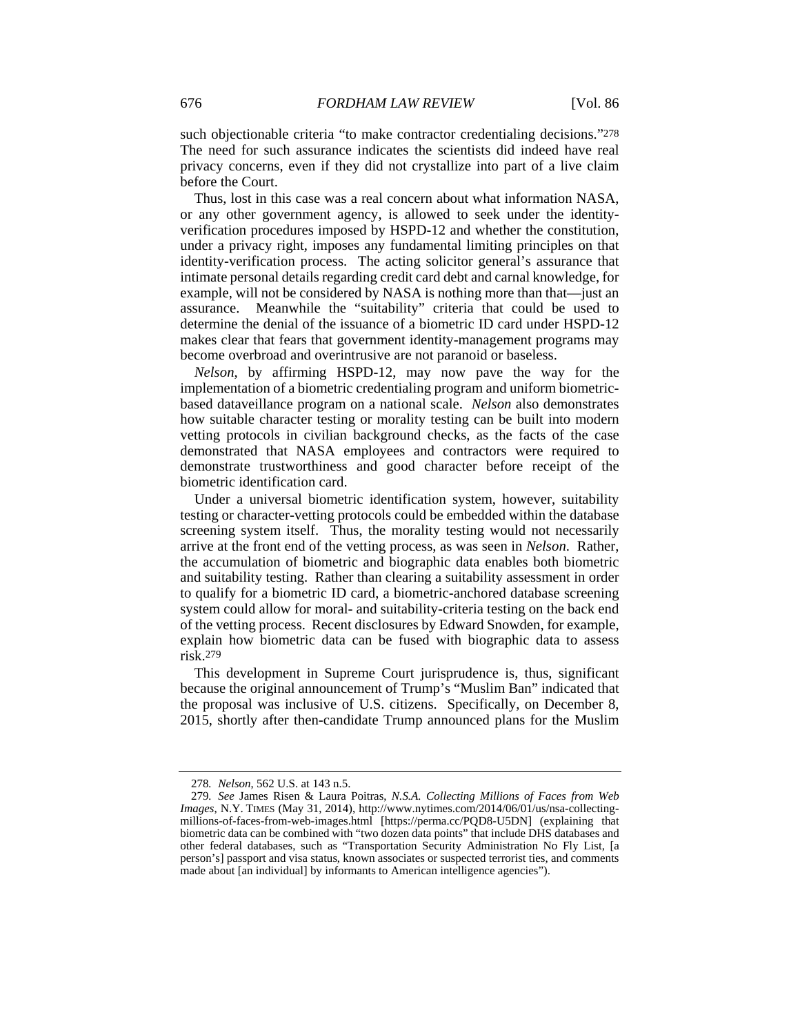such objectionable criteria "to make contractor credentialing decisions."[278] The need for such assurance indicates the scientists did indeed have real privacy concerns, even if they did not crystallize into part of a live claim before the Court.

Thus, lost in this case was a real concern about what information NASA, or any other government agency, is allowed to seek under the identity-verification procedures imposed by HSPD-12 and whether the constitution, under a privacy right, imposes any fundamental limiting principles on that identity-verification process. The acting solicitor general's assurance that intimate personal details regarding credit card debt and carnal knowledge, for example, will not be considered by NASA is nothing more than that—just an assurance. Meanwhile the "suitability" criteria that could be used to determine the denial of the issuance of a biometric ID card under HSPD-12 makes clear that fears that government identity-management programs may become overbroad and overintrusive are not paranoid or baseless.

*Nelson*, by affirming HSPD-12, may now pave the way for the implementation of a biometric credentialing program and uniform biometric-based dataveillance program on a national scale. *Nelson* also demonstrates how suitable character testing or morality testing can be built into modern vetting protocols in civilian background checks, as the facts of the case demonstrated that NASA employees and contractors were required to demonstrate trustworthiness and good character before receipt of the biometric identification card.

Under a universal biometric identification system, however, suitability testing or character-vetting protocols could be embedded within the database screening system itself. Thus, the morality testing would not necessarily arrive at the front end of the vetting process, as was seen in *Nelson*. Rather, the accumulation of biometric and biographic data enables both biometric and suitability testing. Rather than clearing a suitability assessment in order to qualify for a biometric ID card, a biometric-anchored database screening system could allow for moral- and suitability-criteria testing on the back end of the vetting process. Recent disclosures by Edward Snowden, for example, explain how biometric data can be fused with biographic data to assess risk.[279]

This development in Supreme Court jurisprudence is, thus, significant because the original announcement of Trump's "Muslim Ban" indicated that the proposal was inclusive of U.S. citizens. Specifically, on December 8, 2015, shortly after then-candidate Trump announced plans for the Muslim

---

278. *Nelson*, 562 U.S. at 143 n.5.

279. *See* James Risen & Laura Poitras, *N.S.A. Collecting Millions of Faces from Web Images*, N.Y. TIMES (May 31, 2014), http://www.nytimes.com/2014/06/01/us/nsa-collecting-millions-of-faces-from-web-images.html [https://perma.cc/PQD8-U5DN] (explaining that biometric data can be combined with "two dozen data points" that include DHS databases and other federal databases, such as "Transportation Security Administration No Fly List, [a person's] passport and visa status, known associates or suspected terrorist ties, and comments made about [an individual] by informants to American intelligence agencies").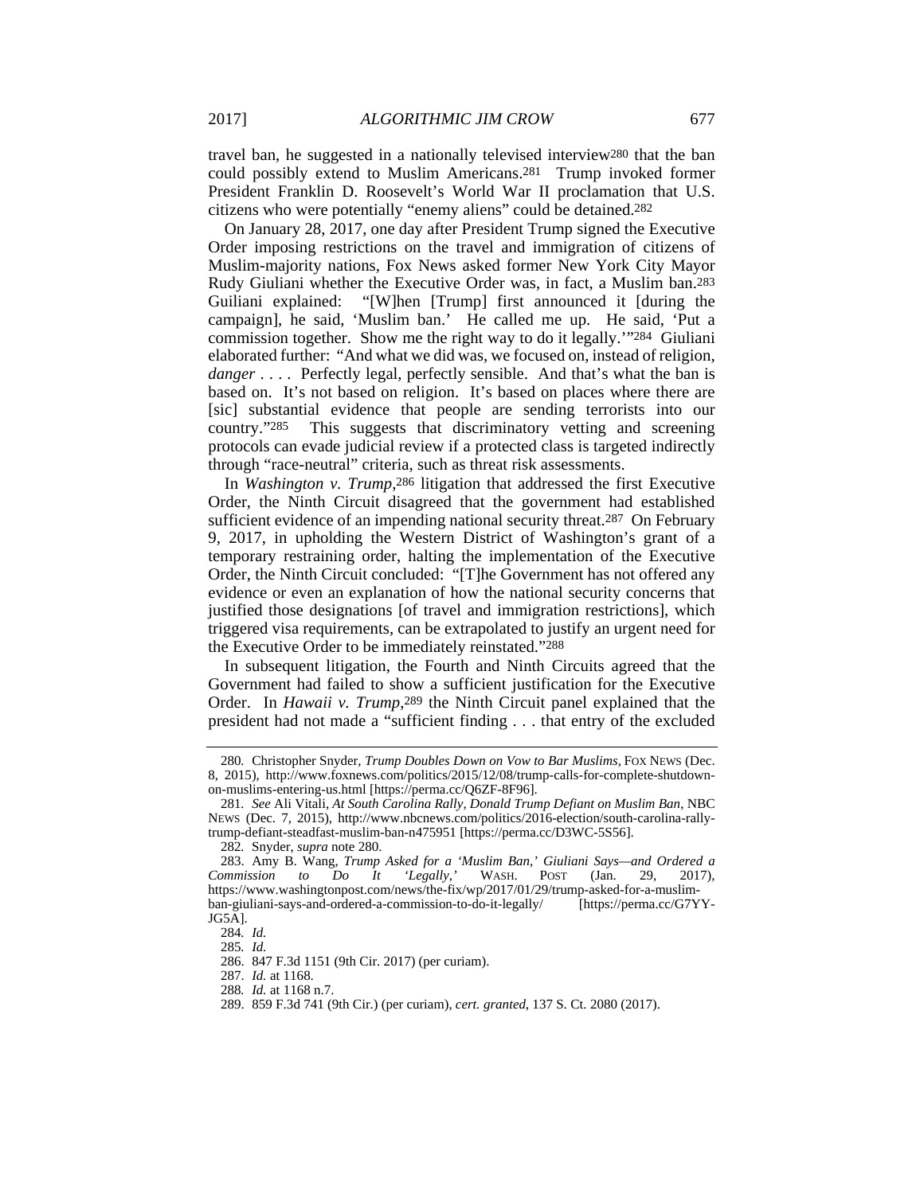travel ban, he suggested in a nationally televised interview[280] that the ban could possibly extend to Muslim Americans.[281] Trump invoked former President Franklin D. Roosevelt's World War II proclamation that U.S. citizens who were potentially "enemy aliens" could be detained.[282]

On January 28, 2017, one day after President Trump signed the Executive Order imposing restrictions on the travel and immigration of citizens of Muslim-majority nations, Fox News asked former New York City Mayor Rudy Giuliani whether the Executive Order was, in fact, a Muslim ban.[283] Guiliani explained: "[W]hen [Trump] first announced it [during the campaign], he said, 'Muslim ban.' He called me up. He said, 'Put a commission together. Show me the right way to do it legally.'"[284] Giuliani elaborated further: "And what we did was, we focused on, instead of religion, *danger* . . . . Perfectly legal, perfectly sensible. And that's what the ban is based on. It's not based on religion. It's based on places where there are [sic] substantial evidence that people are sending terrorists into our country."[285] This suggests that discriminatory vetting and screening protocols can evade judicial review if a protected class is targeted indirectly through "race-neutral" criteria, such as threat risk assessments.

In *Washington v. Trump*,[286] litigation that addressed the first Executive Order, the Ninth Circuit disagreed that the government had established sufficient evidence of an impending national security threat.[287] On February 9, 2017, in upholding the Western District of Washington's grant of a temporary restraining order, halting the implementation of the Executive Order, the Ninth Circuit concluded: "[T]he Government has not offered any evidence or even an explanation of how the national security concerns that justified those designations [of travel and immigration restrictions], which triggered visa requirements, can be extrapolated to justify an urgent need for the Executive Order to be immediately reinstated."[288]

In subsequent litigation, the Fourth and Ninth Circuits agreed that the Government had failed to show a sufficient justification for the Executive Order. In *Hawaii v. Trump*,[289] the Ninth Circuit panel explained that the president had not made a "sufficient finding . . . that entry of the excluded

---

280. Christopher Snyder, *Trump Doubles Down on Vow to Bar Muslims*, FOX NEWS (Dec. 8, 2015), http://www.foxnews.com/politics/2015/12/08/trump-calls-for-complete-shutdown-on-muslims-entering-us.html [https://perma.cc/Q6ZF-8F96].

281. *See* Ali Vitali, *At South Carolina Rally, Donald Trump Defiant on Muslim Ban*, NBC NEWS (Dec. 7, 2015), http://www.nbcnews.com/politics/2016-election/south-carolina-rally-trump-defiant-steadfast-muslim-ban-n475951 [https://perma.cc/D3WC-5S56].

282. Snyder, *supra* note 280.

283. Amy B. Wang, *Trump Asked for a 'Muslim Ban,' Giuliani Says—and Ordered a Commission to Do It 'Legally,'* WASH. POST (Jan. 29, 2017), https://www.washingtonpost.com/news/the-fix/wp/2017/01/29/trump-asked-for-a-muslim-ban-giuliani-says-and-ordered-a-commission-to-do-it-legally/ [https://perma.cc/G7YY-JG5A].

284. *Id.*

285. *Id.*

286. 847 F.3d 1151 (9th Cir. 2017) (per curiam).

287. *Id.* at 1168.

288. *Id.* at 1168 n.7.

289. 859 F.3d 741 (9th Cir.) (per curiam), *cert. granted*, 137 S. Ct. 2080 (2017).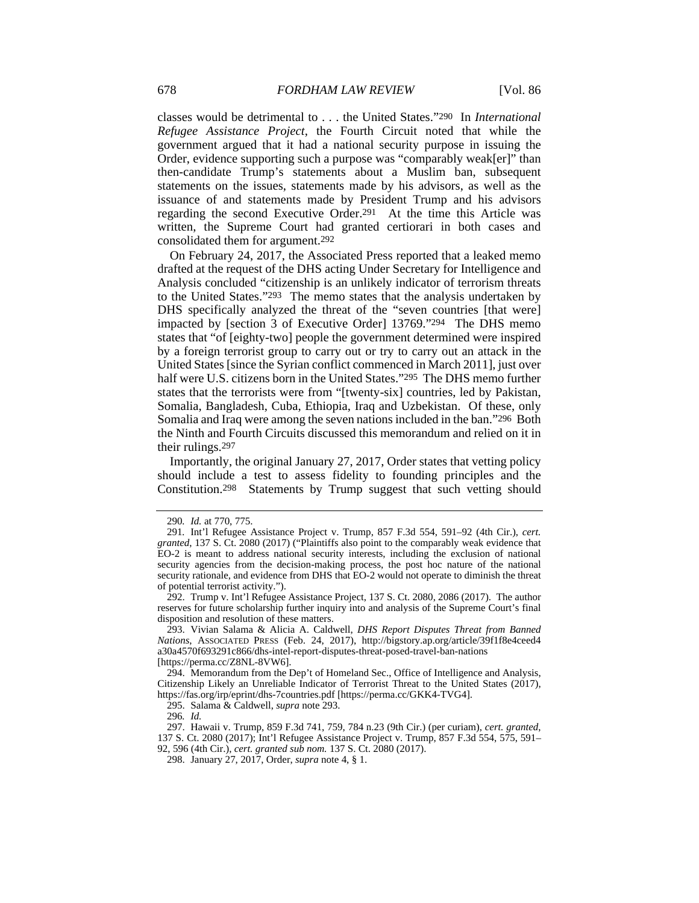classes would be detrimental to . . . the United States."[290] In *International Refugee Assistance Project*, the Fourth Circuit noted that while the government argued that it had a national security purpose in issuing the Order, evidence supporting such a purpose was "comparably weak[er]" than then-candidate Trump's statements about a Muslim ban, subsequent statements on the issues, statements made by his advisors, as well as the issuance of and statements made by President Trump and his advisors regarding the second Executive Order.[291] At the time this Article was written, the Supreme Court had granted certiorari in both cases and consolidated them for argument.[292]

On February 24, 2017, the Associated Press reported that a leaked memo drafted at the request of the DHS acting Under Secretary for Intelligence and Analysis concluded "citizenship is an unlikely indicator of terrorism threats to the United States."[293] The memo states that the analysis undertaken by DHS specifically analyzed the threat of the "seven countries [that were] impacted by [section 3 of Executive Order] 13769."[294] The DHS memo states that "of [eighty-two] people the government determined were inspired by a foreign terrorist group to carry out or try to carry out an attack in the United States [since the Syrian conflict commenced in March 2011], just over half were U.S. citizens born in the United States."[295] The DHS memo further states that the terrorists were from "[twenty-six] countries, led by Pakistan, Somalia, Bangladesh, Cuba, Ethiopia, Iraq and Uzbekistan. Of these, only Somalia and Iraq were among the seven nations included in the ban."[296] Both the Ninth and Fourth Circuits discussed this memorandum and relied on it in their rulings.[297]

Importantly, the original January 27, 2017, Order states that vetting policy should include a test to assess fidelity to founding principles and the Constitution.[298] Statements by Trump suggest that such vetting should

---

290. *Id.* at 770, 775.

291. Int'l Refugee Assistance Project v. Trump, 857 F.3d 554, 591–92 (4th Cir.), *cert. granted*, 137 S. Ct. 2080 (2017) ("Plaintiffs also point to the comparably weak evidence that EO-2 is meant to address national security interests, including the exclusion of national security agencies from the decision-making process, the post hoc nature of the national security rationale, and evidence from DHS that EO-2 would not operate to diminish the threat of potential terrorist activity.").

292. Trump v. Int'l Refugee Assistance Project, 137 S. Ct. 2080, 2086 (2017). The author reserves for future scholarship further inquiry into and analysis of the Supreme Court's final disposition and resolution of these matters.

293. Vivian Salama & Alicia A. Caldwell, *DHS Report Disputes Threat from Banned Nations*, ASSOCIATED PRESS (Feb. 24, 2017), http://bigstory.ap.org/article/39f1f8e4ceed4a30a4570f693291c866/dhs-intel-report-disputes-threat-posed-travel-ban-nations [https://perma.cc/Z8NL-8VW6].

294. Memorandum from the Dep't of Homeland Sec., Office of Intelligence and Analysis, Citizenship Likely an Unreliable Indicator of Terrorist Threat to the United States (2017), https://fas.org/irp/eprint/dhs-7countries.pdf [https://perma.cc/GKK4-TVG4].

295. Salama & Caldwell, *supra* note 293.

296. *Id.*

297. Hawaii v. Trump, 859 F.3d 741, 759, 784 n.23 (9th Cir.) (per curiam), *cert. granted*, 137 S. Ct. 2080 (2017); Int'l Refugee Assistance Project v. Trump, 857 F.3d 554, 575, 591–92, 596 (4th Cir.), *cert. granted sub nom.* 137 S. Ct. 2080 (2017).

298. January 27, 2017, Order, *supra* note 4, § 1.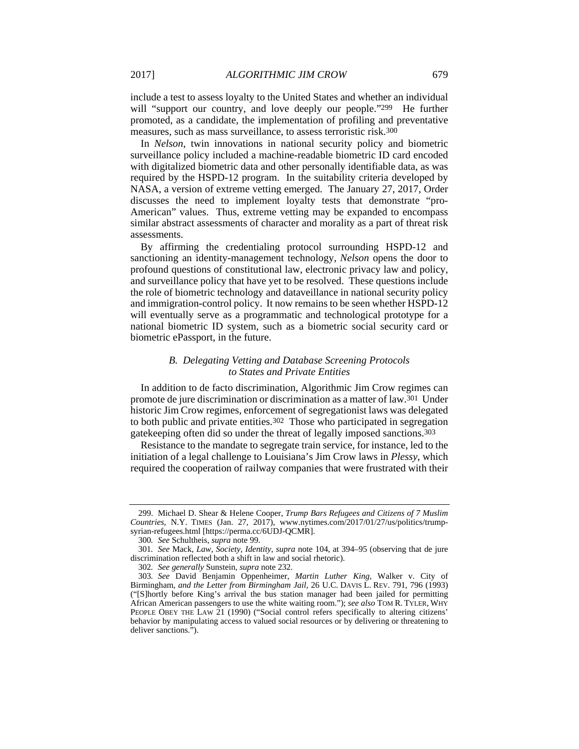include a test to assess loyalty to the United States and whether an individual will "support our country, and love deeply our people."[299] He further promoted, as a candidate, the implementation of profiling and preventative measures, such as mass surveillance, to assess terroristic risk.[300]

In *Nelson*, twin innovations in national security policy and biometric surveillance policy included a machine-readable biometric ID card encoded with digitalized biometric data and other personally identifiable data, as was required by the HSPD-12 program. In the suitability criteria developed by NASA, a version of extreme vetting emerged. The January 27, 2017, Order discusses the need to implement loyalty tests that demonstrate "pro-American" values. Thus, extreme vetting may be expanded to encompass similar abstract assessments of character and morality as a part of threat risk assessments.

By affirming the credentialing protocol surrounding HSPD-12 and sanctioning an identity-management technology, *Nelson* opens the door to profound questions of constitutional law, electronic privacy law and policy, and surveillance policy that have yet to be resolved. These questions include the role of biometric technology and dataveillance in national security policy and immigration-control policy. It now remains to be seen whether HSPD-12 will eventually serve as a programmatic and technological prototype for a national biometric ID system, such as a biometric social security card or biometric ePassport, in the future.

### *B. Delegating Vetting and Database Screening Protocols to States and Private Entities*

In addition to de facto discrimination, Algorithmic Jim Crow regimes can promote de jure discrimination or discrimination as a matter of law.[301] Under historic Jim Crow regimes, enforcement of segregationist laws was delegated to both public and private entities.[302] Those who participated in segregation gatekeeping often did so under the threat of legally imposed sanctions.[303]

Resistance to the mandate to segregate train service, for instance, led to the initiation of a legal challenge to Louisiana's Jim Crow laws in *Plessy*, which required the cooperation of railway companies that were frustrated with their

---

299. Michael D. Shear & Helene Cooper, *Trump Bars Refugees and Citizens of 7 Muslim Countries*, N.Y. TIMES (Jan. 27, 2017), www.nytimes.com/2017/01/27/us/politics/trump-syrian-refugees.html [https://perma.cc/6UDJ-QCMR].

300. *See* Schultheis, *supra* note 99.

301. *See* Mack, *Law, Society, Identity*, *supra* note 104, at 394–95 (observing that de jure discrimination reflected both a shift in law and social rhetoric).

302. *See generally* Sunstein, *supra* note 232.

303. *See* David Benjamin Oppenheimer, *Martin Luther King,* Walker v. City of Birmingham, *and the Letter from Birmingham Jail*, 26 U.C. DAVIS L. REV. 791, 796 (1993) ("[S]hortly before King's arrival the bus station manager had been jailed for permitting African American passengers to use the white waiting room."); *see also* TOM R. TYLER, WHY PEOPLE OBEY THE LAW 21 (1990) ("Social control refers specifically to altering citizens' behavior by manipulating access to valued social resources or by delivering or threatening to deliver sanctions.").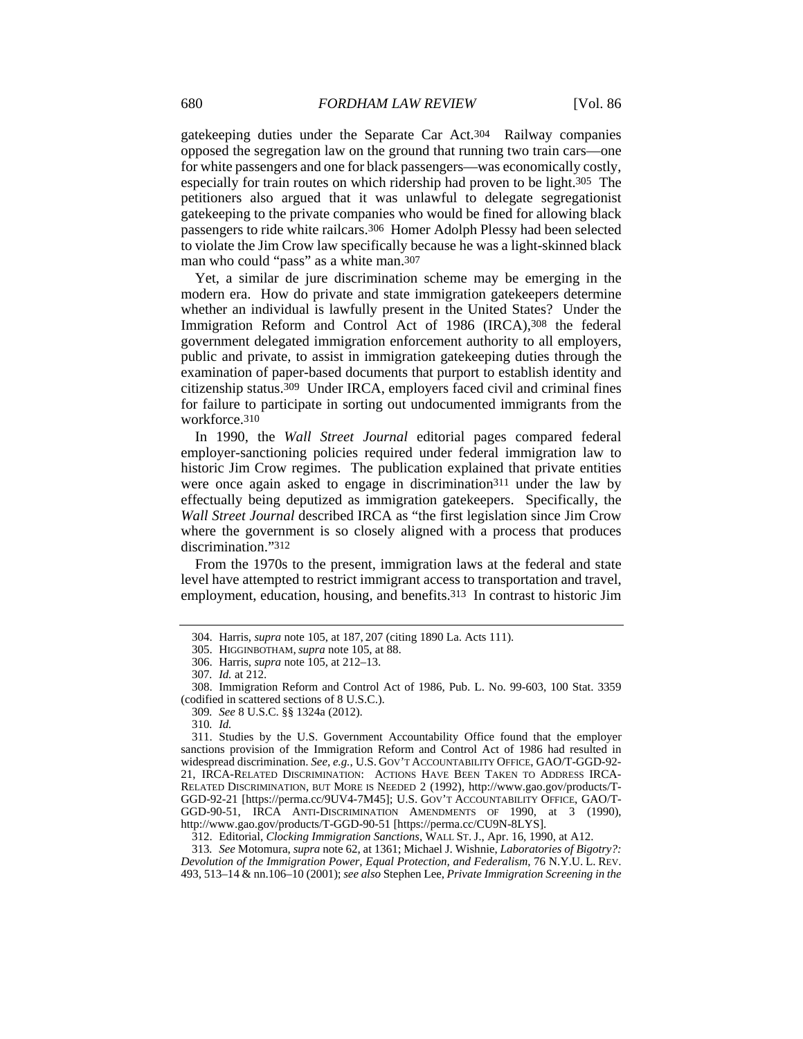gatekeeping duties under the Separate Car Act.[304] Railway companies opposed the segregation law on the ground that running two train cars—one for white passengers and one for black passengers—was economically costly, especially for train routes on which ridership had proven to be light.[305] The petitioners also argued that it was unlawful to delegate segregationist gatekeeping to the private companies who would be fined for allowing black passengers to ride white railcars.[306] Homer Adolph Plessy had been selected to violate the Jim Crow law specifically because he was a light-skinned black man who could "pass" as a white man.[307]

Yet, a similar de jure discrimination scheme may be emerging in the modern era. How do private and state immigration gatekeepers determine whether an individual is lawfully present in the United States? Under the Immigration Reform and Control Act of 1986 (IRCA),[308] the federal government delegated immigration enforcement authority to all employers, public and private, to assist in immigration gatekeeping duties through the examination of paper-based documents that purport to establish identity and citizenship status.[309] Under IRCA, employers faced civil and criminal fines for failure to participate in sorting out undocumented immigrants from the workforce.[310]

In 1990, the *Wall Street Journal* editorial pages compared federal employer-sanctioning policies required under federal immigration law to historic Jim Crow regimes. The publication explained that private entities were once again asked to engage in discrimination[311] under the law by effectually being deputized as immigration gatekeepers. Specifically, the *Wall Street Journal* described IRCA as "the first legislation since Jim Crow where the government is so closely aligned with a process that produces discrimination."[312]

From the 1970s to the present, immigration laws at the federal and state level have attempted to restrict immigrant access to transportation and travel, employment, education, housing, and benefits.[313] In contrast to historic Jim

---

304. Harris, *supra* note 105, at 187, 207 (citing 1890 La. Acts 111).

305. HIGGINBOTHAM, *supra* note 105, at 88.

306. Harris, *supra* note 105, at 212–13.

307. *Id.* at 212.

308. Immigration Reform and Control Act of 1986, Pub. L. No. 99-603, 100 Stat. 3359 (codified in scattered sections of 8 U.S.C.).

309. *See* 8 U.S.C. §§ 1324a (2012).

310. *Id.*

311. Studies by the U.S. Government Accountability Office found that the employer sanctions provision of the Immigration Reform and Control Act of 1986 had resulted in widespread discrimination. *See, e.g.*, U.S. GOV'T ACCOUNTABILITY OFFICE, GAO/T-GGD-92-21, IRCA-RELATED DISCRIMINATION: ACTIONS HAVE BEEN TAKEN TO ADDRESS IRCA-RELATED DISCRIMINATION, BUT MORE IS NEEDED 2 (1992), http://www.gao.gov/products/T-GGD-92-21 [https://perma.cc/9UV4-7M45]; U.S. GOV'T ACCOUNTABILITY OFFICE, GAO/T-GGD-90-51, IRCA ANTI-DISCRIMINATION AMENDMENTS OF 1990, at 3 (1990), http://www.gao.gov/products/T-GGD-90-51 [https://perma.cc/CU9N-8LYS].

312. Editorial, *Clocking Immigration Sanctions*, WALL ST. J., Apr. 16, 1990, at A12.

313. *See* Motomura, *supra* note 62, at 1361; Michael J. Wishnie, *Laboratories of Bigotry?: Devolution of the Immigration Power, Equal Protection, and Federalism*, 76 N.Y.U. L. REV. 493, 513–14 & nn.106–10 (2001); *see also* Stephen Lee, *Private Immigration Screening in the*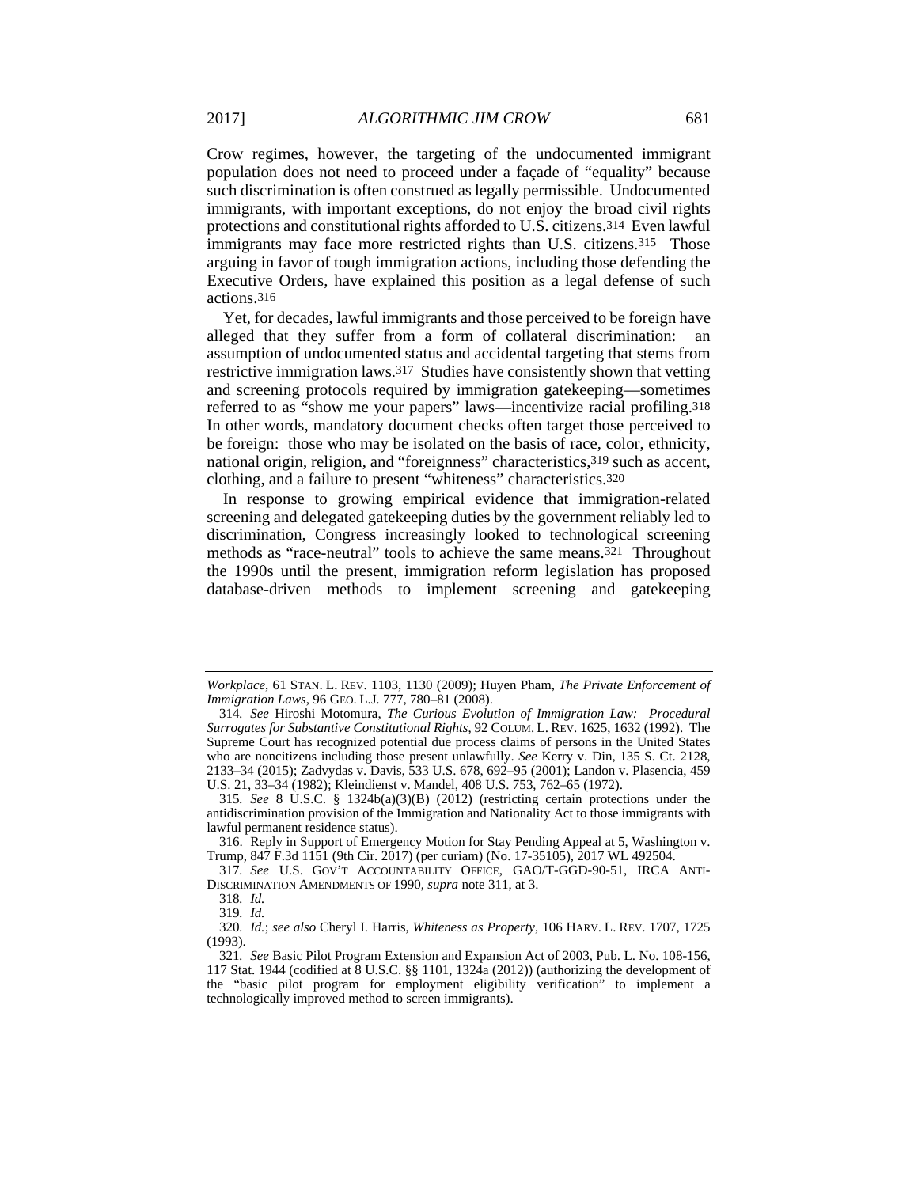Crow regimes, however, the targeting of the undocumented immigrant population does not need to proceed under a façade of "equality" because such discrimination is often construed as legally permissible. Undocumented immigrants, with important exceptions, do not enjoy the broad civil rights protections and constitutional rights afforded to U.S. citizens.[314] Even lawful immigrants may face more restricted rights than U.S. citizens.[315] Those arguing in favor of tough immigration actions, including those defending the Executive Orders, have explained this position as a legal defense of such actions.[316]

Yet, for decades, lawful immigrants and those perceived to be foreign have alleged that they suffer from a form of collateral discrimination: an assumption of undocumented status and accidental targeting that stems from restrictive immigration laws.[317] Studies have consistently shown that vetting and screening protocols required by immigration gatekeeping—sometimes referred to as "show me your papers" laws—incentivize racial profiling.[318] In other words, mandatory document checks often target those perceived to be foreign: those who may be isolated on the basis of race, color, ethnicity, national origin, religion, and "foreignness" characteristics,[319] such as accent, clothing, and a failure to present "whiteness" characteristics.[320]

In response to growing empirical evidence that immigration-related screening and delegated gatekeeping duties by the government reliably led to discrimination, Congress increasingly looked to technological screening methods as "race-neutral" tools to achieve the same means.[321] Throughout the 1990s until the present, immigration reform legislation has proposed database-driven methods to implement screening and gatekeeping

---

*Workplace*, 61 STAN. L. REV. 1103, 1130 (2009); Huyen Pham, *The Private Enforcement of Immigration Laws*, 96 GEO. L.J. 777, 780–81 (2008).

314. *See* Hiroshi Motomura, *The Curious Evolution of Immigration Law: Procedural Surrogates for Substantive Constitutional Rights*, 92 COLUM. L. REV. 1625, 1632 (1992). The Supreme Court has recognized potential due process claims of persons in the United States who are noncitizens including those present unlawfully. *See* Kerry v. Din, 135 S. Ct. 2128, 2133–34 (2015); Zadvydas v. Davis, 533 U.S. 678, 692–95 (2001); Landon v. Plasencia, 459 U.S. 21, 33–34 (1982); Kleindienst v. Mandel, 408 U.S. 753, 762–65 (1972).

315. *See* 8 U.S.C. § 1324b(a)(3)(B) (2012) (restricting certain protections under the antidiscrimination provision of the Immigration and Nationality Act to those immigrants with lawful permanent residence status).

316. Reply in Support of Emergency Motion for Stay Pending Appeal at 5, Washington v. Trump, 847 F.3d 1151 (9th Cir. 2017) (per curiam) (No. 17-35105), 2017 WL 492504.

317. *See* U.S. GOV'T ACCOUNTABILITY OFFICE, GAO/T-GGD-90-51, IRCA ANTI-DISCRIMINATION AMENDMENTS OF 1990, *supra* note 311, at 3.

318. *Id.*

319. *Id.*

320. *Id.*; *see also* Cheryl I. Harris, *Whiteness as Property*, 106 HARV. L. REV. 1707, 1725 (1993).

321. *See* Basic Pilot Program Extension and Expansion Act of 2003, Pub. L. No. 108-156, 117 Stat. 1944 (codified at 8 U.S.C. §§ 1101, 1324a (2012)) (authorizing the development of the "basic pilot program for employment eligibility verification" to implement a technologically improved method to screen immigrants).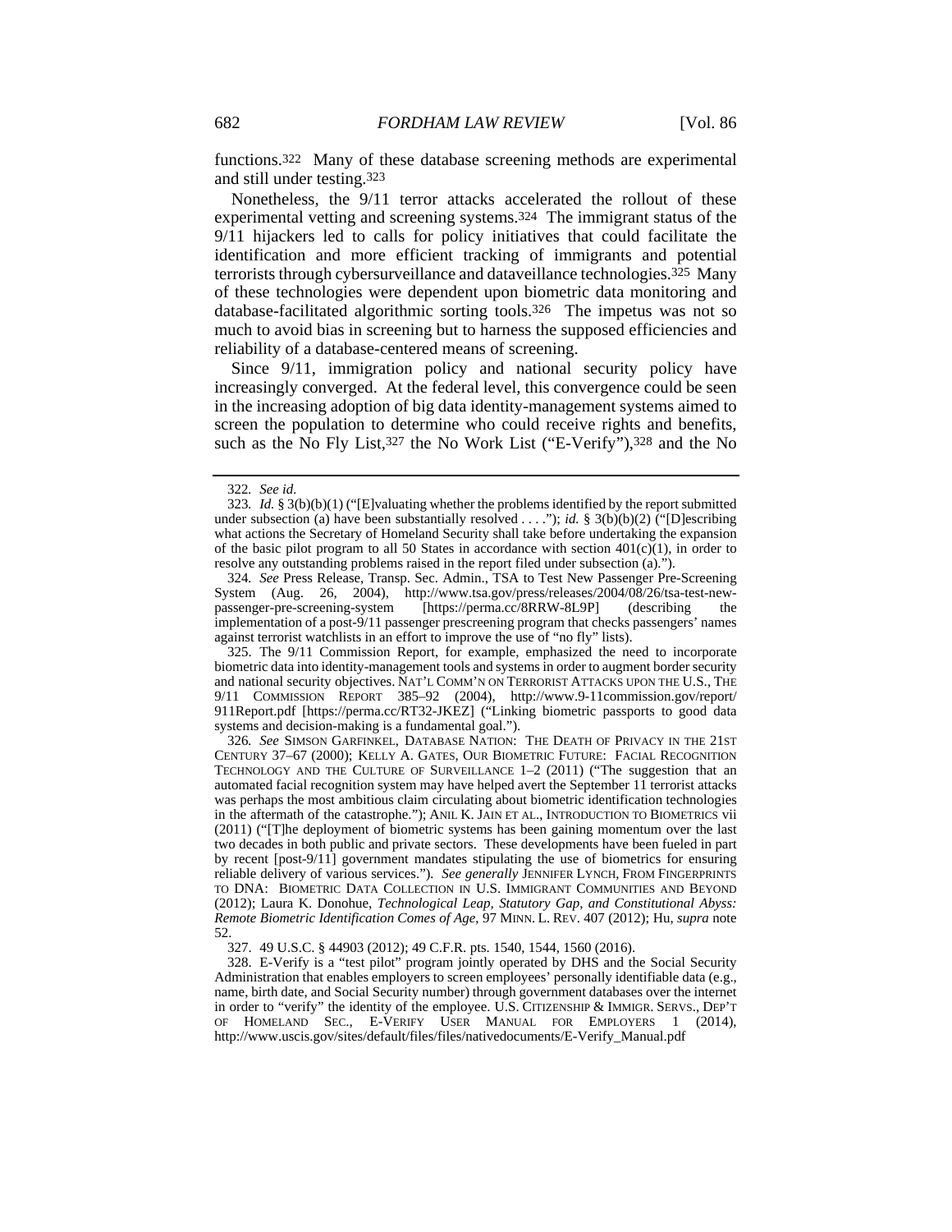functions.[322] Many of these database screening methods are experimental and still under testing.[323]

Nonetheless, the 9/11 terror attacks accelerated the rollout of these experimental vetting and screening systems.[324] The immigrant status of the 9/11 hijackers led to calls for policy initiatives that could facilitate the identification and more efficient tracking of immigrants and potential terrorists through cybersurveillance and dataveillance technologies.[325] Many of these technologies were dependent upon biometric data monitoring and database-facilitated algorithmic sorting tools.[326] The impetus was not so much to avoid bias in screening but to harness the supposed efficiencies and reliability of a database-centered means of screening.

Since 9/11, immigration policy and national security policy have increasingly converged. At the federal level, this convergence could be seen in the increasing adoption of big data identity-management systems aimed to screen the population to determine who could receive rights and benefits, such as the No Fly List,[327] the No Work List ("E-Verify"),[328] and the No

---

322. *See id.*

323. *Id.* § 3(b)(b)(1) ("[E]valuating whether the problems identified by the report submitted under subsection (a) have been substantially resolved . . . ."); *id.* § 3(b)(b)(2) ("[D]escribing what actions the Secretary of Homeland Security shall take before undertaking the expansion of the basic pilot program to all 50 States in accordance with section 401(c)(1), in order to resolve any outstanding problems raised in the report filed under subsection (a).").

324. *See* Press Release, Transp. Sec. Admin., TSA to Test New Passenger Pre-Screening System (Aug. 26, 2004), http://www.tsa.gov/press/releases/2004/08/26/tsa-test-new-passenger-pre-screening-system [https://perma.cc/8RRW-8L9P] (describing the implementation of a post-9/11 passenger prescreening program that checks passengers' names against terrorist watchlists in an effort to improve the use of "no fly" lists).

325. The 9/11 Commission Report, for example, emphasized the need to incorporate biometric data into identity-management tools and systems in order to augment border security and national security objectives. NAT'L COMM'N ON TERRORIST ATTACKS UPON THE U.S., THE 9/11 COMMISSION REPORT 385–92 (2004), http://www.9-11commission.gov/report/911Report.pdf [https://perma.cc/RT32-JKEZ] ("Linking biometric passports to good data systems and decision-making is a fundamental goal.").

326. *See* SIMSON GARFINKEL, DATABASE NATION: THE DEATH OF PRIVACY IN THE 21ST CENTURY 37–67 (2000); KELLY A. GATES, OUR BIOMETRIC FUTURE: FACIAL RECOGNITION TECHNOLOGY AND THE CULTURE OF SURVEILLANCE 1–2 (2011) ("The suggestion that an automated facial recognition system may have helped avert the September 11 terrorist attacks was perhaps the most ambitious claim circulating about biometric identification technologies in the aftermath of the catastrophe."); ANIL K. JAIN ET AL., INTRODUCTION TO BIOMETRICS vii (2011) ("[T]he deployment of biometric systems has been gaining momentum over the last two decades in both public and private sectors. These developments have been fueled in part by recent [post-9/11] government mandates stipulating the use of biometrics for ensuring reliable delivery of various services."). *See generally* JENNIFER LYNCH, FROM FINGERPRINTS TO DNA: BIOMETRIC DATA COLLECTION IN U.S. IMMIGRANT COMMUNITIES AND BEYOND (2012); Laura K. Donohue, *Technological Leap, Statutory Gap, and Constitutional Abyss: Remote Biometric Identification Comes of Age*, 97 MINN. L. REV. 407 (2012); Hu, *supra* note 52.

327. 49 U.S.C. § 44903 (2012); 49 C.F.R. pts. 1540, 1544, 1560 (2016).

328. E-Verify is a "test pilot" program jointly operated by DHS and the Social Security Administration that enables employers to screen employees' personally identifiable data (e.g., name, birth date, and Social Security number) through government databases over the internet in order to "verify" the identity of the employee. U.S. CITIZENSHIP & IMMIGR. SERVS., DEP'T OF HOMELAND SEC., E-VERIFY USER MANUAL FOR EMPLOYERS 1 (2014), http://www.uscis.gov/sites/default/files/files/nativedocuments/E-Verify_Manual.pdf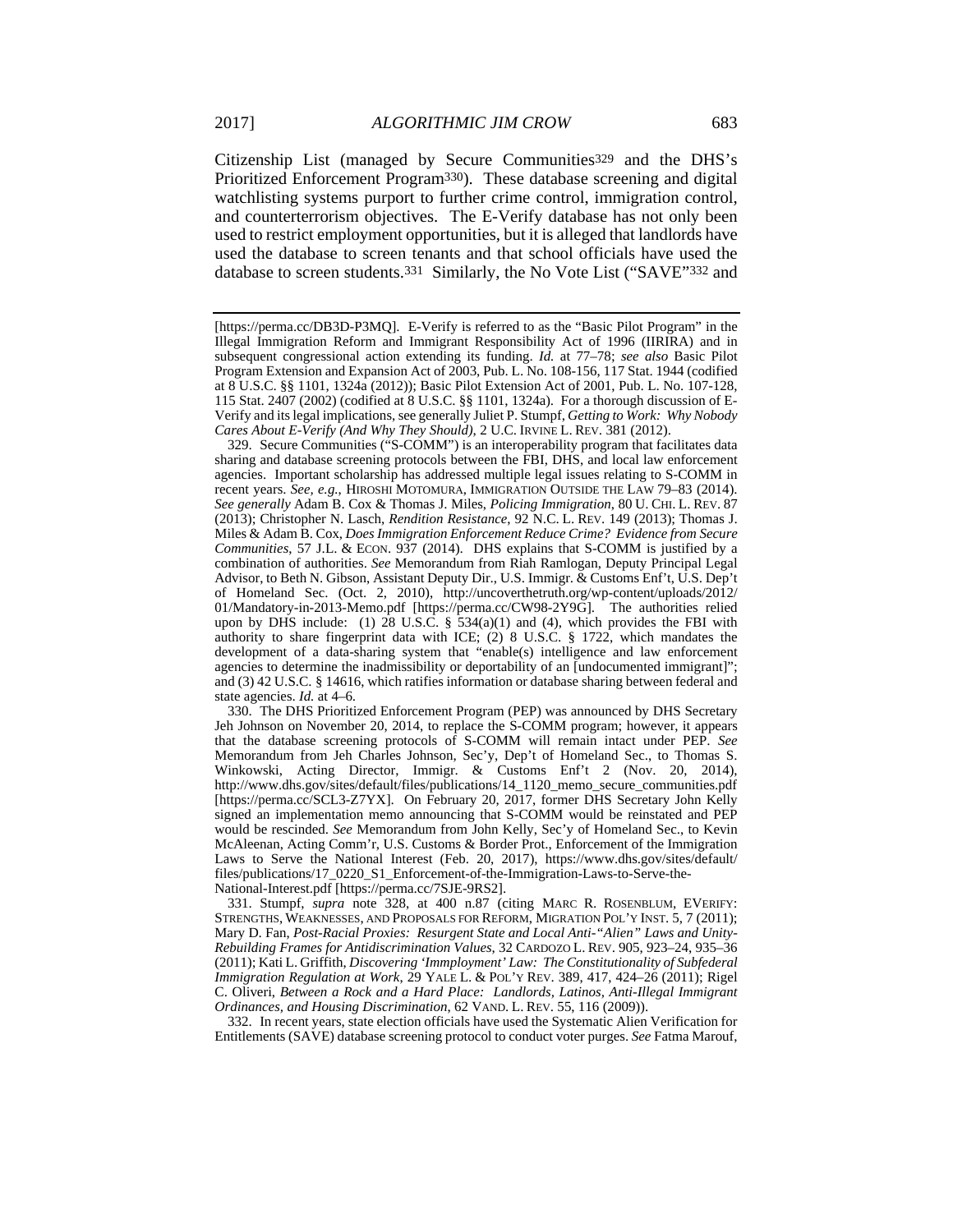Citizenship List (managed by Secure Communities[329] and the DHS's Prioritized Enforcement Program[330]). These database screening and digital watchlisting systems purport to further crime control, immigration control, and counterterrorism objectives. The E-Verify database has not only been used to restrict employment opportunities, but it is alleged that landlords have used the database to screen tenants and that school officials have used the database to screen students.[331] Similarly, the No Vote List ("SAVE"[332] and

---

[https://perma.cc/DB3D-P3MQ]. E-Verify is referred to as the "Basic Pilot Program" in the Illegal Immigration Reform and Immigrant Responsibility Act of 1996 (IIRIRA) and in subsequent congressional action extending its funding. *Id.* at 77–78; *see also* Basic Pilot Program Extension and Expansion Act of 2003, Pub. L. No. 108-156, 117 Stat. 1944 (codified at 8 U.S.C. §§ 1101, 1324a (2012)); Basic Pilot Extension Act of 2001, Pub. L. No. 107-128, 115 Stat. 2407 (2002) (codified at 8 U.S.C. §§ 1101, 1324a). For a thorough discussion of E-Verify and its legal implications, see generally Juliet P. Stumpf, *Getting to Work: Why Nobody Cares About E-Verify (And Why They Should)*, 2 U.C. IRVINE L. REV. 381 (2012).

329. Secure Communities ("S-COMM") is an interoperability program that facilitates data sharing and database screening protocols between the FBI, DHS, and local law enforcement agencies. Important scholarship has addressed multiple legal issues relating to S-COMM in recent years. *See, e.g.*, HIROSHI MOTOMURA, IMMIGRATION OUTSIDE THE LAW 79–83 (2014). *See generally* Adam B. Cox & Thomas J. Miles, *Policing Immigration*, 80 U. CHI. L. REV. 87 (2013); Christopher N. Lasch, *Rendition Resistance*, 92 N.C. L. REV. 149 (2013); Thomas J. Miles & Adam B. Cox, *Does Immigration Enforcement Reduce Crime? Evidence from Secure Communities*, 57 J.L. & ECON. 937 (2014). DHS explains that S-COMM is justified by a combination of authorities. *See* Memorandum from Riah Ramlogan, Deputy Principal Legal Advisor, to Beth N. Gibson, Assistant Deputy Dir., U.S. Immigr. & Customs Enf't, U.S. Dep't of Homeland Sec. (Oct. 2, 2010), http://uncoverthetruth.org/wp-content/uploads/2012/01/Mandatory-in-2013-Memo.pdf [https://perma.cc/CW98-2Y9G]. The authorities relied upon by DHS include: (1) 28 U.S.C. § 534(a)(1) and (4), which provides the FBI with authority to share fingerprint data with ICE; (2) 8 U.S.C. § 1722, which mandates the development of a data-sharing system that "enable(s) intelligence and law enforcement agencies to determine the inadmissibility or deportability of an [undocumented immigrant]"; and (3) 42 U.S.C. § 14616, which ratifies information or database sharing between federal and state agencies. *Id.* at 4–6.

330. The DHS Prioritized Enforcement Program (PEP) was announced by DHS Secretary Jeh Johnson on November 20, 2014, to replace the S-COMM program; however, it appears that the database screening protocols of S-COMM will remain intact under PEP. *See* Memorandum from Jeh Charles Johnson, Sec'y, Dep't of Homeland Sec., to Thomas S. Winkowski, Acting Director, Immigr. & Customs Enf't 2 (Nov. 20, 2014), http://www.dhs.gov/sites/default/files/publications/14_1120_memo_secure_communities.pdf [https://perma.cc/SCL3-Z7YX]. On February 20, 2017, former DHS Secretary John Kelly signed an implementation memo announcing that S-COMM would be reinstated and PEP would be rescinded. *See* Memorandum from John Kelly, Sec'y of Homeland Sec., to Kevin McAleenan, Acting Comm'r, U.S. Customs & Border Prot., Enforcement of the Immigration Laws to Serve the National Interest (Feb. 20, 2017), https://www.dhs.gov/sites/default/files/publications/17_0220_S1_Enforcement-of-the-Immigration-Laws-to-Serve-the-National-Interest.pdf [https://perma.cc/7SJE-9RS2].

331. Stumpf, *supra* note 328, at 400 n.87 (citing MARC R. ROSENBLUM, EVERIFY: STRENGTHS, WEAKNESSES, AND PROPOSALS FOR REFORM, MIGRATION POL'Y INST. 5, 7 (2011); Mary D. Fan, *Post-Racial Proxies: Resurgent State and Local Anti-"Alien" Laws and Unity-Rebuilding Frames for Antidiscrimination Values*, 32 CARDOZO L. REV. 905, 923–24, 935–36 (2011); Kati L. Griffith, *Discovering 'Immployment' Law: The Constitutionality of Subfederal Immigration Regulation at Work*, 29 YALE L. & POL'Y REV. 389, 417, 424–26 (2011); Rigel C. Oliveri, *Between a Rock and a Hard Place: Landlords, Latinos, Anti-Illegal Immigrant Ordinances, and Housing Discrimination*, 62 VAND. L. REV. 55, 116 (2009)).

332. In recent years, state election officials have used the Systematic Alien Verification for Entitlements (SAVE) database screening protocol to conduct voter purges. *See* Fatma Marouf,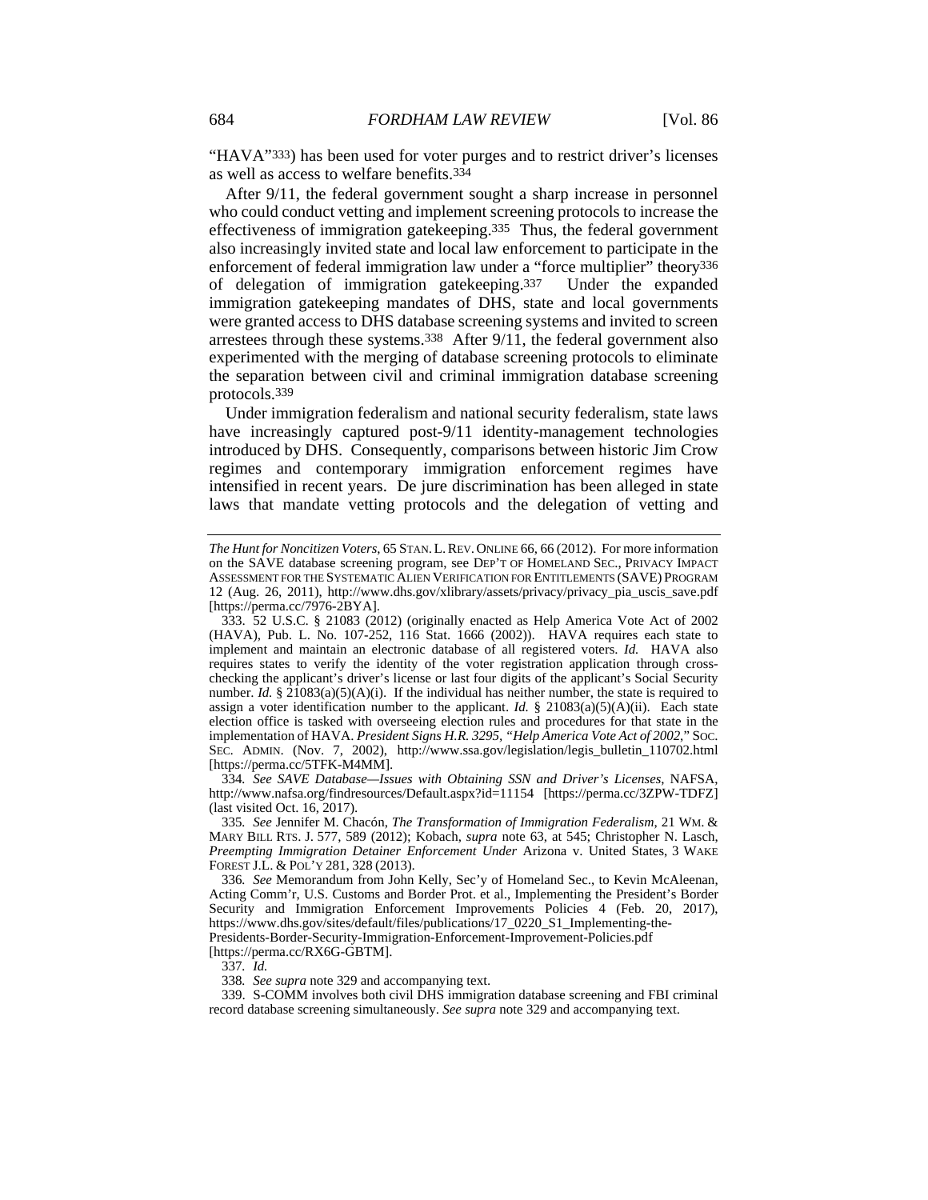"HAVA"[333]) has been used for voter purges and to restrict driver's licenses as well as access to welfare benefits.[334]

After 9/11, the federal government sought a sharp increase in personnel who could conduct vetting and implement screening protocols to increase the effectiveness of immigration gatekeeping.[335] Thus, the federal government also increasingly invited state and local law enforcement to participate in the enforcement of federal immigration law under a "force multiplier" theory[336] of delegation of immigration gatekeeping.[337] Under the expanded immigration gatekeeping mandates of DHS, state and local governments were granted access to DHS database screening systems and invited to screen arrestees through these systems.[338] After 9/11, the federal government also experimented with the merging of database screening protocols to eliminate the separation between civil and criminal immigration database screening protocols.[339]

Under immigration federalism and national security federalism, state laws have increasingly captured post-9/11 identity-management technologies introduced by DHS. Consequently, comparisons between historic Jim Crow regimes and contemporary immigration enforcement regimes have intensified in recent years. De jure discrimination has been alleged in state laws that mandate vetting protocols and the delegation of vetting and

---

*The Hunt for Noncitizen Voters*, 65 STAN. L. REV. ONLINE 66, 66 (2012). For more information on the SAVE database screening program, see DEP'T OF HOMELAND SEC., PRIVACY IMPACT ASSESSMENT FOR THE SYSTEMATIC ALIEN VERIFICATION FOR ENTITLEMENTS (SAVE) PROGRAM 12 (Aug. 26, 2011), http://www.dhs.gov/xlibrary/assets/privacy/privacy_pia_uscis_save.pdf [https://perma.cc/7976-2BYA].

333. 52 U.S.C. § 21083 (2012) (originally enacted as Help America Vote Act of 2002 (HAVA), Pub. L. No. 107-252, 116 Stat. 1666 (2002)). HAVA requires each state to implement and maintain an electronic database of all registered voters. *Id.* HAVA also requires states to verify the identity of the voter registration application through cross-checking the applicant's driver's license or last four digits of the applicant's Social Security number. *Id.* § 21083(a)(5)(A)(i). If the individual has neither number, the state is required to assign a voter identification number to the applicant. *Id.* § 21083(a)(5)(A)(ii). Each state election office is tasked with overseeing election rules and procedures for that state in the implementation of HAVA. *President Signs H.R. 3295, "Help America Vote Act of 2002*,*"* SOC. SEC. ADMIN. (Nov. 7, 2002), http://www.ssa.gov/legislation/legis_bulletin_110702.html [https://perma.cc/5TFK-M4MM].

334. *See SAVE Database—Issues with Obtaining SSN and Driver's Licenses*, NAFSA, http://www.nafsa.org/findresources/Default.aspx?id=11154 [https://perma.cc/3ZPW-TDFZ] (last visited Oct. 16, 2017).

335. *See* Jennifer M. Chacón, *The Transformation of Immigration Federalism*, 21 WM. & MARY BILL RTS. J. 577, 589 (2012); Kobach, *supra* note 63, at 545; Christopher N. Lasch, *Preempting Immigration Detainer Enforcement Under* Arizona v. United States, 3 WAKE FOREST J.L. & POL'Y 281, 328 (2013).

336. *See* Memorandum from John Kelly, Sec'y of Homeland Sec., to Kevin McAleenan, Acting Comm'r, U.S. Customs and Border Prot. et al., Implementing the President's Border Security and Immigration Enforcement Improvements Policies 4 (Feb. 20, 2017), https://www.dhs.gov/sites/default/files/publications/17_0220_S1_Implementing-the-Presidents-Border-Security-Immigration-Enforcement-Improvement-Policies.pdf [https://perma.cc/RX6G-GBTM].

337. *Id.*

338. *See supra* note 329 and accompanying text.

339. S-COMM involves both civil DHS immigration database screening and FBI criminal record database screening simultaneously. *See supra* note 329 and accompanying text.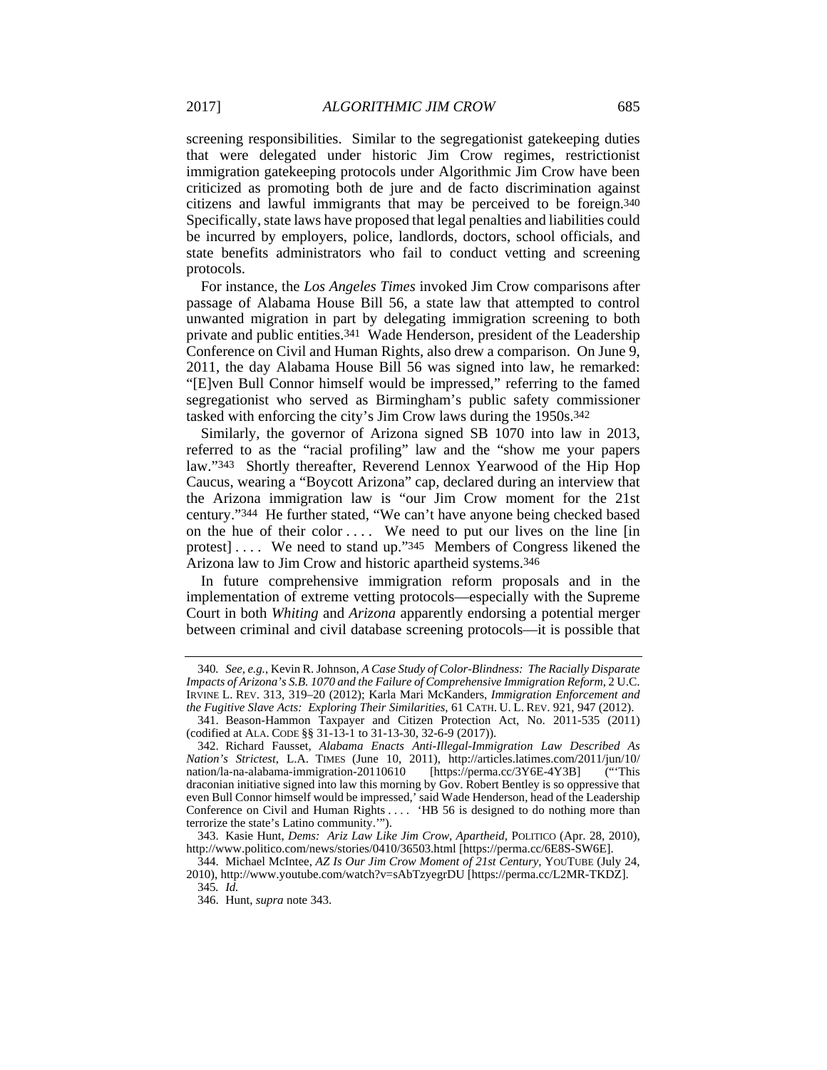screening responsibilities. Similar to the segregationist gatekeeping duties that were delegated under historic Jim Crow regimes, restrictionist immigration gatekeeping protocols under Algorithmic Jim Crow have been criticized as promoting both de jure and de facto discrimination against citizens and lawful immigrants that may be perceived to be foreign.[340] Specifically, state laws have proposed that legal penalties and liabilities could be incurred by employers, police, landlords, doctors, school officials, and state benefits administrators who fail to conduct vetting and screening protocols.

For instance, the *Los Angeles Times* invoked Jim Crow comparisons after passage of Alabama House Bill 56, a state law that attempted to control unwanted migration in part by delegating immigration screening to both private and public entities.[341] Wade Henderson, president of the Leadership Conference on Civil and Human Rights, also drew a comparison. On June 9, 2011, the day Alabama House Bill 56 was signed into law, he remarked: "[E]ven Bull Connor himself would be impressed," referring to the famed segregationist who served as Birmingham's public safety commissioner tasked with enforcing the city's Jim Crow laws during the 1950s.[342]

Similarly, the governor of Arizona signed SB 1070 into law in 2013, referred to as the "racial profiling" law and the "show me your papers law."[343] Shortly thereafter, Reverend Lennox Yearwood of the Hip Hop Caucus, wearing a "Boycott Arizona" cap, declared during an interview that the Arizona immigration law is "our Jim Crow moment for the 21st century."[344] He further stated, "We can't have anyone being checked based on the hue of their color . . . . We need to put our lives on the line [in protest] . . . . We need to stand up."[345] Members of Congress likened the Arizona law to Jim Crow and historic apartheid systems.[346]

In future comprehensive immigration reform proposals and in the implementation of extreme vetting protocols—especially with the Supreme Court in both *Whiting* and *Arizona* apparently endorsing a potential merger between criminal and civil database screening protocols—it is possible that

---

340. *See, e.g.*, Kevin R. Johnson, *A Case Study of Color-Blindness: The Racially Disparate Impacts of Arizona's S.B. 1070 and the Failure of Comprehensive Immigration Reform*, 2 U.C. IRVINE L. REV. 313, 319–20 (2012); Karla Mari McKanders, *Immigration Enforcement and the Fugitive Slave Acts: Exploring Their Similarities*, 61 CATH. U. L. REV. 921, 947 (2012).

341. Beason-Hammon Taxpayer and Citizen Protection Act, No. 2011-535 (2011) (codified at ALA. CODE §§ 31-13-1 to 31-13-30, 32-6-9 (2017)).

342. Richard Fausset, *Alabama Enacts Anti-Illegal-Immigration Law Described As Nation's Strictest*, L.A. TIMES (June 10, 2011), http://articles.latimes.com/2011/jun/10/nation/la-na-alabama-immigration-20110610 [https://perma.cc/3Y6E-4Y3B] ("'This draconian initiative signed into law this morning by Gov. Robert Bentley is so oppressive that even Bull Connor himself would be impressed,' said Wade Henderson, head of the Leadership Conference on Civil and Human Rights . . . . 'HB 56 is designed to do nothing more than terrorize the state's Latino community.'").

343. Kasie Hunt, *Dems: Ariz Law Like Jim Crow, Apartheid*, POLITICO (Apr. 28, 2010), http://www.politico.com/news/stories/0410/36503.html [https://perma.cc/6E8S-SW6E].

344. Michael McIntee, *AZ Is Our Jim Crow Moment of 21st Century*, YOUTUBE (July 24, 2010), http://www.youtube.com/watch?v=sAbTzyegrDU [https://perma.cc/L2MR-TKDZ].

345. *Id.*

346. Hunt, *supra* note 343.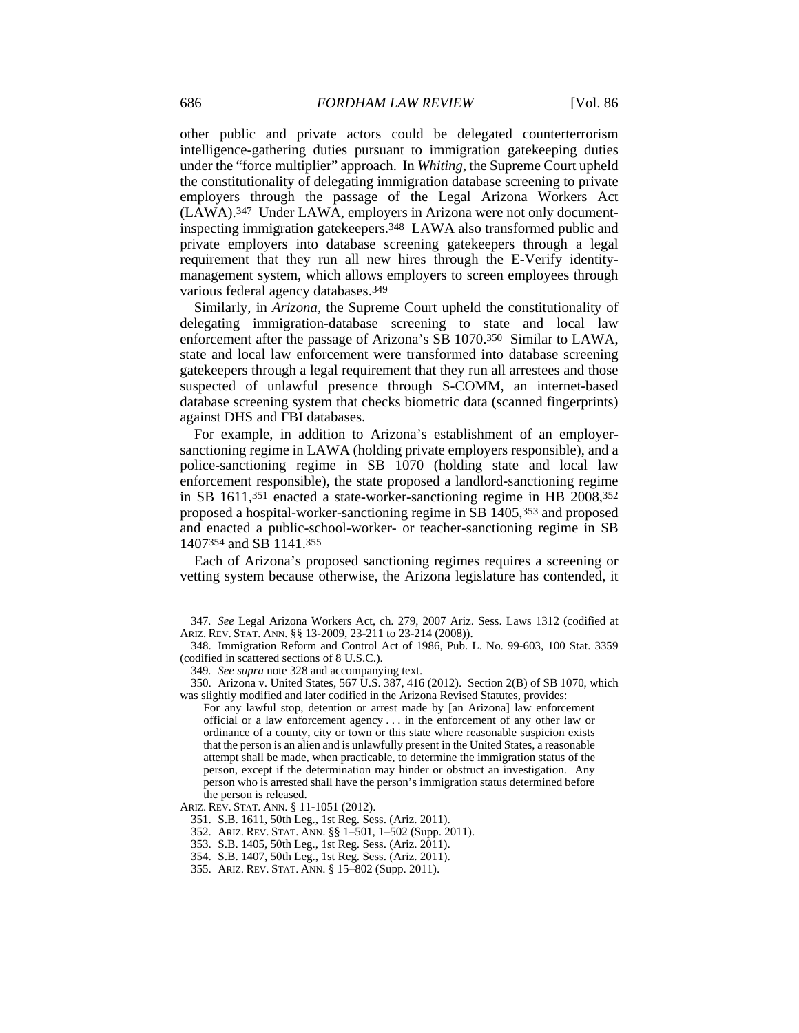other public and private actors could be delegated counterterrorism intelligence-gathering duties pursuant to immigration gatekeeping duties under the "force multiplier" approach. In *Whiting*, the Supreme Court upheld the constitutionality of delegating immigration database screening to private employers through the passage of the Legal Arizona Workers Act (LAWA).[347] Under LAWA, employers in Arizona were not only document-inspecting immigration gatekeepers.[348] LAWA also transformed public and private employers into database screening gatekeepers through a legal requirement that they run all new hires through the E-Verify identity-management system, which allows employers to screen employees through various federal agency databases.[349]

Similarly, in *Arizona*, the Supreme Court upheld the constitutionality of delegating immigration-database screening to state and local law enforcement after the passage of Arizona's SB 1070.[350] Similar to LAWA, state and local law enforcement were transformed into database screening gatekeepers through a legal requirement that they run all arrestees and those suspected of unlawful presence through S-COMM, an internet-based database screening system that checks biometric data (scanned fingerprints) against DHS and FBI databases.

For example, in addition to Arizona's establishment of an employer-sanctioning regime in LAWA (holding private employers responsible), and a police-sanctioning regime in SB 1070 (holding state and local law enforcement responsible), the state proposed a landlord-sanctioning regime in SB 1611,[351] enacted a state-worker-sanctioning regime in HB 2008,[352] proposed a hospital-worker-sanctioning regime in SB 1405,[353] and proposed and enacted a public-school-worker- or teacher-sanctioning regime in SB 1407[354] and SB 1141.[355]

Each of Arizona's proposed sanctioning regimes requires a screening or vetting system because otherwise, the Arizona legislature has contended, it

---

347. *See* Legal Arizona Workers Act, ch. 279, 2007 Ariz. Sess. Laws 1312 (codified at ARIZ. REV. STAT. ANN. §§ 13-2009, 23-211 to 23-214 (2008)).

348. Immigration Reform and Control Act of 1986, Pub. L. No. 99-603, 100 Stat. 3359 (codified in scattered sections of 8 U.S.C.).

349. *See supra* note 328 and accompanying text.

350. Arizona v. United States, 567 U.S. 387, 416 (2012). Section 2(B) of SB 1070, which was slightly modified and later codified in the Arizona Revised Statutes, provides:

> For any lawful stop, detention or arrest made by [an Arizona] law enforcement official or a law enforcement agency . . . in the enforcement of any other law or ordinance of a county, city or town or this state where reasonable suspicion exists that the person is an alien and is unlawfully present in the United States, a reasonable attempt shall be made, when practicable, to determine the immigration status of the person, except if the determination may hinder or obstruct an investigation. Any person who is arrested shall have the person's immigration status determined before the person is released.

ARIZ. REV. STAT. ANN. § 11-1051 (2012).

351. S.B. 1611, 50th Leg., 1st Reg. Sess. (Ariz. 2011).

352. ARIZ. REV. STAT. ANN. §§ 1–501, 1–502 (Supp. 2011).

353. S.B. 1405, 50th Leg., 1st Reg. Sess. (Ariz. 2011).

354. S.B. 1407, 50th Leg., 1st Reg. Sess. (Ariz. 2011).

355. ARIZ. REV. STAT. ANN. § 15–802 (Supp. 2011).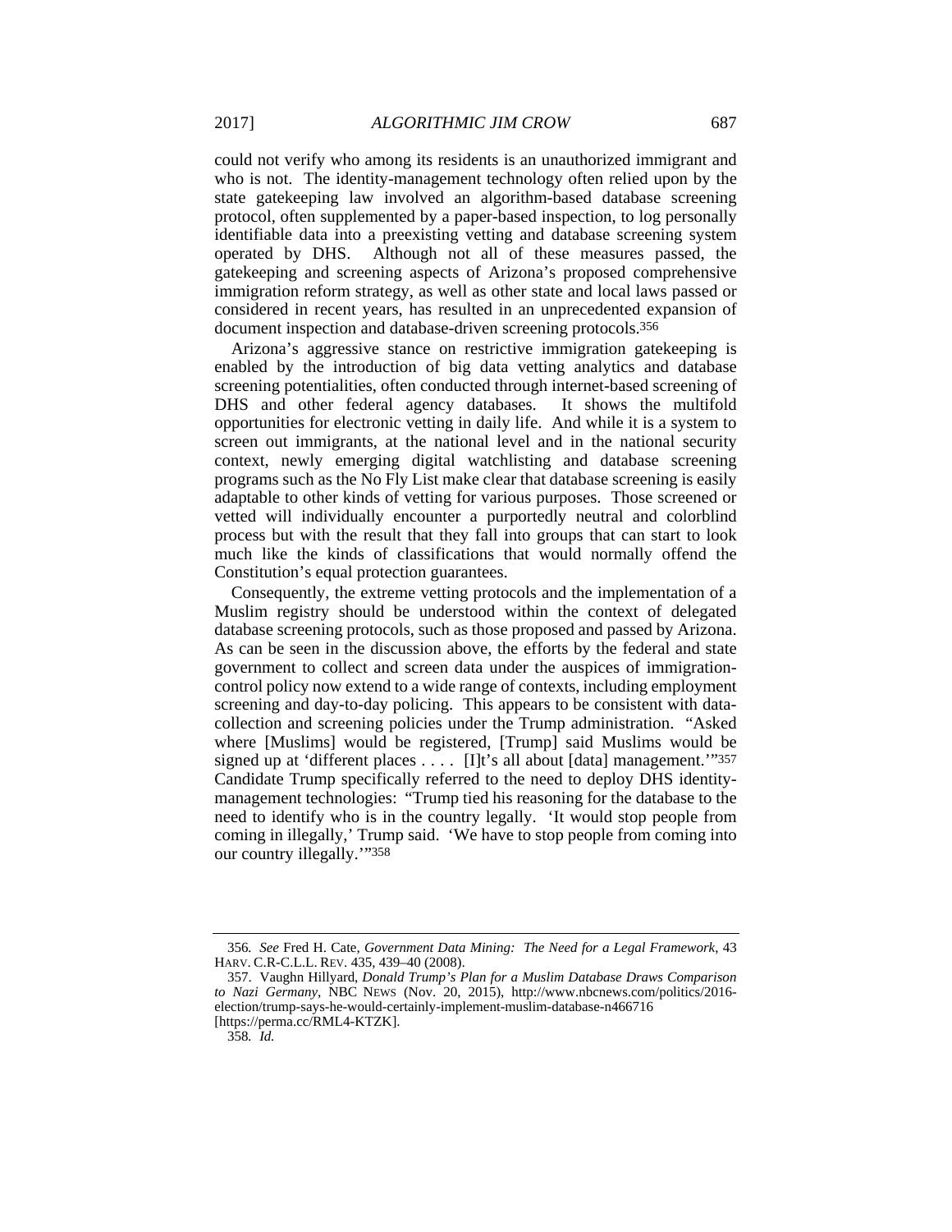could not verify who among its residents is an unauthorized immigrant and who is not. The identity-management technology often relied upon by the state gatekeeping law involved an algorithm-based database screening protocol, often supplemented by a paper-based inspection, to log personally identifiable data into a preexisting vetting and database screening system operated by DHS. Although not all of these measures passed, the gatekeeping and screening aspects of Arizona's proposed comprehensive immigration reform strategy, as well as other state and local laws passed or considered in recent years, has resulted in an unprecedented expansion of document inspection and database-driven screening protocols.[356]

Arizona's aggressive stance on restrictive immigration gatekeeping is enabled by the introduction of big data vetting analytics and database screening potentialities, often conducted through internet-based screening of DHS and other federal agency databases. It shows the multifold opportunities for electronic vetting in daily life. And while it is a system to screen out immigrants, at the national level and in the national security context, newly emerging digital watchlisting and database screening programs such as the No Fly List make clear that database screening is easily adaptable to other kinds of vetting for various purposes. Those screened or vetted will individually encounter a purportedly neutral and colorblind process but with the result that they fall into groups that can start to look much like the kinds of classifications that would normally offend the Constitution's equal protection guarantees.

Consequently, the extreme vetting protocols and the implementation of a Muslim registry should be understood within the context of delegated database screening protocols, such as those proposed and passed by Arizona. As can be seen in the discussion above, the efforts by the federal and state government to collect and screen data under the auspices of immigration-control policy now extend to a wide range of contexts, including employment screening and day-to-day policing. This appears to be consistent with data-collection and screening policies under the Trump administration. "Asked where [Muslims] would be registered, [Trump] said Muslims would be signed up at 'different places . . . . [I]t's all about [data] management.'"[357] Candidate Trump specifically referred to the need to deploy DHS identity-management technologies: "Trump tied his reasoning for the database to the need to identify who is in the country legally. 'It would stop people from coming in illegally,' Trump said. 'We have to stop people from coming into our country illegally.'"[358]

---

356. *See* Fred H. Cate, *Government Data Mining: The Need for a Legal Framework*, 43 HARV. C.R-C.L.L. REV. 435, 439–40 (2008).

357. Vaughn Hillyard, *Donald Trump's Plan for a Muslim Database Draws Comparison to Nazi Germany*, NBC NEWS (Nov. 20, 2015), http://www.nbcnews.com/politics/2016-election/trump-says-he-would-certainly-implement-muslim-database-n466716 [https://perma.cc/RML4-KTZK].

358. *Id.*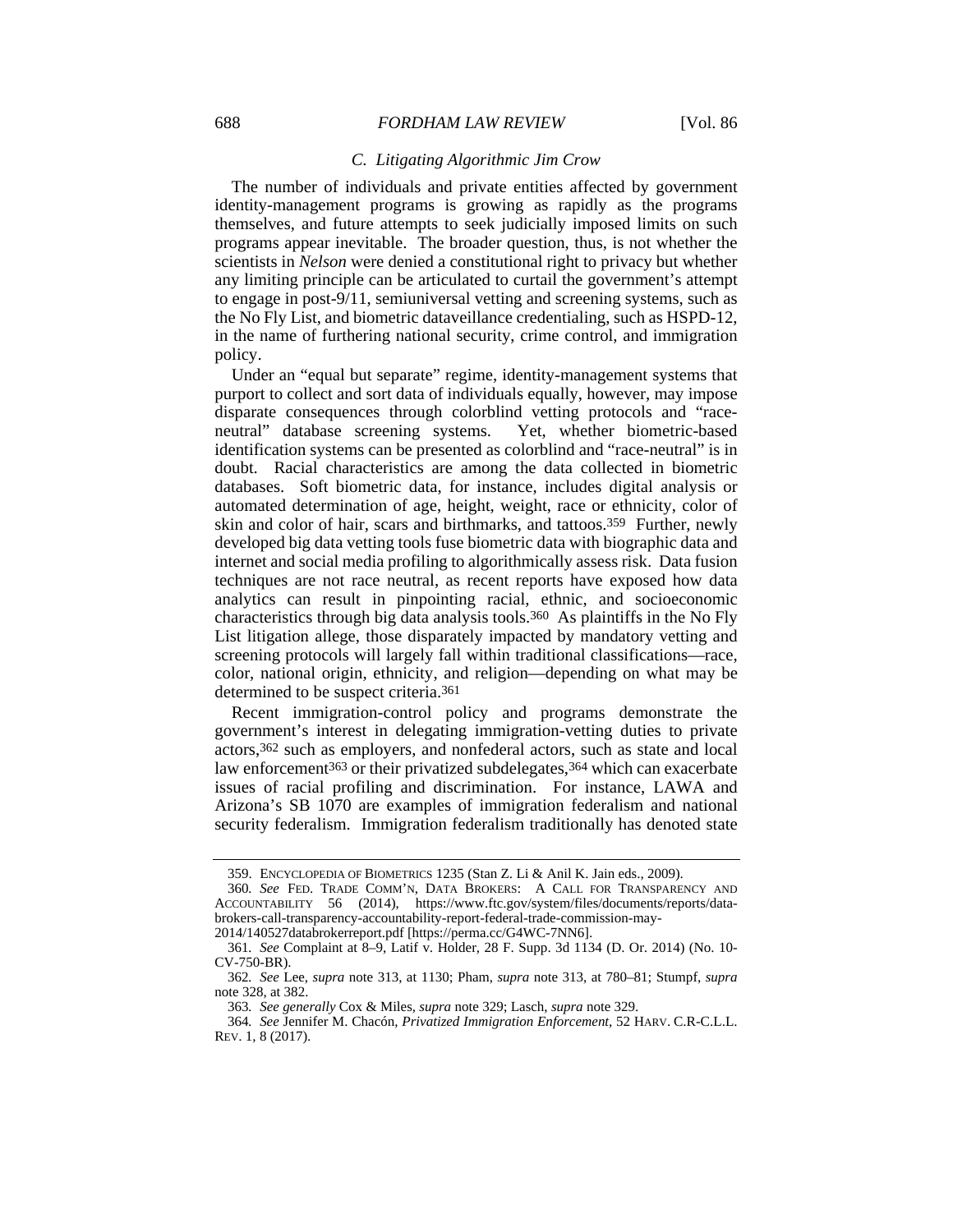### *C. Litigating Algorithmic Jim Crow*

The number of individuals and private entities affected by government identity-management programs is growing as rapidly as the programs themselves, and future attempts to seek judicially imposed limits on such programs appear inevitable. The broader question, thus, is not whether the scientists in *Nelson* were denied a constitutional right to privacy but whether any limiting principle can be articulated to curtail the government's attempt to engage in post-9/11, semiuniversal vetting and screening systems, such as the No Fly List, and biometric dataveillance credentialing, such as HSPD-12, in the name of furthering national security, crime control, and immigration policy.

Under an "equal but separate" regime, identity-management systems that purport to collect and sort data of individuals equally, however, may impose disparate consequences through colorblind vetting protocols and "race-neutral" database screening systems. Yet, whether biometric-based identification systems can be presented as colorblind and "race-neutral" is in doubt. Racial characteristics are among the data collected in biometric databases. Soft biometric data, for instance, includes digital analysis or automated determination of age, height, weight, race or ethnicity, color of skin and color of hair, scars and birthmarks, and tattoos.[359] Further, newly developed big data vetting tools fuse biometric data with biographic data and internet and social media profiling to algorithmically assess risk. Data fusion techniques are not race neutral, as recent reports have exposed how data analytics can result in pinpointing racial, ethnic, and socioeconomic characteristics through big data analysis tools.[360] As plaintiffs in the No Fly List litigation allege, those disparately impacted by mandatory vetting and screening protocols will largely fall within traditional classifications—race, color, national origin, ethnicity, and religion—depending on what may be determined to be suspect criteria.[361]

Recent immigration-control policy and programs demonstrate the government's interest in delegating immigration-vetting duties to private actors,[362] such as employers, and nonfederal actors, such as state and local law enforcement[363] or their privatized subdelegates,[364] which can exacerbate issues of racial profiling and discrimination. For instance, LAWA and Arizona's SB 1070 are examples of immigration federalism and national security federalism. Immigration federalism traditionally has denoted state

---

359. ENCYCLOPEDIA OF BIOMETRICS 1235 (Stan Z. Li & Anil K. Jain eds., 2009).

360. *See* FED. TRADE COMM'N, DATA BROKERS: A CALL FOR TRANSPARENCY AND ACCOUNTABILITY 56 (2014), https://www.ftc.gov/system/files/documents/reports/data-brokers-call-transparency-accountability-report-federal-trade-commission-may-2014/140527databrokerreport.pdf [https://perma.cc/G4WC-7NN6].

361. *See* Complaint at 8–9, Latif v. Holder, 28 F. Supp. 3d 1134 (D. Or. 2014) (No. 10-CV-750-BR).

362. *See* Lee, *supra* note 313, at 1130; Pham, *supra* note 313, at 780–81; Stumpf, *supra* note 328, at 382.

363. *See generally* Cox & Miles, *supra* note 329; Lasch, *supra* note 329.

364. *See* Jennifer M. Chacón, *Privatized Immigration Enforcement*, 52 HARV. C.R-C.L.L. REV. 1, 8 (2017).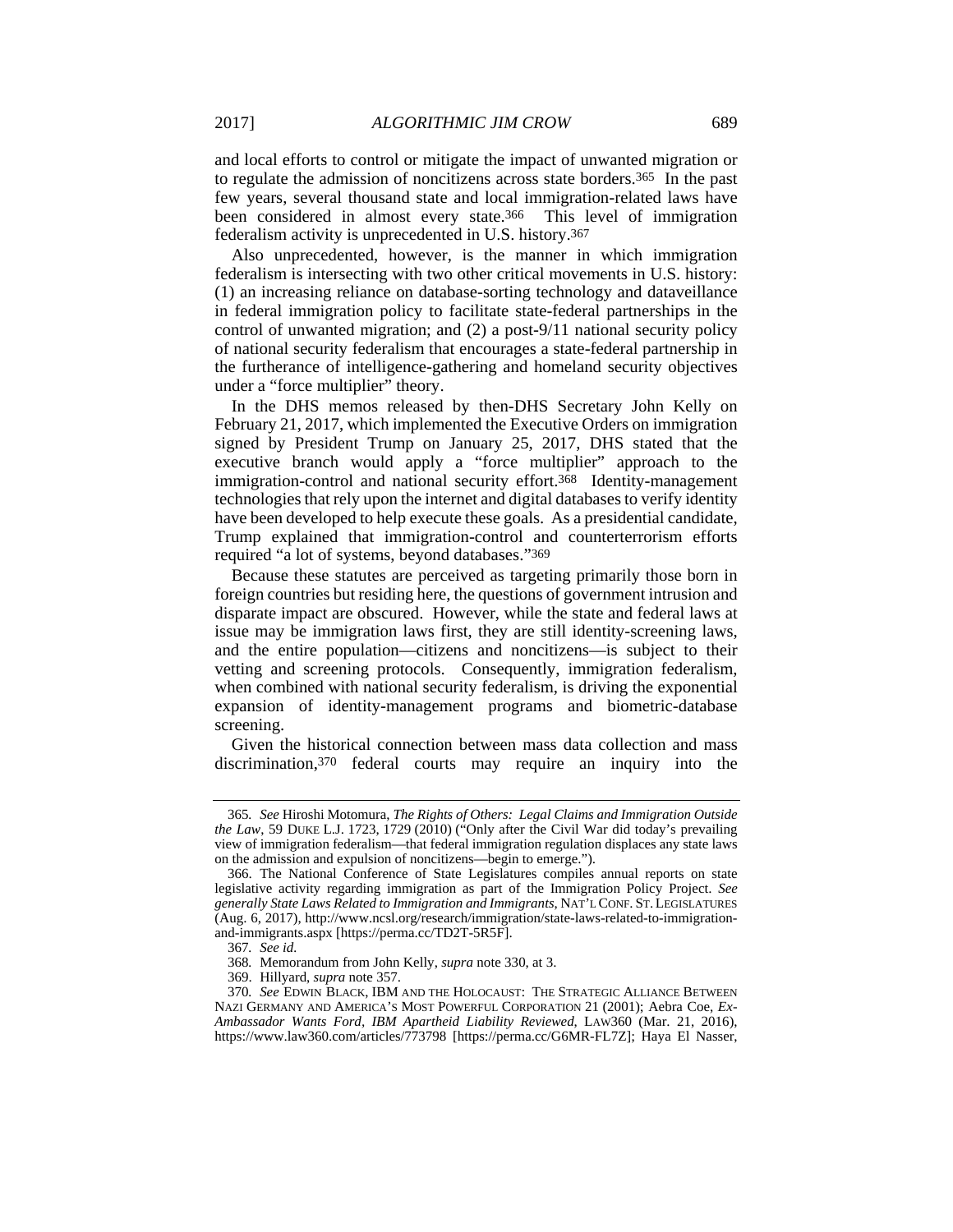and local efforts to control or mitigate the impact of unwanted migration or to regulate the admission of noncitizens across state borders.[365] In the past few years, several thousand state and local immigration-related laws have been considered in almost every state.[366] This level of immigration federalism activity is unprecedented in U.S. history.[367]

Also unprecedented, however, is the manner in which immigration federalism is intersecting with two other critical movements in U.S. history: (1) an increasing reliance on database-sorting technology and dataveillance in federal immigration policy to facilitate state-federal partnerships in the control of unwanted migration; and (2) a post-9/11 national security policy of national security federalism that encourages a state-federal partnership in the furtherance of intelligence-gathering and homeland security objectives under a "force multiplier" theory.

In the DHS memos released by then-DHS Secretary John Kelly on February 21, 2017, which implemented the Executive Orders on immigration signed by President Trump on January 25, 2017, DHS stated that the executive branch would apply a "force multiplier" approach to the immigration-control and national security effort.[368] Identity-management technologies that rely upon the internet and digital databases to verify identity have been developed to help execute these goals. As a presidential candidate, Trump explained that immigration-control and counterterrorism efforts required "a lot of systems, beyond databases."[369]

Because these statutes are perceived as targeting primarily those born in foreign countries but residing here, the questions of government intrusion and disparate impact are obscured. However, while the state and federal laws at issue may be immigration laws first, they are still identity-screening laws, and the entire population—citizens and noncitizens—is subject to their vetting and screening protocols. Consequently, immigration federalism, when combined with national security federalism, is driving the exponential expansion of identity-management programs and biometric-database screening.

Given the historical connection between mass data collection and mass discrimination,[370] federal courts may require an inquiry into the

---

365. *See* Hiroshi Motomura, *The Rights of Others: Legal Claims and Immigration Outside the Law*, 59 DUKE L.J. 1723, 1729 (2010) ("Only after the Civil War did today's prevailing view of immigration federalism—that federal immigration regulation displaces any state laws on the admission and expulsion of noncitizens—begin to emerge.").

366. The National Conference of State Legislatures compiles annual reports on state legislative activity regarding immigration as part of the Immigration Policy Project. *See generally State Laws Related to Immigration and Immigrants*, NAT'L CONF. ST. LEGISLATURES (Aug. 6, 2017), http://www.ncsl.org/research/immigration/state-laws-related-to-immigration-and-immigrants.aspx [https://perma.cc/TD2T-5R5F].

367. *See id.*

368. Memorandum from John Kelly, *supra* note 330, at 3.

369. Hillyard, *supra* note 357.

370. *See* EDWIN BLACK, IBM AND THE HOLOCAUST: THE STRATEGIC ALLIANCE BETWEEN NAZI GERMANY AND AMERICA'S MOST POWERFUL CORPORATION 21 (2001); Aebra Coe, *Ex-Ambassador Wants Ford, IBM Apartheid Liability Reviewed*, LAW360 (Mar. 21, 2016), https://www.law360.com/articles/773798 [https://perma.cc/G6MR-FL7Z]; Haya El Nasser,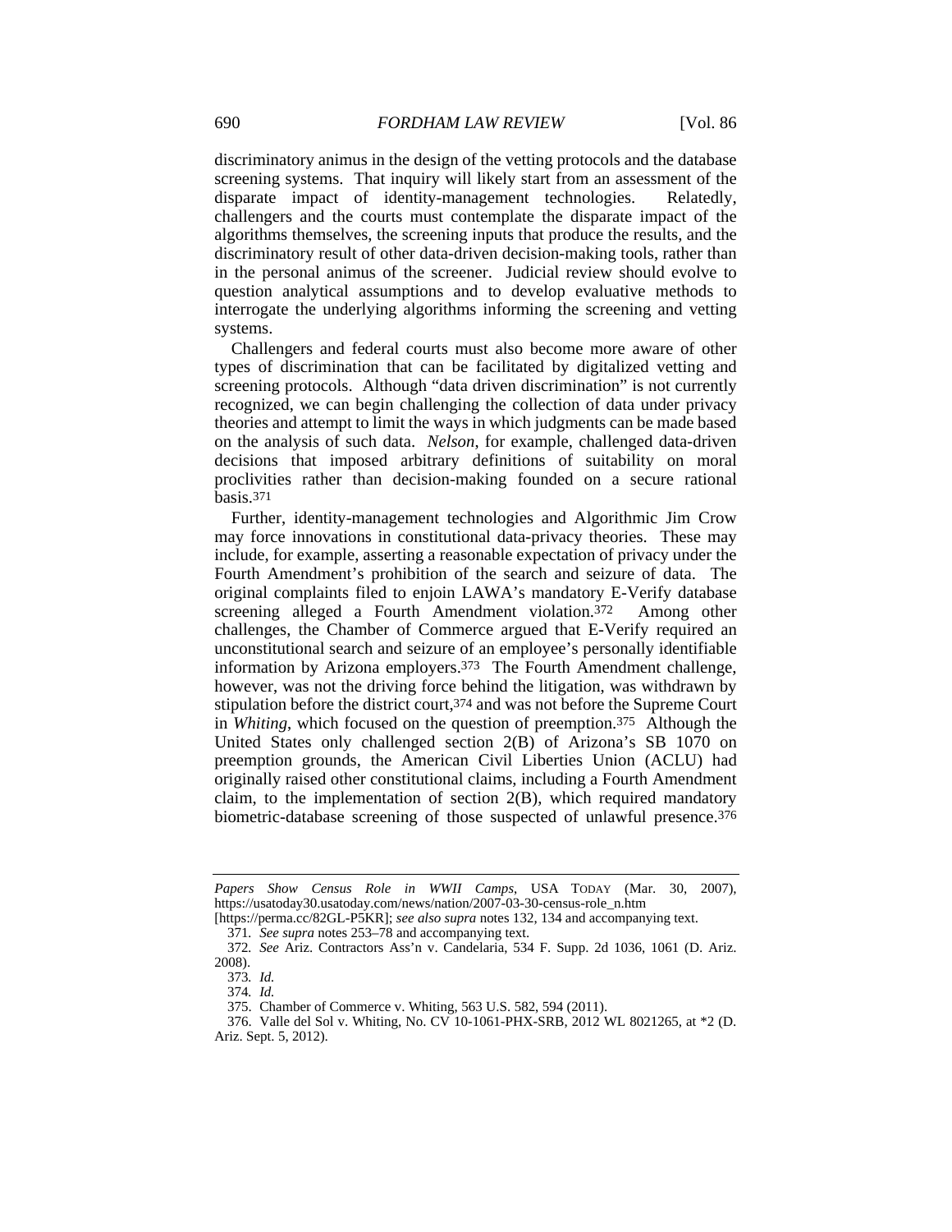discriminatory animus in the design of the vetting protocols and the database screening systems. That inquiry will likely start from an assessment of the disparate impact of identity-management technologies. Relatedly, challengers and the courts must contemplate the disparate impact of the algorithms themselves, the screening inputs that produce the results, and the discriminatory result of other data-driven decision-making tools, rather than in the personal animus of the screener. Judicial review should evolve to question analytical assumptions and to develop evaluative methods to interrogate the underlying algorithms informing the screening and vetting systems.

Challengers and federal courts must also become more aware of other types of discrimination that can be facilitated by digitalized vetting and screening protocols. Although "data driven discrimination" is not currently recognized, we can begin challenging the collection of data under privacy theories and attempt to limit the ways in which judgments can be made based on the analysis of such data. *Nelson*, for example, challenged data-driven decisions that imposed arbitrary definitions of suitability on moral proclivities rather than decision-making founded on a secure rational basis.[371]

Further, identity-management technologies and Algorithmic Jim Crow may force innovations in constitutional data-privacy theories. These may include, for example, asserting a reasonable expectation of privacy under the Fourth Amendment's prohibition of the search and seizure of data. The original complaints filed to enjoin LAWA's mandatory E-Verify database screening alleged a Fourth Amendment violation.[372] Among other challenges, the Chamber of Commerce argued that E-Verify required an unconstitutional search and seizure of an employee's personally identifiable information by Arizona employers.[373] The Fourth Amendment challenge, however, was not the driving force behind the litigation, was withdrawn by stipulation before the district court,[374] and was not before the Supreme Court in *Whiting*, which focused on the question of preemption.[375] Although the United States only challenged section 2(B) of Arizona's SB 1070 on preemption grounds, the American Civil Liberties Union (ACLU) had originally raised other constitutional claims, including a Fourth Amendment claim, to the implementation of section 2(B), which required mandatory biometric-database screening of those suspected of unlawful presence.[376]

---

*Papers Show Census Role in WWII Camps*, USA TODAY (Mar. 30, 2007), https://usatoday30.usatoday.com/news/nation/2007-03-30-census-role_n.htm [https://perma.cc/82GL-P5KR]; *see also supra* notes 132, 134 and accompanying text.

371. *See supra* notes 253–78 and accompanying text.

372. *See* Ariz. Contractors Ass'n v. Candelaria, 534 F. Supp. 2d 1036, 1061 (D. Ariz. 2008).

373. *Id.*

374. *Id.*

375. Chamber of Commerce v. Whiting, 563 U.S. 582, 594 (2011).

376. Valle del Sol v. Whiting, No. CV 10-1061-PHX-SRB, 2012 WL 8021265, at *2 (D. Ariz. Sept. 5, 2012).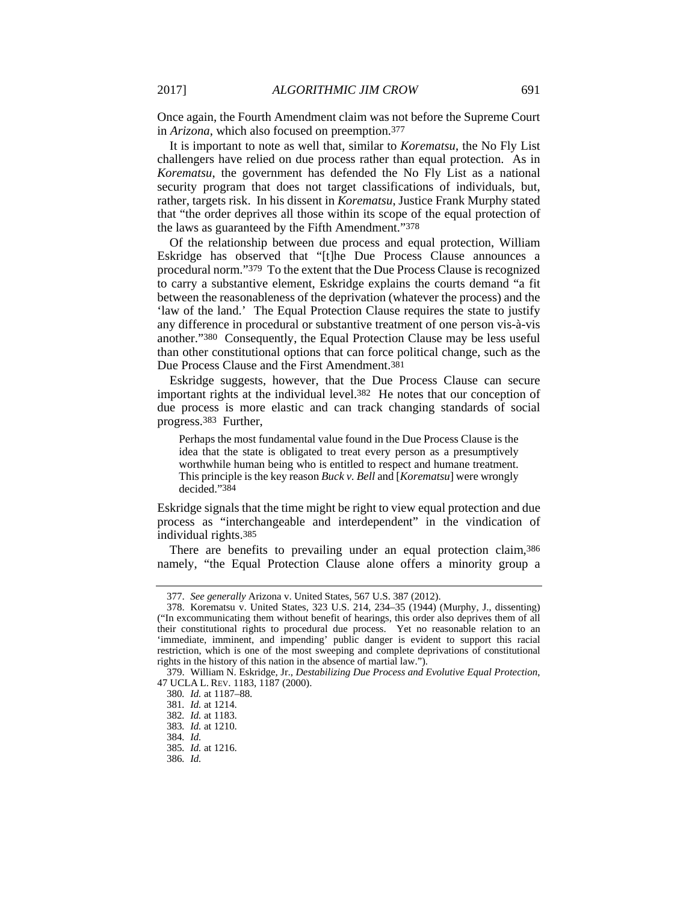Once again, the Fourth Amendment claim was not before the Supreme Court in *Arizona*, which also focused on preemption.[377]

It is important to note as well that, similar to *Korematsu*, the No Fly List challengers have relied on due process rather than equal protection. As in *Korematsu*, the government has defended the No Fly List as a national security program that does not target classifications of individuals, but, rather, targets risk. In his dissent in *Korematsu*, Justice Frank Murphy stated that "the order deprives all those within its scope of the equal protection of the laws as guaranteed by the Fifth Amendment."[378]

Of the relationship between due process and equal protection, William Eskridge has observed that "[t]he Due Process Clause announces a procedural norm."[379] To the extent that the Due Process Clause is recognized to carry a substantive element, Eskridge explains the courts demand "a fit between the reasonableness of the deprivation (whatever the process) and the 'law of the land.' The Equal Protection Clause requires the state to justify any difference in procedural or substantive treatment of one person vis-à-vis another."[380] Consequently, the Equal Protection Clause may be less useful than other constitutional options that can force political change, such as the Due Process Clause and the First Amendment.[381]

Eskridge suggests, however, that the Due Process Clause can secure important rights at the individual level.[382] He notes that our conception of due process is more elastic and can track changing standards of social progress.[383] Further,

> Perhaps the most fundamental value found in the Due Process Clause is the idea that the state is obligated to treat every person as a presumptively worthwhile human being who is entitled to respect and humane treatment. This principle is the key reason *Buck v. Bell* and [*Korematsu*] were wrongly decided."[384]

Eskridge signals that the time might be right to view equal protection and due process as "interchangeable and interdependent" in the vindication of individual rights.[385]

There are benefits to prevailing under an equal protection claim,[386] namely, "the Equal Protection Clause alone offers a minority group a

---

377. *See generally* Arizona v. United States, 567 U.S. 387 (2012).

378. Korematsu v. United States, 323 U.S. 214, 234–35 (1944) (Murphy, J., dissenting) ("In excommunicating them without benefit of hearings, this order also deprives them of all their constitutional rights to procedural due process. Yet no reasonable relation to an 'immediate, imminent, and impending' public danger is evident to support this racial restriction, which is one of the most sweeping and complete deprivations of constitutional rights in the history of this nation in the absence of martial law.").

379. William N. Eskridge, Jr., *Destabilizing Due Process and Evolutive Equal Protection*, 47 UCLA L. REV. 1183, 1187 (2000).

380. *Id.* at 1187–88.

381. *Id.* at 1214.

382. *Id.* at 1183.

383. *Id.* at 1210.

384. *Id.*

385. *Id.* at 1216.

386. *Id.*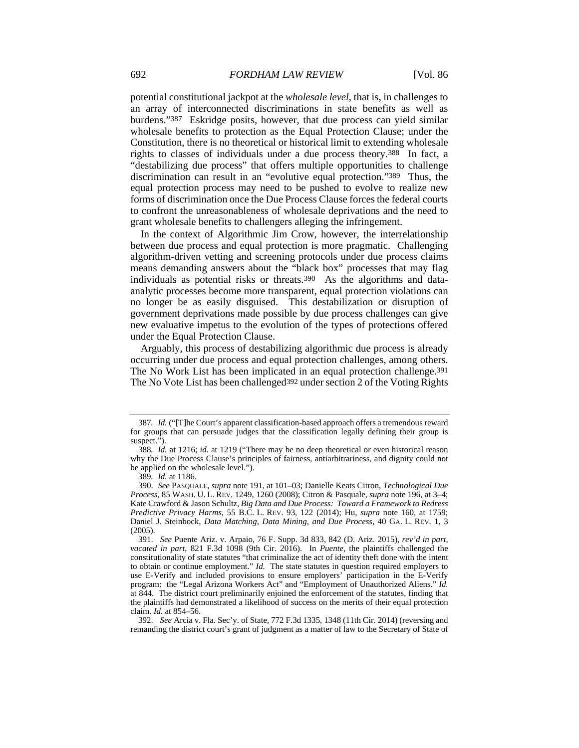potential constitutional jackpot at the *wholesale level*, that is, in challenges to an array of interconnected discriminations in state benefits as well as burdens."[387] Eskridge posits, however, that due process can yield similar wholesale benefits to protection as the Equal Protection Clause; under the Constitution, there is no theoretical or historical limit to extending wholesale rights to classes of individuals under a due process theory.[388] In fact, a "destabilizing due process" that offers multiple opportunities to challenge discrimination can result in an "evolutive equal protection."[389] Thus, the equal protection process may need to be pushed to evolve to realize new forms of discrimination once the Due Process Clause forces the federal courts to confront the unreasonableness of wholesale deprivations and the need to grant wholesale benefits to challengers alleging the infringement.

In the context of Algorithmic Jim Crow, however, the interrelationship between due process and equal protection is more pragmatic. Challenging algorithm-driven vetting and screening protocols under due process claims means demanding answers about the "black box" processes that may flag individuals as potential risks or threats.[390] As the algorithms and data-analytic processes become more transparent, equal protection violations can no longer be as easily disguised. This destabilization or disruption of government deprivations made possible by due process challenges can give new evaluative impetus to the evolution of the types of protections offered under the Equal Protection Clause.

Arguably, this process of destabilizing algorithmic due process is already occurring under due process and equal protection challenges, among others. The No Work List has been implicated in an equal protection challenge.[391] The No Vote List has been challenged[392] under section 2 of the Voting Rights

---

387. *Id.* ("[T]he Court's apparent classification-based approach offers a tremendous reward for groups that can persuade judges that the classification legally defining their group is suspect.").

388. *Id.* at 1216; *id.* at 1219 ("There may be no deep theoretical or even historical reason why the Due Process Clause's principles of fairness, antiarbitrariness, and dignity could not be applied on the wholesale level.").

389. *Id.* at 1186.

390. *See* PASQUALE, *supra* note 191, at 101–03; Danielle Keats Citron, *Technological Due Process*, 85 WASH. U. L. REV. 1249, 1260 (2008); Citron & Pasquale, *supra* note 196, at 3–4; Kate Crawford & Jason Schultz, *Big Data and Due Process: Toward a Framework to Redress Predictive Privacy Harms*, 55 B.C. L. REV. 93, 122 (2014); Hu, *supra* note 160, at 1759; Daniel J. Steinbock, *Data Matching, Data Mining, and Due Process*, 40 GA. L. REV. 1, 3 (2005).

391. *See* Puente Ariz. v. Arpaio, 76 F. Supp. 3d 833, 842 (D. Ariz. 2015), *rev'd in part, vacated in part*, 821 F.3d 1098 (9th Cir. 2016). In *Puente*, the plaintiffs challenged the constitutionality of state statutes "that criminalize the act of identity theft done with the intent to obtain or continue employment." *Id.* The state statutes in question required employers to use E-Verify and included provisions to ensure employers' participation in the E-Verify program: the "Legal Arizona Workers Act" and "Employment of Unauthorized Aliens." *Id.* at 844. The district court preliminarily enjoined the enforcement of the statutes, finding that the plaintiffs had demonstrated a likelihood of success on the merits of their equal protection claim. *Id.* at 854–56.

392. *See* Arcia v. Fla. Sec'y. of State, 772 F.3d 1335, 1348 (11th Cir. 2014) (reversing and remanding the district court's grant of judgment as a matter of law to the Secretary of State of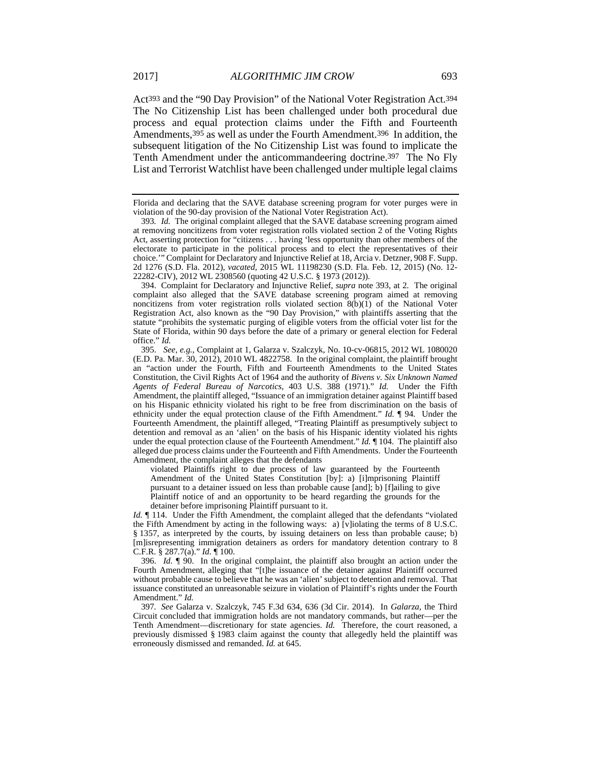Act[393] and the "90 Day Provision" of the National Voter Registration Act.[394] The No Citizenship List has been challenged under both procedural due process and equal protection claims under the Fifth and Fourteenth Amendments,[395] as well as under the Fourth Amendment.[396] In addition, the subsequent litigation of the No Citizenship List was found to implicate the Tenth Amendment under the anticommandeering doctrine.[397] The No Fly List and Terrorist Watchlist have been challenged under multiple legal claims

---

Florida and declaring that the SAVE database screening program for voter purges were in violation of the 90-day provision of the National Voter Registration Act).

393. *Id.* The original complaint alleged that the SAVE database screening program aimed at removing noncitizens from voter registration rolls violated section 2 of the Voting Rights Act, asserting protection for "citizens . . . having 'less opportunity than other members of the electorate to participate in the political process and to elect the representatives of their choice.'" Complaint for Declaratory and Injunctive Relief at 18, Arcia v. Detzner, 908 F. Supp. 2d 1276 (S.D. Fla. 2012), *vacated*, 2015 WL 11198230 (S.D. Fla. Feb. 12, 2015) (No. 12-22282-CIV), 2012 WL 2308560 (quoting 42 U.S.C. § 1973 (2012)).

394. Complaint for Declaratory and Injunctive Relief, *supra* note 393, at 2. The original complaint also alleged that the SAVE database screening program aimed at removing noncitizens from voter registration rolls violated section 8(b)(1) of the National Voter Registration Act, also known as the "90 Day Provision," with plaintiffs asserting that the statute "prohibits the systematic purging of eligible voters from the official voter list for the State of Florida, within 90 days before the date of a primary or general election for Federal office." *Id.*

395. *See, e.g.*, Complaint at 1, Galarza v. Szalczyk, No. 10-cv-06815, 2012 WL 1080020 (E.D. Pa. Mar. 30, 2012), 2010 WL 4822758. In the original complaint, the plaintiff brought an "action under the Fourth, Fifth and Fourteenth Amendments to the United States Constitution, the Civil Rights Act of 1964 and the authority of *Bivens v. Six Unknown Named Agents of Federal Bureau of Narcotics*, 403 U.S. 388 (1971)." *Id.* Under the Fifth Amendment, the plaintiff alleged, "Issuance of an immigration detainer against Plaintiff based on his Hispanic ethnicity violated his right to be free from discrimination on the basis of ethnicity under the equal protection clause of the Fifth Amendment." *Id.* ¶ 94. Under the Fourteenth Amendment, the plaintiff alleged, "Treating Plaintiff as presumptively subject to detention and removal as an 'alien' on the basis of his Hispanic identity violated his rights under the equal protection clause of the Fourteenth Amendment." *Id.* ¶ 104. The plaintiff also alleged due process claims under the Fourteenth and Fifth Amendments. Under the Fourteenth Amendment, the complaint alleges that the defendants

> violated Plaintiffs right to due process of law guaranteed by the Fourteenth Amendment of the United States Constitution [by]: a) [i]mprisoning Plaintiff pursuant to a detainer issued on less than probable cause [and]; b) [f]ailing to give Plaintiff notice of and an opportunity to be heard regarding the grounds for the detainer before imprisoning Plaintiff pursuant to it.

*Id.* ¶ 114. Under the Fifth Amendment, the complaint alleged that the defendants "violated the Fifth Amendment by acting in the following ways: a) [v]iolating the terms of 8 U.S.C. § 1357, as interpreted by the courts, by issuing detainers on less than probable cause; b) [m]isrepresenting immigration detainers as orders for mandatory detention contrary to 8 C.F.R. § 287.7(a)." *Id.* ¶ 100.

396. *Id.* ¶ 90. In the original complaint, the plaintiff also brought an action under the Fourth Amendment, alleging that "[t]he issuance of the detainer against Plaintiff occurred without probable cause to believe that he was an 'alien' subject to detention and removal. That issuance constituted an unreasonable seizure in violation of Plaintiff's rights under the Fourth Amendment." *Id.*

397. *See* Galarza v. Szalczyk, 745 F.3d 634, 636 (3d Cir. 2014). In *Galarza*, the Third Circuit concluded that immigration holds are not mandatory commands, but rather—per the Tenth Amendment—discretionary for state agencies. *Id.* Therefore, the court reasoned, a previously dismissed § 1983 claim against the county that allegedly held the plaintiff was erroneously dismissed and remanded. *Id.* at 645.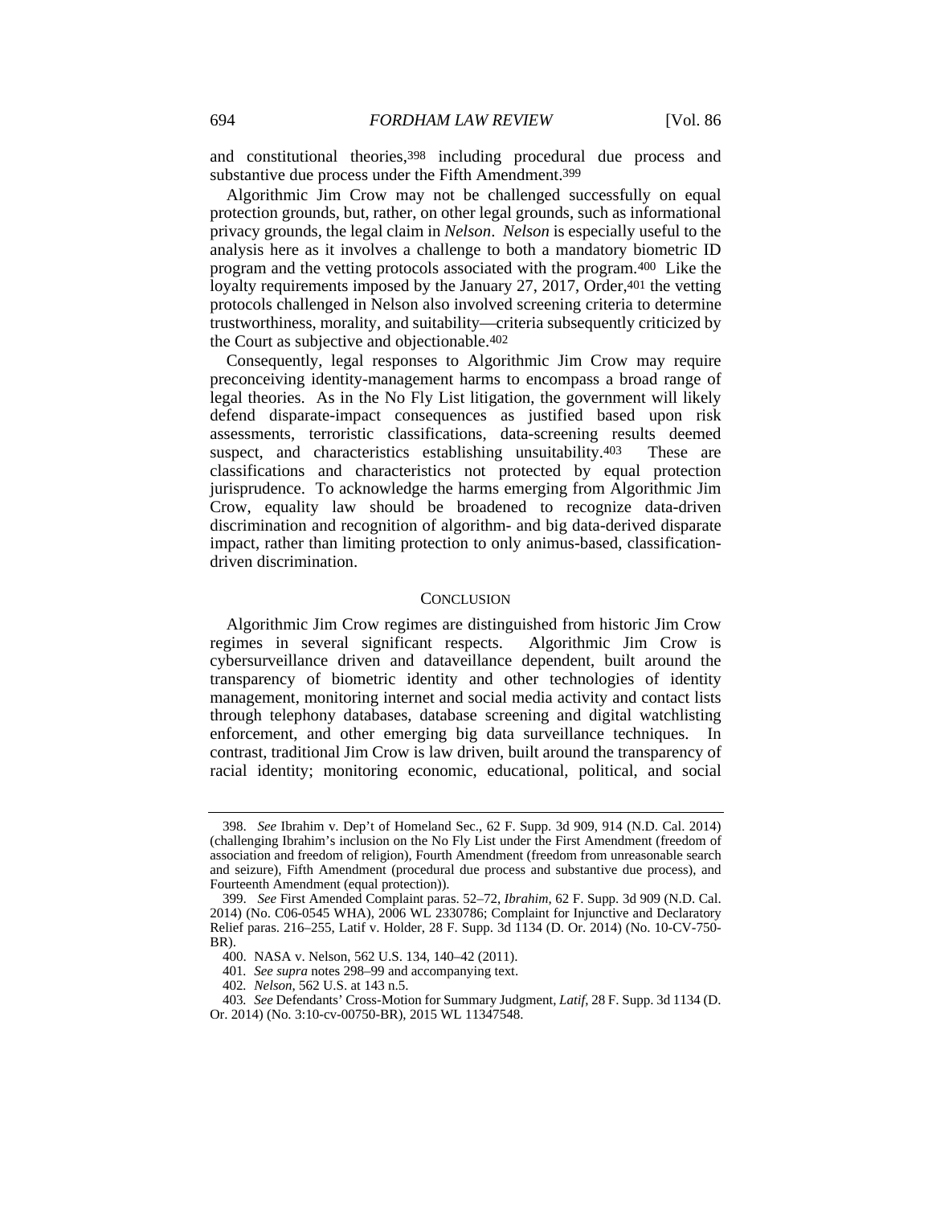and constitutional theories,[398] including procedural due process and substantive due process under the Fifth Amendment.[399]

Algorithmic Jim Crow may not be challenged successfully on equal protection grounds, but, rather, on other legal grounds, such as informational privacy grounds, the legal claim in *Nelson*. *Nelson* is especially useful to the analysis here as it involves a challenge to both a mandatory biometric ID program and the vetting protocols associated with the program.[400] Like the loyalty requirements imposed by the January 27, 2017, Order,[401] the vetting protocols challenged in Nelson also involved screening criteria to determine trustworthiness, morality, and suitability—criteria subsequently criticized by the Court as subjective and objectionable.[402]

Consequently, legal responses to Algorithmic Jim Crow may require preconceiving identity-management harms to encompass a broad range of legal theories. As in the No Fly List litigation, the government will likely defend disparate-impact consequences as justified based upon risk assessments, terroristic classifications, data-screening results deemed suspect, and characteristics establishing unsuitability.[403] These are classifications and characteristics not protected by equal protection jurisprudence. To acknowledge the harms emerging from Algorithmic Jim Crow, equality law should be broadened to recognize data-driven discrimination and recognition of algorithm- and big data-derived disparate impact, rather than limiting protection to only animus-based, classification-driven discrimination.

## CONCLUSION

Algorithmic Jim Crow regimes are distinguished from historic Jim Crow regimes in several significant respects. Algorithmic Jim Crow is cybersurveillance driven and dataveillance dependent, built around the transparency of biometric identity and other technologies of identity management, monitoring internet and social media activity and contact lists through telephony databases, database screening and digital watchlisting enforcement, and other emerging big data surveillance techniques. In contrast, traditional Jim Crow is law driven, built around the transparency of racial identity; monitoring economic, educational, political, and social

---

398. *See* Ibrahim v. Dep't of Homeland Sec., 62 F. Supp. 3d 909, 914 (N.D. Cal. 2014) (challenging Ibrahim's inclusion on the No Fly List under the First Amendment (freedom of association and freedom of religion), Fourth Amendment (freedom from unreasonable search and seizure), Fifth Amendment (procedural due process and substantive due process), and Fourteenth Amendment (equal protection)).

399. *See* First Amended Complaint paras. 52–72, *Ibrahim*, 62 F. Supp. 3d 909 (N.D. Cal. 2014) (No. C06-0545 WHA), 2006 WL 2330786; Complaint for Injunctive and Declaratory Relief paras. 216–255, Latif v. Holder, 28 F. Supp. 3d 1134 (D. Or. 2014) (No. 10-CV-750-BR).

400. NASA v. Nelson, 562 U.S. 134, 140–42 (2011).

401. *See supra* notes 298–99 and accompanying text.

402. *Nelson*, 562 U.S. at 143 n.5.

403. *See* Defendants' Cross-Motion for Summary Judgment, *Latif*, 28 F. Supp. 3d 1134 (D. Or. 2014) (No. 3:10-cv-00750-BR), 2015 WL 11347548.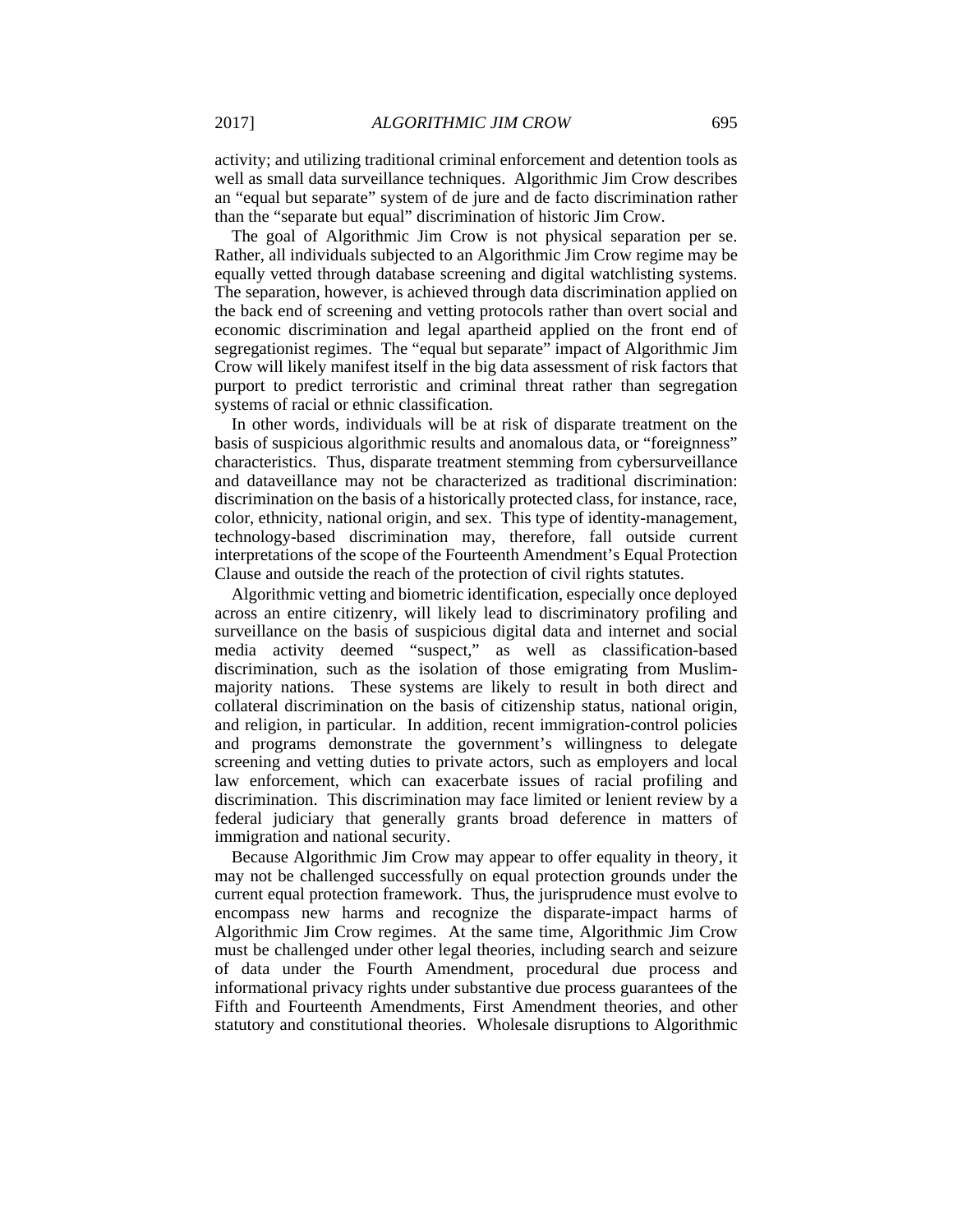activity; and utilizing traditional criminal enforcement and detention tools as well as small data surveillance techniques. Algorithmic Jim Crow describes an "equal but separate" system of de jure and de facto discrimination rather than the "separate but equal" discrimination of historic Jim Crow.

The goal of Algorithmic Jim Crow is not physical separation per se. Rather, all individuals subjected to an Algorithmic Jim Crow regime may be equally vetted through database screening and digital watchlisting systems. The separation, however, is achieved through data discrimination applied on the back end of screening and vetting protocols rather than overt social and economic discrimination and legal apartheid applied on the front end of segregationist regimes. The "equal but separate" impact of Algorithmic Jim Crow will likely manifest itself in the big data assessment of risk factors that purport to predict terroristic and criminal threat rather than segregation systems of racial or ethnic classification.

In other words, individuals will be at risk of disparate treatment on the basis of suspicious algorithmic results and anomalous data, or "foreignness" characteristics. Thus, disparate treatment stemming from cybersurveillance and dataveillance may not be characterized as traditional discrimination: discrimination on the basis of a historically protected class, for instance, race, color, ethnicity, national origin, and sex. This type of identity-management, technology-based discrimination may, therefore, fall outside current interpretations of the scope of the Fourteenth Amendment's Equal Protection Clause and outside the reach of the protection of civil rights statutes.

Algorithmic vetting and biometric identification, especially once deployed across an entire citizenry, will likely lead to discriminatory profiling and surveillance on the basis of suspicious digital data and internet and social media activity deemed "suspect," as well as classification-based discrimination, such as the isolation of those emigrating from Muslim-majority nations. These systems are likely to result in both direct and collateral discrimination on the basis of citizenship status, national origin, and religion, in particular. In addition, recent immigration-control policies and programs demonstrate the government's willingness to delegate screening and vetting duties to private actors, such as employers and local law enforcement, which can exacerbate issues of racial profiling and discrimination. This discrimination may face limited or lenient review by a federal judiciary that generally grants broad deference in matters of immigration and national security.

Because Algorithmic Jim Crow may appear to offer equality in theory, it may not be challenged successfully on equal protection grounds under the current equal protection framework. Thus, the jurisprudence must evolve to encompass new harms and recognize the disparate-impact harms of Algorithmic Jim Crow regimes. At the same time, Algorithmic Jim Crow must be challenged under other legal theories, including search and seizure of data under the Fourth Amendment, procedural due process and informational privacy rights under substantive due process guarantees of the Fifth and Fourteenth Amendments, First Amendment theories, and other statutory and constitutional theories. Wholesale disruptions to Algorithmic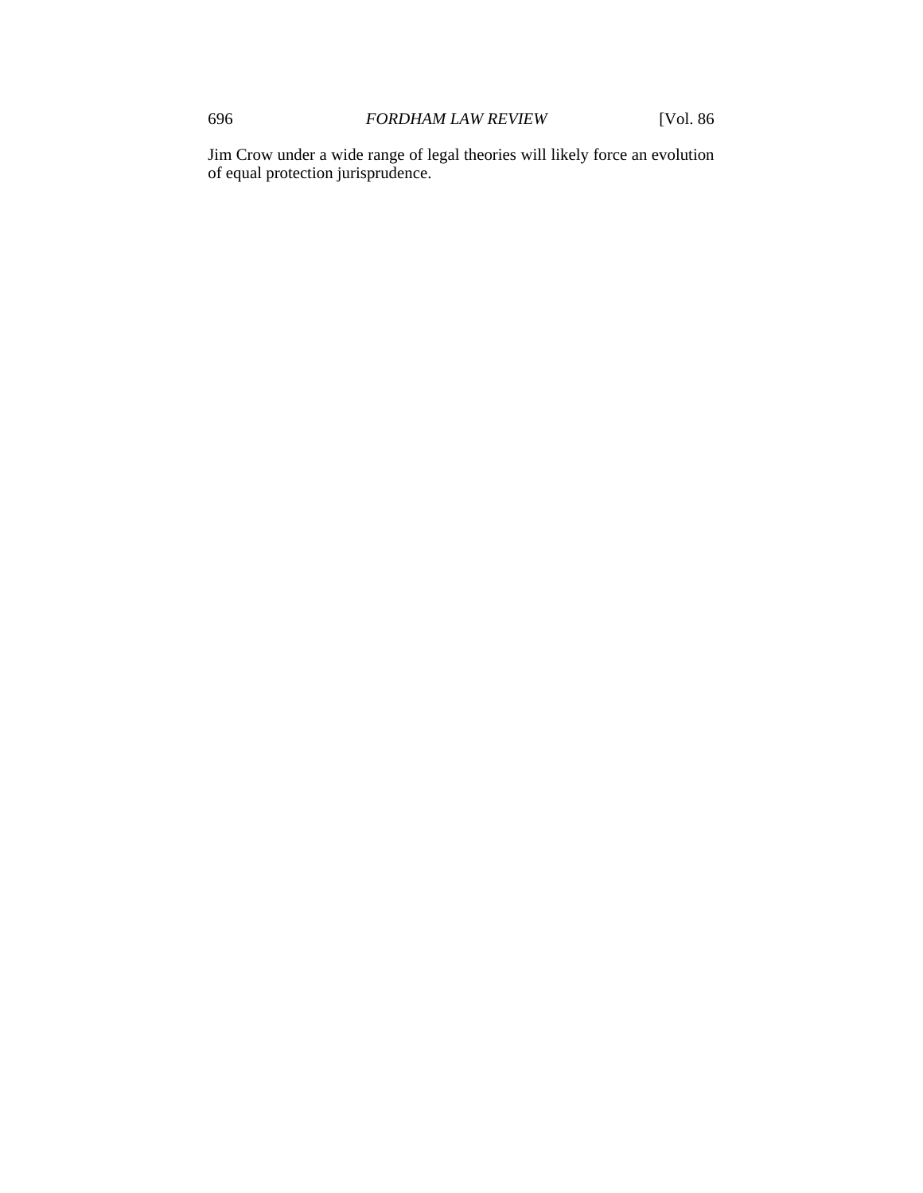Jim Crow under a wide range of legal theories will likely force an evolution of equal protection jurisprudence.